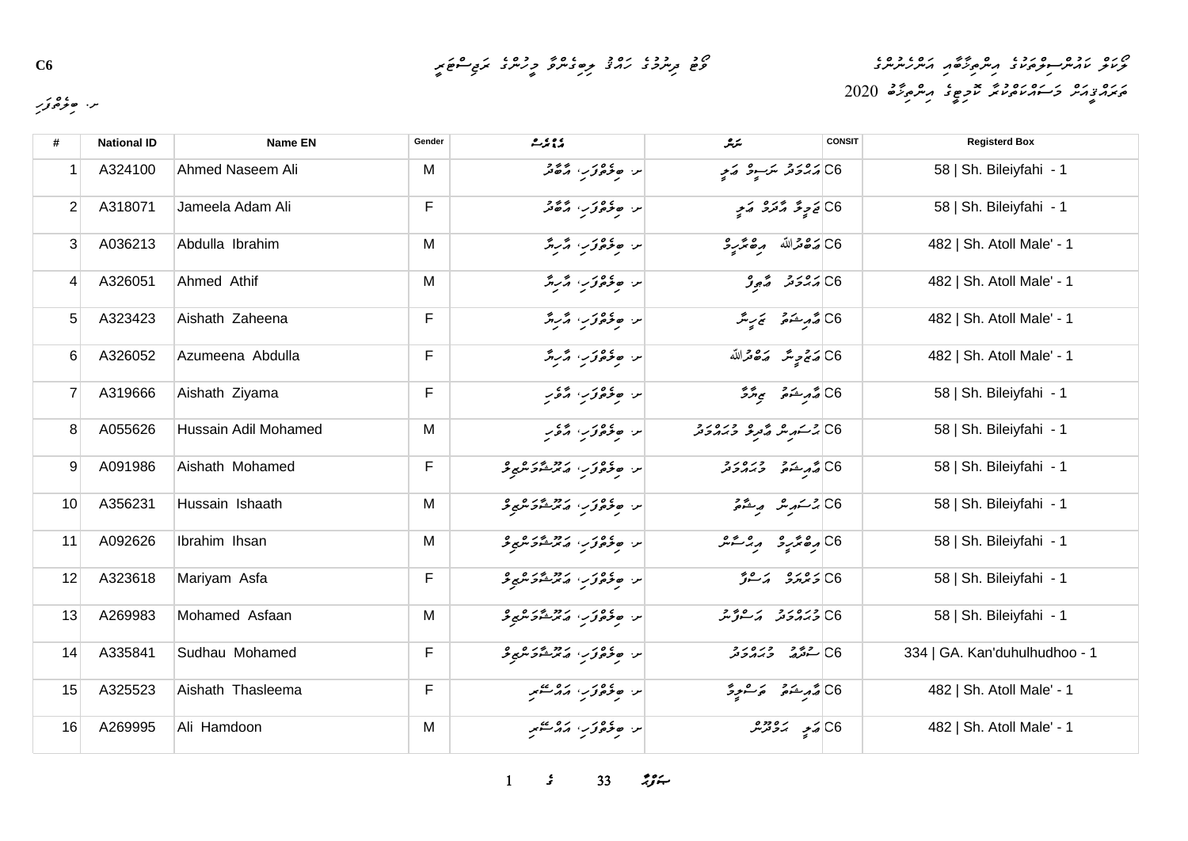ލޯކަލް ކައުންސިލްތަކުގެ އިންތިޚާބު ޢައްޔަންކުރުން 2020 C6 ވޯޓު ދިނުމުގެ ހައްޤު ލިބިގެންވާ މީހުންގެ ނަމުގެ ލިސްޓު

ށ. ބިލެތްފަހި

| # | National ID | Name EN | Gender | ގެއްލުނު | ނަން | CONSIT | Registerd Box |
|---|---|---|---|---|---|---|---|
| 1 | A324100 | Ahmed Naseem Ali | M | ށ. ބިލެތްފަހި، އާބާދު | އަހުމަދު ނަސީމް ޢަލީ | C6 | 58 \| Sh. Bileiyfahi - 1 |
| 2 | A318071 | Jameela Adam Ali | F | ށ. ބިލެތްފަހި، އާބާދު | ޖަމީލާ އާދަމް ޢަލީ | C6 | 58 \| Sh. Bileiyfahi - 1 |
| 3 | A036213 | Abdulla Ibrahim | M | ށ. ބިލެތްފަހި، އާހިލާ | އަބްދުاللّه އިބްރާހީމް | C6 | 482 \| Sh. Atoll Male' - 1 |
| 4 | A326051 | Ahmed Athif | M | ށ. ބިލެތްފަހި، އާހިލާ | އަހުމަދު އާތިފް | C6 | 482 \| Sh. Atoll Male' - 1 |
| 5 | A323423 | Aishath Zaheena | F | ށ. ބިލެތްފަހި، އާހިލާ | އާއިޝަތު ޒަހީނާ | C6 | 482 \| Sh. Atoll Male' - 1 |
| 6 | A326052 | Azumeena Abdulla | F | ށ. ބިލެތްފަހި، އާހިލާ | އަޒުމީނާ އަބްދުاللّه | C6 | 482 \| Sh. Atoll Male' - 1 |
| 7 | A319666 | Aishath Ziyama | F | ށ. ބިލެތްފަހި، އާވަރ | އާއިޝަތު ޒިޔާމާ | C6 | 58 \| Sh. Bileiyfahi - 1 |
| 8 | A055626 | Hussain Adil Mohamed | M | ށ. ބިލެތްފަހި، އާވަރ | ހުސައިން އާދިލް މުހައްމަދު | C6 | 58 \| Sh. Bileiyfahi - 1 |
| 9 | A091986 | Aishath Mohamed | F | ށ. ބިލެތްފަހި، އަދުރުޝާވަންދީވު | އާއިޝަތު މުހައްމަދު | C6 | 58 \| Sh. Bileiyfahi - 1 |
| 10 | A356231 | Hussain Ishaath | M | ށ. ބިލެތްފަހި، އަދުރުޝާވަންދީވު | ހުސައިން އިޝާޢަތު | C6 | 58 \| Sh. Bileiyfahi - 1 |
| 11 | A092626 | Ibrahim Ihsan | M | ށ. ބިލެތްފަހި، އަދުރުޝާވަންދީވު | އިބްރާހީމް އިޙްސާން | C6 | 58 \| Sh. Bileiyfahi - 1 |
| 12 | A323618 | Mariyam Asfa | F | ށ. ބިލެތްފަހި، އަދުރުޝާވަންދީވު | މަރިޔަމް އަސްފާ | C6 | 58 \| Sh. Bileiyfahi - 1 |
| 13 | A269983 | Mohamed Asfaan | M | ށ. ބިލެތްފަހި، އަދުރުޝާވަންދީވު | މުހައްމަދު އަސްފާން | C6 | 58 \| Sh. Bileiyfahi - 1 |
| 14 | A335841 | Sudhau Mohamed | F | ށ. ބިލެތްފަހި، އަދުރުޝާވަންދީވު | ސުދައު މުހައްމަދު | C6 | 334 \| GA. Kan'duhulhudhoo - 1 |
| 15 | A325523 | Aishath Thasleema | F | ށ. ބިލެތްފަހި، އައުސޮނި | އާއިޝަތު ތަސްލީމާ | C6 | 482 \| Sh. Atoll Male' - 1 |
| 16 | A269995 | Ali Hamdoon | M | ށ. ބިލެތްފަހި، އައުސޮނި | ޢަލީ ހަމްދޫން | C6 | 482 \| Sh. Atoll Male' - 1 |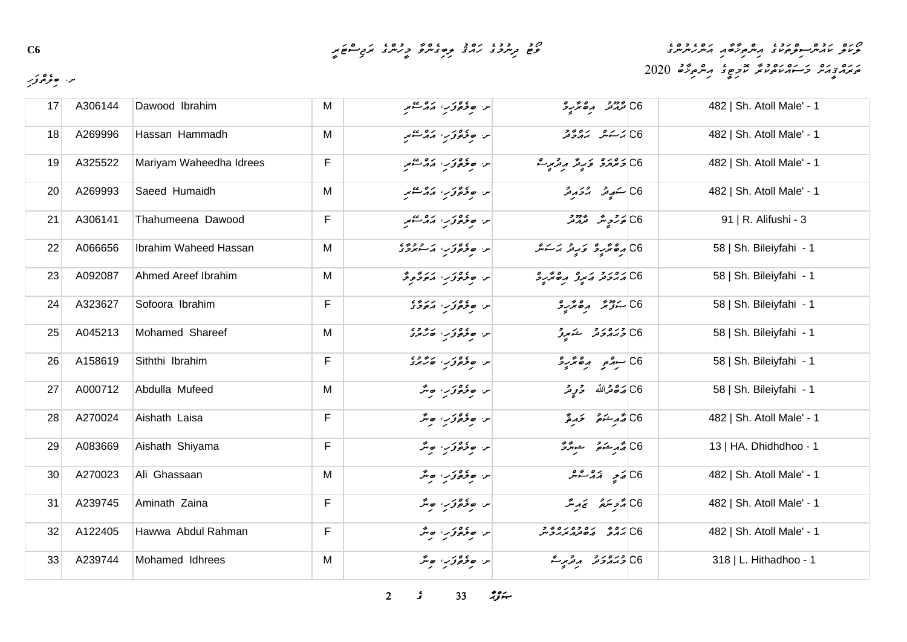| 17 | A306144 | Dawood Ibrahim | M | ނ. ބިލެތްފަހި، އައުސަވީ | ދާއޫދު އިބްރާހީމް C6 | 482 \| Sh. Atoll Male' - 1 |
|---|---|---|---|---|---|---|
| 18 | A269996 | Hassan Hammadh | M | ނ. ބިލެތްފަހި، އައުސަވީ | ހަސަން ހައްމާދު C6 | 482 \| Sh. Atoll Male' - 1 |
| 19 | A325522 | Mariyam Waheedha Idrees | F | ނ. ބިލެތްފަހި، އައުސަވީ | މަރިޔަމް ވަޙީދާ އިދްރީސް C6 | 482 \| Sh. Atoll Male' - 1 |
| 20 | A269993 | Saeed Humaidh | M | ނ. ބިލެތްފަހި، އައުސަވީ | ސަޢީދު ހުމައިދު C6 | 482 \| Sh. Atoll Male' - 1 |
| 21 | A306141 | Thahumeena Dawood | F | ނ. ބިލެތްފަހި، އައުސަވީ | ތަހުމީނާ ދާއޫދު C6 | 91 \| R. Alifushi - 3 |
| 22 | A066656 | Ibrahim Waheed Hassan | M | ނ. ބިލެތްފަހި، އަސްމާރުގެ | އިބްރާހީމް ވަޙީދު ހަސަން C6 | 58 \| Sh. Bileiyfahi - 1 |
| 23 | A092087 | Ahmed Areef Ibrahim | M | ނ. ބިލެތްފަހި، އަރަމާވިލާ | އަޙްމަދު އަރީފު އިބްރާހީމް C6 | 58 \| Sh. Bileiyfahi - 1 |
| 24 | A323627 | Sofoora Ibrahim | F | ނ. ބިލެތްފަހި، އަރަމާގެ | ޞަފޫރާ އިބްރާހީމް C6 | 58 \| Sh. Bileiyfahi - 1 |
| 25 | A045213 | Mohamed Shareef | M | ނ. ބިލެތްފަހި، ބަހާރުގެ | މުޙައްމަދު ޝަރީފު C6 | 58 \| Sh. Bileiyfahi - 1 |
| 26 | A158619 | Siththi Ibrahim | F | ނ. ބިލެތްފަހި، ބަހާރުގެ | ސިއްތި އިބްރާހީމް C6 | 58 \| Sh. Bileiyfahi - 1 |
| 27 | A000712 | Abdulla Mufeed | M | ނ. ބިލެތްފަހި، ބިނާ | އަބްދުﷲ މުފީދު C6 | 58 \| Sh. Bileiyfahi - 1 |
| 28 | A270024 | Aishath Laisa | F | ނ. ބިލެތްފަހި، ބިނާ | އާއިޝަތު ލައިސާ C6 | 482 \| Sh. Atoll Male' - 1 |
| 29 | A083669 | Aishath Shiyama | F | ނ. ބިލެތްފަހި، ބިނާ | އާއިޝަތު ޝިޔާމާ C6 | 13 \| HA. Dhidhdhoo - 1 |
| 30 | A270023 | Ali Ghassaan | M | ނ. ބިލެތްފަހި، ބިނާ | އަލި ޣައްސާން C6 | 482 \| Sh. Atoll Male' - 1 |
| 31 | A239745 | Aminath Zaina | F | ނ. ބިލެތްފަހި، ބިނާ | އާމިނަތު ޒައިނާ C6 | 482 \| Sh. Atoll Male' - 1 |
| 32 | A122405 | Hawwa Abdul Rahman | F | ނ. ބިލެތްފަހި، ބިނާ | ހައްވާ އަބްދުއްރަޙްމާން C6 | 482 \| Sh. Atoll Male' - 1 |
| 33 | A239744 | Mohamed Idhrees | M | ނ. ބިލެތްފަހި، ބިނާ | މުޙައްމަދު އިދްރީސް C6 | 318 \| L. Hithadhoo - 1 |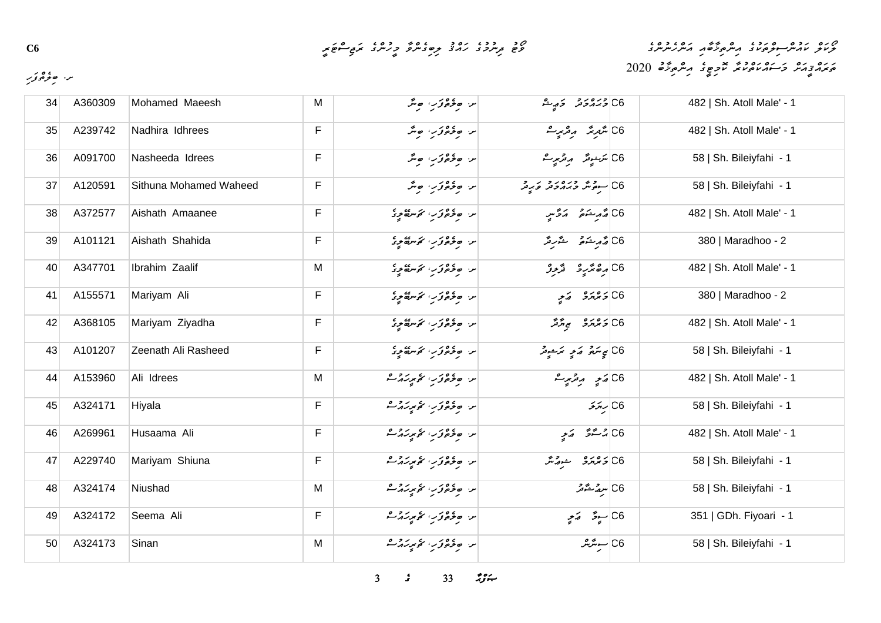| 34 | A360309 | Mohamed Maeesh | M | ش. ބިލެތްފަހި، ބިނާ | C6 ޙަމްދ ޕަހީޝް | 482 \| Sh. Atoll Male' - 1 |
|---|---|---|---|---|---|---|
| 35 | A239742 | Nadhira Idhrees | F | ش. ބިލެތްފަހި، ބިނާ | C6 ނާދިރާ އިދްރީސް | 482 \| Sh. Atoll Male' - 1 |
| 36 | A091700 | Nasheeda Idrees | F | ش. ބިލެތްފަހި، ބިނާ | C6 ނަޝީދާ އިދްރީސް | 58 \| Sh. Bileiyfahi - 1 |
| 37 | A120591 | Sithuna Mohamed Waheed | F | ش. ބިލެތްފަހި، ބިނާ | C6 ސިތުނާ މުހައްމަދު ވަހީދު | 58 \| Sh. Bileiyfahi - 1 |
| 38 | A372577 | Aishath Amaanee | F | ش. ބިލެތްފަހި، ކޮސަބްލާ | C6 އައިޝަތު އަމާނީ | 482 \| Sh. Atoll Male' - 1 |
| 39 | A101121 | Aishath Shahida | F | ش. ބިލެތްފަހި، ކޮސަބްލާ | C6 އައިޝަތު ޝާހިދާ | 380 \| Maradhoo - 2 |
| 40 | A347701 | Ibrahim Zaalif | M | ش. ބިލެތްފަހި، ކޮސަބްލާ | C6 އިބްރާހީމް ޒާލިފް | 482 \| Sh. Atoll Male' - 1 |
| 41 | A155571 | Mariyam Ali | F | ش. ބިލެތްފަހި، ކޮސަބްލާ | C6 މަރިޔަމް އަލީ | 380 \| Maradhoo - 2 |
| 42 | A368105 | Mariyam Ziyadha | F | ش. ބިލެތްފަހި، ކޮސަބްލާ | C6 މަރިޔަމް ޒިޔާދާ | 482 \| Sh. Atoll Male' - 1 |
| 43 | A101207 | Zeenath Ali Rasheed | F | ش. ބިލެތްފަހި، ކޮސަބްލާ | C6 ޒީނަތު އަލީ ރަޝީދު | 58 \| Sh. Bileiyfahi - 1 |
| 44 | A153960 | Ali Idrees | M | ش. ބިލެތްފަހި، ކޮރިނަރުސް | C6 އަލީ އިދްރީސް | 482 \| Sh. Atoll Male' - 1 |
| 45 | A324171 | Hiyala | F | ش. ބިލެތްފަހި، ކޮރިނަރުސް | C6 ހިޔަލަ | 58 \| Sh. Bileiyfahi - 1 |
| 46 | A269961 | Husaama Ali | F | ش. ބިލެތްފަހި، ކޮރިނަރުސް | C6 ހުސާމާ އަލީ | 482 \| Sh. Atoll Male' - 1 |
| 47 | A229740 | Mariyam Shiuna | F | ش. ބިލެތްފަހި، ކޮރިނަރުސް | C6 މަރިޔަމް ޝިއުނާ | 58 \| Sh. Bileiyfahi - 1 |
| 48 | A324174 | Niushad | M | ش. ބިލެތްފަހި، ކޮރިނަރުސް | C6 ނިއުޝާދު | 58 \| Sh. Bileiyfahi - 1 |
| 49 | A324172 | Seema Ali | F | ش. ބިލެތްފަހި، ކޮރިނަރުސް | C6 ސީމާ އަލީ | 351 \| GDh. Fiyoari - 1 |
| 50 | A324173 | Sinan | M | ش. ބިލެތްފަހި، ކޮރިނަރުސް | C6 ސިނާން | 58 \| Sh. Bileiyfahi - 1 |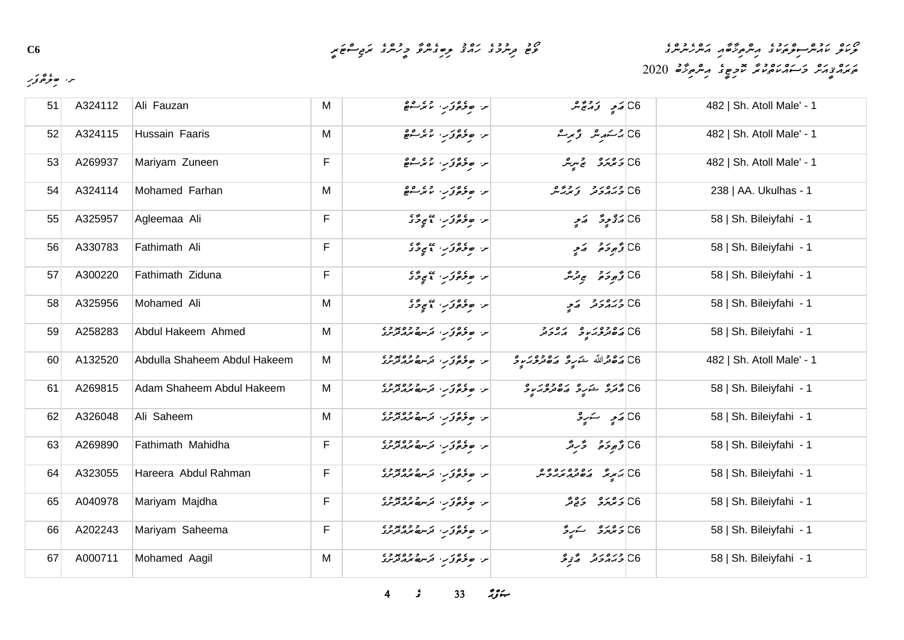| 51 | A324112 | Ali Fauzan | M | ش. ބިލެތްފަހި، ކޮރަލްވިއު | C6 | އަލި ފައުޒާން | 482 \| Sh. Atoll Male' - 1 |
|---|---|---|---|---|---|---|---|
| 52 | A324115 | Hussain Faaris | M | ش. ބިލެތްފަހި، ކޮރަލްވިއު | C6 | ހުސައިން ފާރިސް | 482 \| Sh. Atoll Male' - 1 |
| 53 | A269937 | Mariyam Zuneen | F | ش. ބިލެތްފަހި، ކޮރަލްވިއު | C6 | މަރިޔަމް ޒުނީން | 482 \| Sh. Atoll Male' - 1 |
| 54 | A324114 | Mohamed Farhan | M | ش. ބިލެތްފަހި، ކޮރަލްވިއު | C6 | މުޙައްމަދު ފަރުހާން | 238 \| AA. Ukulhas - 1 |
| 55 | A325957 | Agleemaa Ali | F | ش. ބިލެތްފަހި، ގުލްޒާރު | C6 | އަގްލީމާ އަލި | 58 \| Sh. Bileiyfahi - 1 |
| 56 | A330783 | Fathimath Ali | F | ش. ބިލެތްފަހި، ގުލްޒާރު | C6 | ފާތިމަތު އަލި | 58 \| Sh. Bileiyfahi - 1 |
| 57 | A300220 | Fathimath Ziduna | F | ش. ބިލެތްފަހި، ގުލްޒާރު | C6 | ފާތިމަތު ޒިދުނާ | 58 \| Sh. Bileiyfahi - 1 |
| 58 | A325956 | Mohamed Ali | M | ش. ބިލެތްފަހި، ގުލްޒާރު | C6 | މުޙައްމަދު އަލި | 58 \| Sh. Bileiyfahi - 1 |
| 59 | A258283 | Abdul Hakeem Ahmed | M | ش. ބިލެތްފަހި، ދަސްބިޔާސްވިލާ | C6 | އަބްދުލްޙަކީމް އަޙްމަދު | 58 \| Sh. Bileiyfahi - 1 |
| 60 | A132520 | Abdulla Shaheem Abdul Hakeem | M | ش. ބިލެތްފަހި، ދަސްބިޔާސްވިލާ | C6 | އަބްދުﷲ ޝަހީމް އަބްދުލްޙަކީމް | 482 \| Sh. Atoll Male' - 1 |
| 61 | A269815 | Adam Shaheem Abdul Hakeem | M | ش. ބިލެތްފަހި، ދަސްބިޔާސްވިލާ | C6 | އާދަމް ޝަހީމް އަބްދުލްޙަކީމް | 58 \| Sh. Bileiyfahi - 1 |
| 62 | A326048 | Ali Saheem | M | ش. ބިލެތްފަހި، ދަސްބިޔާސްވިލާ | C6 | އަލި ސަހީމް | 58 \| Sh. Bileiyfahi - 1 |
| 63 | A269890 | Fathimath Mahidha | F | ش. ބިލެތްފަހި، ދަސްބިޔާސްވިލާ | C6 | ފާތިމަތު މާހިދާ | 58 \| Sh. Bileiyfahi - 1 |
| 64 | A323055 | Hareera Abdul Rahman | F | ش. ބިލެތްފަހި، ދަސްބިޔާސްވިލާ | C6 | ހަރީރާ އަބްދުއްރަޙްމާން | 58 \| Sh. Bileiyfahi - 1 |
| 65 | A040978 | Mariyam Majdha | F | ش. ބިލެތްފަހި، ދަސްބިޔާސްވިލާ | C6 | މަރިޔަމް މަޖްދާ | 58 \| Sh. Bileiyfahi - 1 |
| 66 | A202243 | Mariyam Saheema | F | ش. ބިލެތްފަހި، ދަސްބިޔާސްވިލާ | C6 | މަރިޔަމް ސަހީމާ | 58 \| Sh. Bileiyfahi - 1 |
| 67 | A000711 | Mohamed Aagil | M | ش. ބިލެތްފަހި، ދަސްބިޔާސްވިލާ | C6 | މުޙައްމަދު އާގިލް | 58 \| Sh. Bileiyfahi - 1 |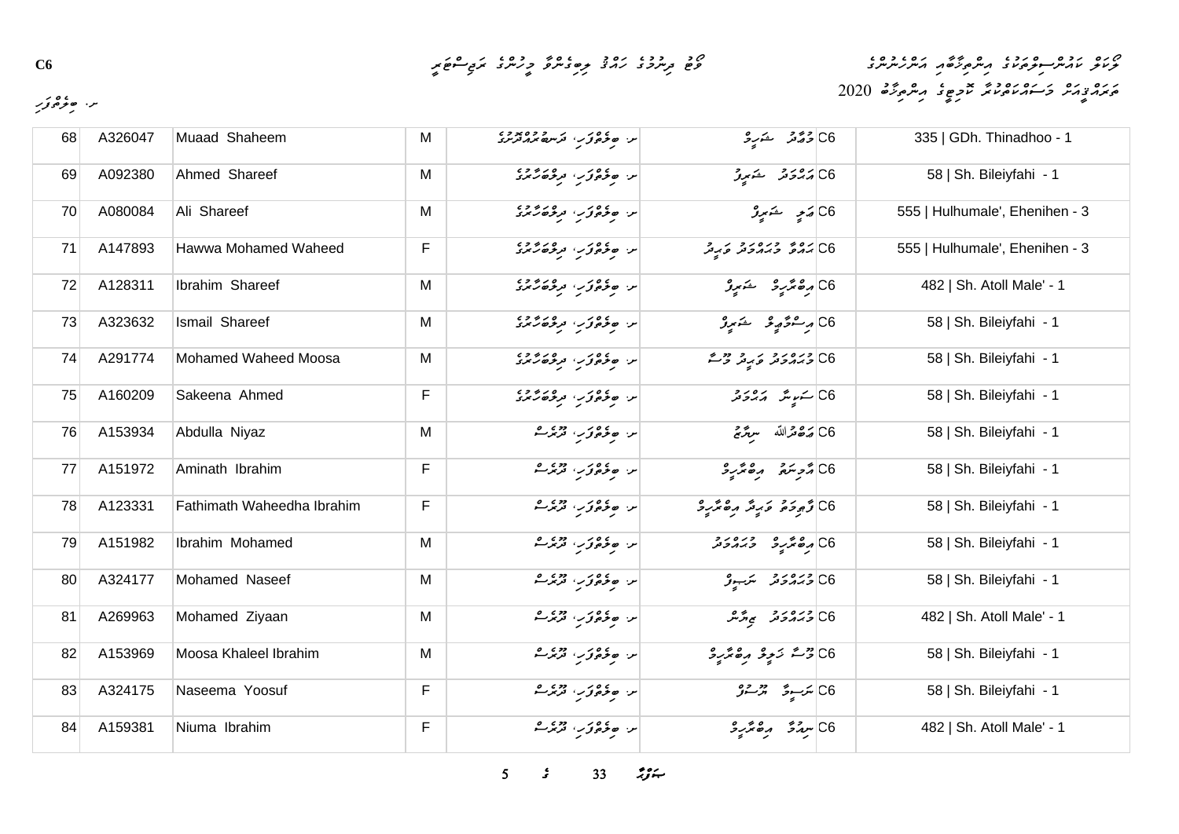| 68 | A326047 | Muaad Shaheem | M | ރ. ބިލެތްފަހި، ދަރުބާރުގެ | މުޢާذ ޝަހީމް C6 | 335 \| GDh. Thinadhoo - 1 |
|---|---|---|---|---|---|---|
| 69 | A092380 | Ahmed Shareef | M | ރ. ބިލެތްފަހި، ދިލްބަހާރު | އަޙްމަދު ޝަރީފް C6 | 58 \| Sh. Bileiyfahi - 1 |
| 70 | A080084 | Ali Shareef | M | ރ. ބިލެތްފަހި، ދިލްބަހާރު | އަލި ޝަރީފް C6 | 555 \| Hulhumale', Ehenihen - 3 |
| 71 | A147893 | Hawwa Mohamed Waheed | F | ރ. ބިލެތްފަހި، ދިލްބަހާރު | ހައްވާ މުޙައްމަދު ވަހީދު C6 | 555 \| Hulhumale', Ehenihen - 3 |
| 72 | A128311 | Ibrahim Shareef | M | ރ. ބިލެތްފަހި، ދިލްބަހާރު | އިބްރާހީމް ޝަރީފް C6 | 482 \| Sh. Atoll Male' - 1 |
| 73 | A323632 | Ismail Shareef | M | ރ. ބިލެތްފަހި، ދިލްބަހާރު | އިސްމާޢީލް ޝަރީފް C6 | 58 \| Sh. Bileiyfahi - 1 |
| 74 | A291774 | Mohamed Waheed Moosa | M | ރ. ބިލެތްފަހި، ދިލްބަހާރު | މުޙައްމަދު ވަހީދު މޫސާ C6 | 58 \| Sh. Bileiyfahi - 1 |
| 75 | A160209 | Sakeena Ahmed | F | ރ. ބިލެތްފަހި، ދިލްބަހާރު | ސަކީނާ އަޙްމަދު C6 | 58 \| Sh. Bileiyfahi - 1 |
| 76 | A153934 | Abdulla Niyaz | M | ރ. ބިލެތްފަހި، ދޫރީސް | އަބްދުﷲ ނިޔާޒް C6 | 58 \| Sh. Bileiyfahi - 1 |
| 77 | A151972 | Aminath Ibrahim | F | ރ. ބިލެތްފަހި، ދޫރީސް | އާމިނަތު އިބްރާހީމް C6 | 58 \| Sh. Bileiyfahi - 1 |
| 78 | A123331 | Fathimath Waheedha Ibrahim | F | ރ. ބިލެތްފަހި، ދޫރީސް | ފާތިމަތު ވަހީދާ އިބްރާހީމް C6 | 58 \| Sh. Bileiyfahi - 1 |
| 79 | A151982 | Ibrahim Mohamed | M | ރ. ބިލެތްފަހި، ދޫރީސް | އިބްރާހީމް މުޙައްމަދު C6 | 58 \| Sh. Bileiyfahi - 1 |
| 80 | A324177 | Mohamed Naseef | M | ރ. ބިލެތްފަހި، ދޫރީސް | މުޙައްމަދު ނަސީފް C6 | 58 \| Sh. Bileiyfahi - 1 |
| 81 | A269963 | Mohamed Ziyaan | M | ރ. ބިލެތްފަހި، ދޫރީސް | މުޙައްމަދު ޒިޔާން C6 | 482 \| Sh. Atoll Male' - 1 |
| 82 | A153969 | Moosa Khaleel Ibrahim | M | ރ. ބިލެތްފަހި، ދޫރީސް | މޫސާ ޚަލީލް އިބްރާހީމް C6 | 58 \| Sh. Bileiyfahi - 1 |
| 83 | A324175 | Naseema Yoosuf | F | ރ. ބިލެތްފަހި، ދޫރީސް | ނަސީމާ ޔޫސުފް C6 | 58 \| Sh. Bileiyfahi - 1 |
| 84 | A159381 | Niuma Ibrahim | F | ރ. ބިލެތްފަހި، ދޫރީސް | ނިޢުމާ އިބްރާހީމް C6 | 482 \| Sh. Atoll Male' - 1 |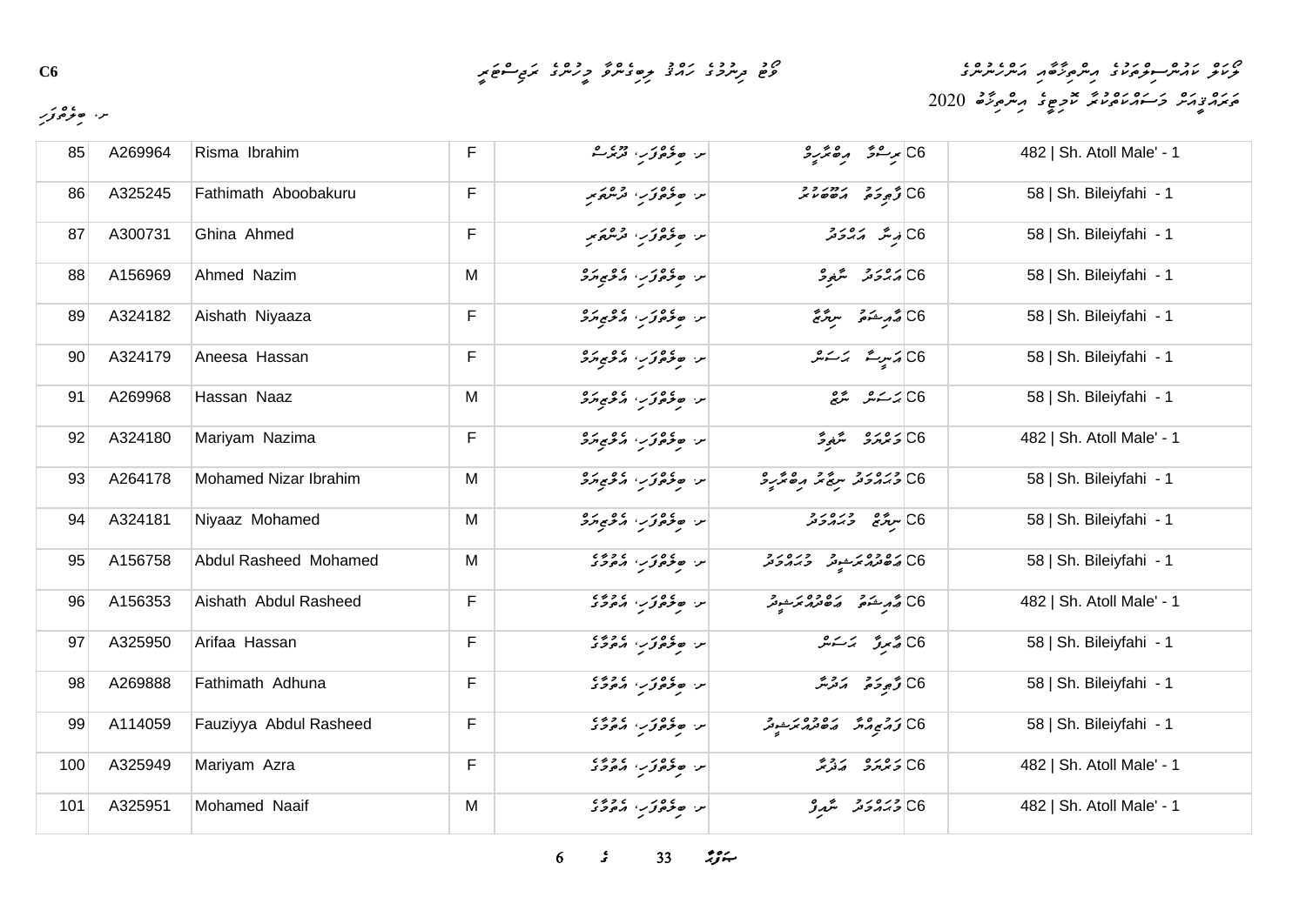| 85 | A269964 | Risma Ibrahim | F | ش. ބިލެތްފަހި، ދޫރެސް | C6 ރިސްމާ އިބްރާހީމް | 482 \| Sh. Atoll Male' - 1 |
|---|---|---|---|---|---|---|
| 86 | A325245 | Fathimath Aboobakuru | F | ش. ބިލެތްފަހި، ދަންބުރި | C6 ފާތިމަތު އަބޫބަކުރު | 58 \| Sh. Bileiyfahi - 1 |
| 87 | A300731 | Ghina Ahmed | F | ش. ބިލެތްފަހި، ދަންބުރި | C6 ޣިނާ އަޙްމަދު | 58 \| Sh. Bileiyfahi - 1 |
| 88 | A156969 | Ahmed Nazim | M | ش. ބިލެތްފަހި، އަލިވިލާގެ | C6 އަޙްމަދު ނާޒިމް | 58 \| Sh. Bileiyfahi - 1 |
| 89 | A324182 | Aishath Niyaaza | F | ش. ބިލެތްފަހި، އަލިވިލާގެ | C6 އާއިޝަތު ނިޔާޒާ | 58 \| Sh. Bileiyfahi - 1 |
| 90 | A324179 | Aneesa Hassan | F | ش. ބިލެތްފަހި، އަލިވިލާގެ | C6 އަނީސާ ޙަސަން | 58 \| Sh. Bileiyfahi - 1 |
| 91 | A269968 | Hassan Naaz | M | ش. ބިލެތްފަހި، އަލިވިލާގެ | C6 ޙަސަން ނާޒް | 58 \| Sh. Bileiyfahi - 1 |
| 92 | A324180 | Mariyam Nazima | F | ش. ބިލެތްފަހި، އަލިވިލާގެ | C6 މަރިޔަމް ނާޒިމާ | 482 \| Sh. Atoll Male' - 1 |
| 93 | A264178 | Mohamed Nizar Ibrahim | M | ش. ބިލެތްފަހި، އަލިވިލާގެ | C6 މުޙައްމަދު ނިޒާރު އިބްރާހީމް | 58 \| Sh. Bileiyfahi - 1 |
| 94 | A324181 | Niyaaz Mohamed | M | ش. ބިލެތްފަހި، އަލިވިލާގެ | C6 ނިޔާޒް މުޙައްމަދު | 58 \| Sh. Bileiyfahi - 1 |
| 95 | A156758 | Abdul Rasheed Mohamed | M | ش. ބިލެތްފަހި، އަބުލާގެ | C6 އަބްދުއްރަޝީދު މުޙައްމަދު | 58 \| Sh. Bileiyfahi - 1 |
| 96 | A156353 | Aishath Abdul Rasheed | F | ش. ބިލެތްފަހި، އަބުލާގެ | C6 އާއިޝަތު އަބްދުއްރަޝީދު | 482 \| Sh. Atoll Male' - 1 |
| 97 | A325950 | Arifaa Hassan | F | ش. ބިލެތްފަހި، އަބުލާގެ | C6 އާރިފާ ޙަސަން | 58 \| Sh. Bileiyfahi - 1 |
| 98 | A269888 | Fathimath Adhuna | F | ش. ބިލެތްފަހި، އަބުލާގެ | C6 ފާތިމަތު އަދުނާ | 58 \| Sh. Bileiyfahi - 1 |
| 99 | A114059 | Fauziyya Abdul Rasheed | F | ش. ބިލެތްފަހި، އަބުލާގެ | C6 ފައުޒިއްޔާ އަބްދުއްރަޝީދު | 58 \| Sh. Bileiyfahi - 1 |
| 100 | A325949 | Mariyam Azra | F | ش. ބިލެތްފަހި، އަބުލާގެ | C6 މަރިޔަމް އަޒްރާ | 482 \| Sh. Atoll Male' - 1 |
| 101 | A325951 | Mohamed Naaif | M | ش. ބިލެތްފަހި، އަބުލާގެ | C6 މުޙައްމަދު ނާއިފް | 482 \| Sh. Atoll Male' - 1 |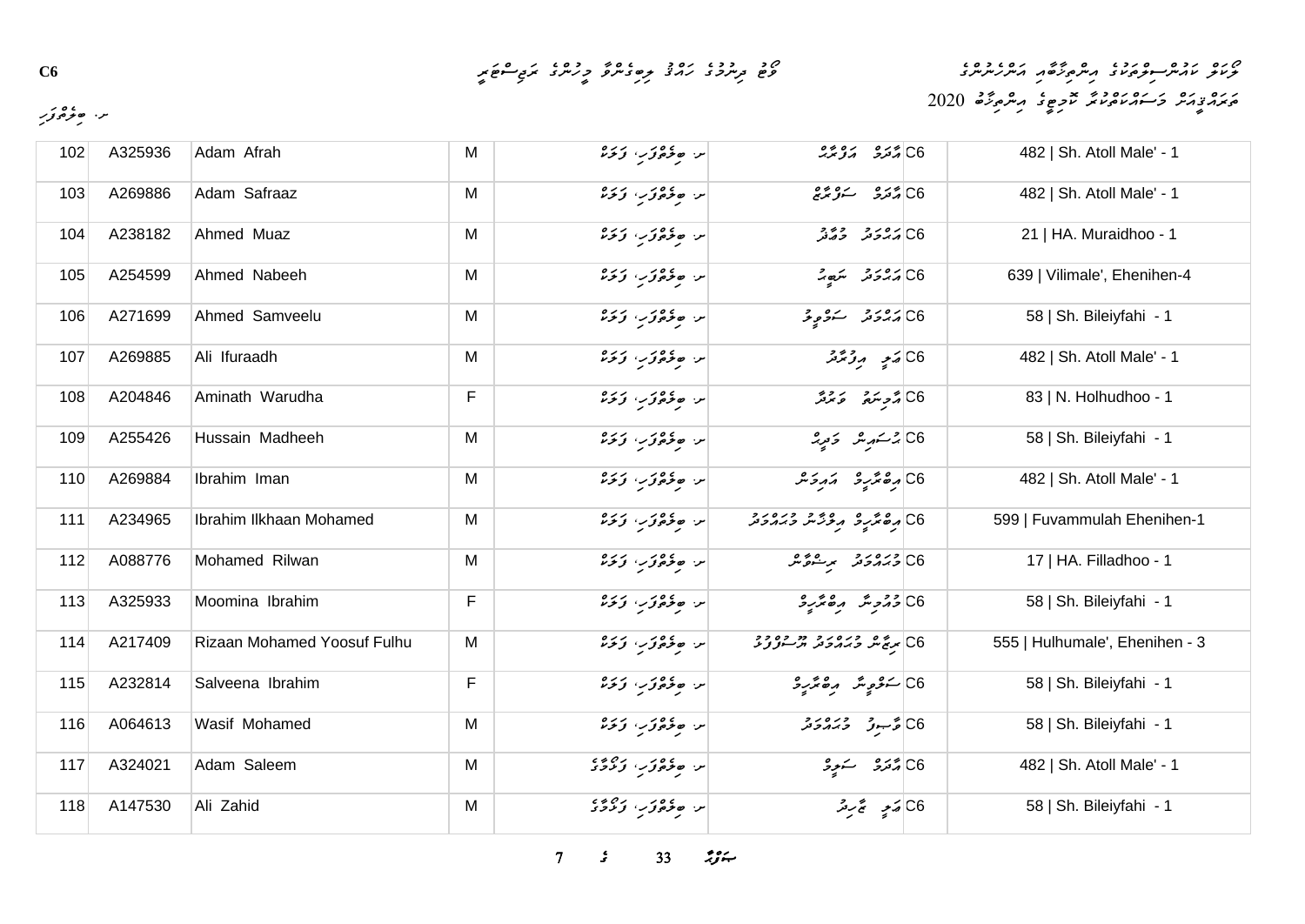| 102 | A325936 | Adam Afrah | M | ނ. ބިލެތްފަހި، ފަރަހާ | C6 އާދަމް އަފްރާހް | 482 \| Sh. Atoll Male' - 1 |
|---|---|---|---|---|---|---|
| 103 | A269886 | Adam Safraaz | M | ނ. ބިލެތްފަހި، ފަރަހާ | C6 އާދަމް ސަފްރާޒް | 482 \| Sh. Atoll Male' - 1 |
| 104 | A238182 | Ahmed Muaz | M | ނ. ބިލެތްފަހި، ފަރަހާ | C6 އަޙްމަދު މުޢާޒު | 21 \| HA. Muraidhoo - 1 |
| 105 | A254599 | Ahmed Nabeeh | M | ނ. ބިލެތްފަހި، ފަރަހާ | C6 އަޙްމަދު ނަބީހު | 639 \| Vilimale', Ehenihen-4 |
| 106 | A271699 | Ahmed Samveelu | M | ނ. ބިލެތްފަހި، ފަރަހާ | C6 އަޙްމަދު ސަމްވީލު | 58 \| Sh. Bileiyfahi - 1 |
| 107 | A269885 | Ali Ifuraadh | M | ނ. ބިލެތްފަހި، ފަރަހާ | C6 އަލީ އިފުރާދު | 482 \| Sh. Atoll Male' - 1 |
| 108 | A204846 | Aminath Warudha | F | ނ. ބިލެތްފަހި، ފަރަހާ | C6 އާމިނަތު ވަރުދާ | 83 \| N. Holhudhoo - 1 |
| 109 | A255426 | Hussain Madheeh | M | ނ. ބިލެތްފަހި، ފަރަހާ | C6 ހުސައިން މަދީހު | 58 \| Sh. Bileiyfahi - 1 |
| 110 | A269884 | Ibrahim Iman | M | ނ. ބިލެތްފަހި، ފަރަހާ | C6 އިބްރާހީމް އަމިމަން | 482 \| Sh. Atoll Male' - 1 |
| 111 | A234965 | Ibrahim Ilkhaan Mohamed | M | ނ. ބިލެތްފަހި، ފަރަހާ | C6 އިބްރާހީމް އިލްހާން މުހައްމަދު | 599 \| Fuvammulah Ehenihen-1 |
| 112 | A088776 | Mohamed Rilwan | M | ނ. ބިލެތްފަހި، ފަރަހާ | C6 މުޙައްމަދު ރިލްވާން | 17 \| HA. Filladhoo - 1 |
| 113 | A325933 | Moomina Ibrahim | F | ނ. ބިލެތްފަހި، ފަރަހާ | C6 މޫމިނާ އިބްރާހީމް | 58 \| Sh. Bileiyfahi - 1 |
| 114 | A217409 | Rizaan Mohamed Yoosuf Fulhu | M | ނ. ބިލެތްފަހި، ފަރަހާ | C6 ރިޒާން މުޙައްމަދު ޔޫސުފުފުޅު | 555 \| Hulhumale', Ehenihen - 3 |
| 115 | A232814 | Salveena Ibrahim | F | ނ. ބިލެތްފަހި، ފަރަހާ | C6 ސަލްވީނާ އިބްރާހީމް | 58 \| Sh. Bileiyfahi - 1 |
| 116 | A064613 | Wasif Mohamed | M | ނ. ބިލެތްފަހި، ފަރަހާ | C6 ވާސިފް މުޙައްމަދު | 58 \| Sh. Bileiyfahi - 1 |
| 117 | A324021 | Adam Saleem | M | ނ. ބިލެތްފަހި، ފަރުމާގެ | C6 އާދަމް ސަލީމް | 482 \| Sh. Atoll Male' - 1 |
| 118 | A147530 | Ali Zahid | M | ނ. ބިލެތްފަހި، ފަރުމާގެ | C6 އަލީ ޒާހިދު | 58 \| Sh. Bileiyfahi - 1 |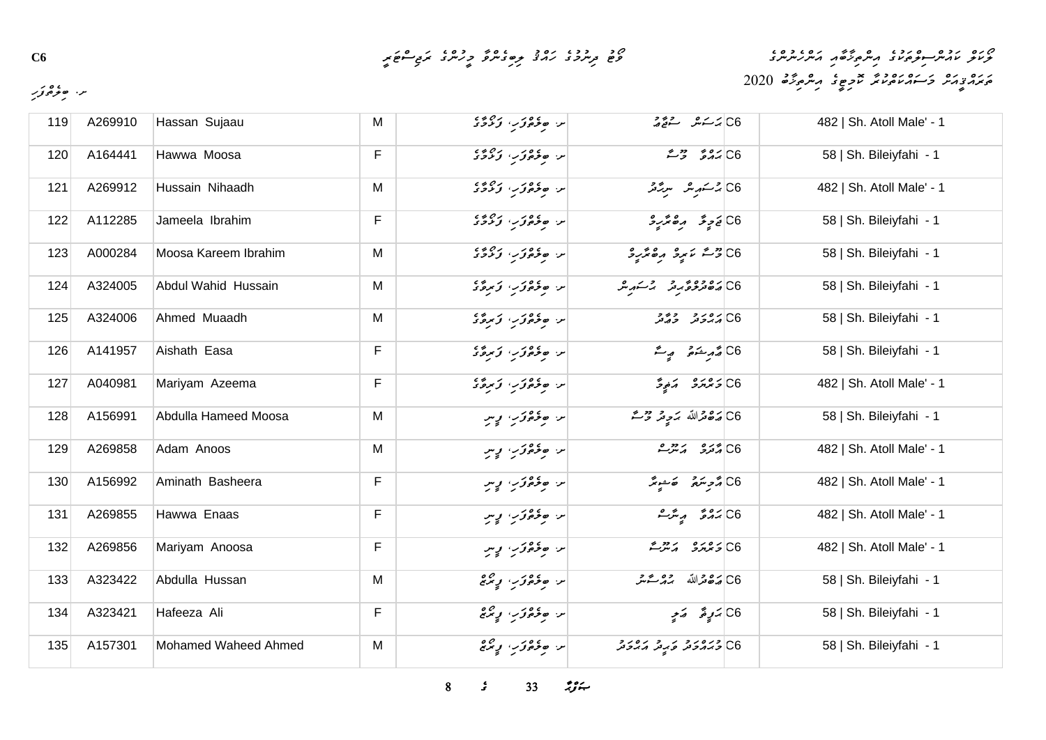| 119 | A269910 | Hassan Sujaau | M | س. ھوڅوګر، ووڅوی | C6 بزسکس سکھ ډ | 482 \| Sh. Atoll Male' - 1 |
|---|---|---|---|---|---|---|
| 120 | A164441 | Hawwa Moosa | F | س. ھوڅوګر، ووڅوی | C6 بزوی ژشه | 58 \| Sh. Bileiyfahi - 1 |
| 121 | A269912 | Hussain Nihaadh | M | س. ھوڅوګر، ووڅوی | C6 بزشکوپر سرچر | 482 \| Sh. Atoll Male' - 1 |
| 122 | A112285 | Jameela Ibrahim | F | س. ھوڅوګر، ووڅوی | C6 فےوچ رھ ټرپ | 58 \| Sh. Bileiyfahi - 1 |
| 123 | A000284 | Moosa Kareem Ibrahim | M | س. ھوڅوګر، ووڅوی | C6 وژشہ نابرو رھ ټرپ | 58 \| Sh. Bileiyfahi - 1 |
| 124 | A324005 | Abdul Wahid Hussain | M | س. ھوڅوګر، وبروی | C6 ړه تروڅوبر بزشکوپر | 58 \| Sh. Bileiyfahi - 1 |
| 125 | A324006 | Ahmed Muaadh | M | س. ھوڅوګر، وبروی | C6 پروژو وړتر | 58 \| Sh. Bileiyfahi - 1 |
| 126 | A141957 | Aishath Easa | F | س. ھوڅوګر، وبروی | C6 ړمرشو پیشه | 58 \| Sh. Bileiyfahi - 1 |
| 127 | A040981 | Mariyam Azeema | F | س. ھوڅوګر، وبروی | C6 وبربرو رضوع | 482 \| Sh. Atoll Male' - 1 |
| 128 | A156991 | Abdulla Hameed Moosa | M | س. ھوڅوګر، وپسر | C6 ړه ترالله بزوتر وژشه | 58 \| Sh. Bileiyfahi - 1 |
| 129 | A269858 | Adam Anoos | M | س. ھوڅوګر، وپسر | C6 ړترو پرترشه | 482 \| Sh. Atoll Male' - 1 |
| 130 | A156992 | Aminath Basheera | F | س. ھوڅوګر، وپسر | C6 ړوسرو ھشوپر | 482 \| Sh. Atoll Male' - 1 |
| 131 | A269855 | Hawwa Enaas | F | س. ھوڅوګر، وپسر | C6 بزوی پرسرشه | 482 \| Sh. Atoll Male' - 1 |
| 132 | A269856 | Mariyam Anoosa | F | س. ھوڅوګر، وپسر | C6 وبربرو پرترشه | 482 \| Sh. Atoll Male' - 1 |
| 133 | A323422 | Abdulla Hussan | M | س. ھوڅوګر، وپرچ | C6 ړه ترالله بزرشکر | 58 \| Sh. Bileiyfahi - 1 |
| 134 | A323421 | Hafeeza Ali | F | س. ھوڅوګر، وپرچ | C6 بزوپځ پرو | 58 \| Sh. Bileiyfahi - 1 |
| 135 | A157301 | Mohamed Waheed Ahmed | M | س. ھوڅوګر، وپرچ | C6 وبرپروتر وبرتر پرپروتر | 58 \| Sh. Bileiyfahi - 1 |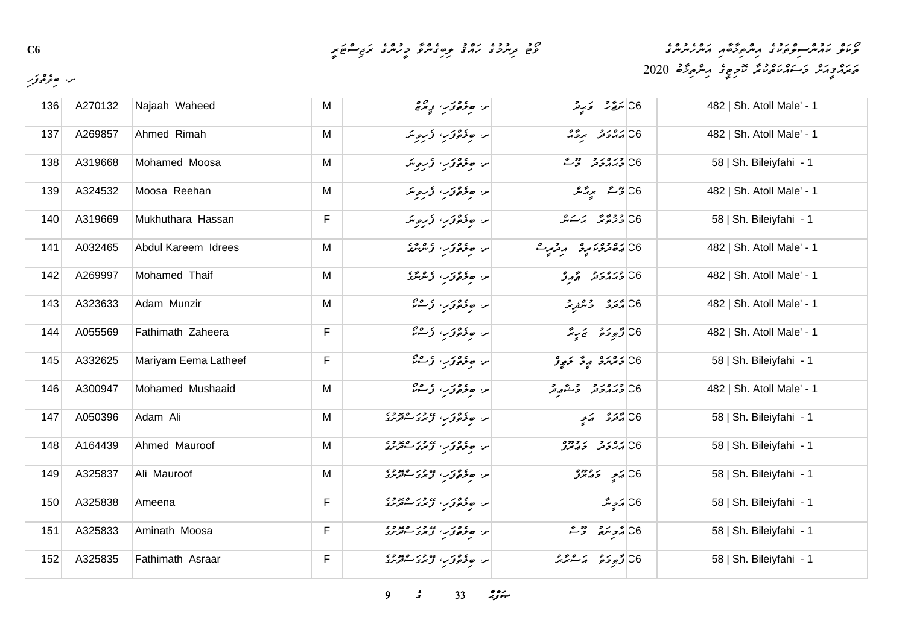| 136 | A270132 | Najaah Waheed | M | ﺱ. ﮭﯩﯖﯘﯨﺮ، ﻭﯨﺮﯨﻊ | C6 ﺳَﺠَﺎﺡ ﻭَﺣِﻴﺪ | 482 \| Sh. Atoll Male' - 1 |
|---|---|---|---|---|---|---|
| 137 | A269857 | Ahmed Rimah | M | ﺱ. ﮭﯩﯖﯘﯨﺮ، ﯙﺮﯨﺭ | C6 ﺃَﺣْﻤَﺪ ﺭِﻣَﺎﺡ | 482 \| Sh. Atoll Male' - 1 |
| 138 | A319668 | Mohamed Moosa | M | ﺱ. ﮭﯩﯖﯘﯨﺮ، ﯙﺮﯨﺭ | C6 ﻣُﺤَﻤَّﺪ ﻣُﻮﺳَﻰ | 58 \| Sh. Bileiyfahi - 1 |
| 139 | A324532 | Moosa Reehan | M | ﺱ. ﮭﯩﯖﯘﯨﺮ، ﯙﺮﯨﺭ | C6 ﻣُﻮﺳَﻰ ﺭِﻳﺤَﺎﻥ | 482 \| Sh. Atoll Male' - 1 |
| 140 | A319669 | Mukhuthara Hassan | F | ﺱ. ﮭﯩﯖﯘﯨﺮ، ﯙﺮﯨﺭ | C6 ﻣُﺨْﺘَﺎﺭَﺓ ﺣَﺴَﻦ | 58 \| Sh. Bileiyfahi - 1 |
| 141 | A032465 | Abdul Kareem Idrees | M | ﺱ. ﮭﯩﯖﯘﯨﺮ، ﯙﯨﯨﯨ | C6 ﻋَﺒْﺪُﺍﻟْﻜَﺮِﻳﻢ ﺇِﺩْﺭِﻳﺲ | 482 \| Sh. Atoll Male' - 1 |
| 142 | A269997 | Mohamed Thaif | M | ﺱ. ﮭﯩﯖﯘﯨﺮ، ﯙﯨﯨﯨ | C6 ﻣُﺤَﻤَّﺪ ﻃَﺎﺋِﻒ | 482 \| Sh. Atoll Male' - 1 |
| 143 | A323633 | Adam Munzir | M | ﺱ. ﮭﯩﯖﯘﯨﺮ، ﯙﯨﯨ | C6 ﺁﺩَﻡ ﻣُﻨْﺬِﺭ | 482 \| Sh. Atoll Male' - 1 |
| 144 | A055569 | Fathimath Zaheera | F | ﺱ. ﮭﯩﯖﯘﯨﺮ، ﯙﯨﯨ | C6 ﻓَﺎﻃِﻤَﺔ ﻇَﻬِﻴﺮَﺓ | 482 \| Sh. Atoll Male' - 1 |
| 145 | A332625 | Mariyam Eema Latheef | F | ﺱ. ﮭﯩﯖﯘﯨﺮ، ﯙﯨﯨ | C6 ﻣَﺮْﻳَﻢ ﺇِﻳﻤَﺎ ﻟَﻄِﻴﻒ | 58 \| Sh. Bileiyfahi - 1 |
| 146 | A300947 | Mohamed Mushaaid | M | ﺱ. ﮭﯩﯖﯘﯨﺮ، ﯙﯨﯨ | C6 ﻣُﺤَﻤَّﺪ ﻣُﺸَﺎﻫِﺪ | 482 \| Sh. Atoll Male' - 1 |
| 147 | A050396 | Adam Ali | M | ﺱ. ﮭﯩﯖﯘﯨﺮ، ﯙﯨﯨﯨﯨﯨ | C6 ﺁﺩَﻡ ﻋَﻠِﻲ | 58 \| Sh. Bileiyfahi - 1 |
| 148 | A164439 | Ahmed Mauroof | M | ﺱ. ﮭﯩﯖﯘﯨﺮ، ﯙﯨﯨﯨﯨﯨ | C6 ﺃَﺣْﻤَﺪ ﻣَﻌْﺮُﻭﻑ | 58 \| Sh. Bileiyfahi - 1 |
| 149 | A325837 | Ali Mauroof | M | ﺱ. ﮭﯩﯖﯘﯨﺮ، ﯙﯨﯨﯨﯨﯨ | C6 ﻋَﻠِﻲ ﻣَﻌْﺮُﻭﻑ | 58 \| Sh. Bileiyfahi - 1 |
| 150 | A325838 | Ameena | F | ﺱ. ﮭﯩﯖﯘﯨﺮ، ﯙﯨﯨﯨﯨﯨ | C6 ﺃَﻣِﻴﻨَﺎ | 58 \| Sh. Bileiyfahi - 1 |
| 151 | A325833 | Aminath Moosa | F | ﺱ. ﮭﯩﯖﯘﯨﺮ، ﯙﯨﯨﯨﯨﯨ | C6 ﺁﻣِﻨَﺔ ﻣُﻮﺳَﻰ | 58 \| Sh. Bileiyfahi - 1 |
| 152 | A325835 | Fathimath Asraar | F | ﺱ. ﮭﯩﯖﯘﯨﺮ، ﯙﯨﯨﯨﯨﯨ | C6 ﻓَﺎﻃِﻤَﺔ ﺃَﺳْﺮَﺍﺭ | 58 \| Sh. Bileiyfahi - 1 |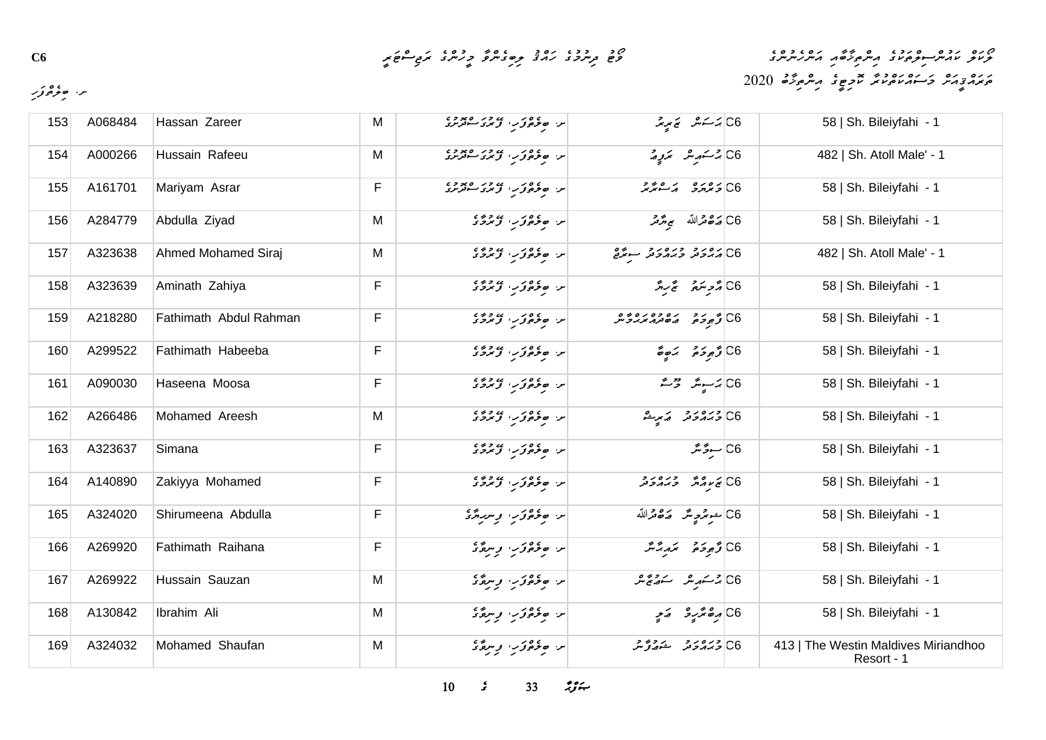| 153 | A068484 | Hassan Zareer | M | ش. ބިލެތްފަހި، ފެންމަލަސްދޮރު | C6 ޙަސަން ޒަރީރު | 58 \| Sh. Bileiyfahi - 1 |
|---|---|---|---|---|---|---|
| 154 | A000266 | Hussain Rafeeu | M | ش. ބިލެތްފަހި، ފެންމަލަސްދޮރު | C6 ޙުސައިން ރަފީޢު | 482 \| Sh. Atoll Male' - 1 |
| 155 | A161701 | Mariyam Asrar | F | ش. ބިލެތްފަހި، ފެންމަލަސްދޮރު | C6 މަރިޔަމް އަސްރާރު | 58 \| Sh. Bileiyfahi - 1 |
| 156 | A284779 | Abdulla Ziyad | M | ش. ބިލެތްފަހި، ފެހިމާގެ | C6 އަބްދުﷲ ޒިޔާދު | 58 \| Sh. Bileiyfahi - 1 |
| 157 | A323638 | Ahmed Mohamed Siraj | M | ش. ބިލެތްފަހި، ފެހިމާގެ | C6 އަހްމަދު މުހައްމަދު ސިރާޖު | 482 \| Sh. Atoll Male' - 1 |
| 158 | A323639 | Aminath Zahiya | F | ش. ބިލެތްފަހި، ފެހިމާގެ | C6 އާމިނަތު ޒާހިޔާ | 58 \| Sh. Bileiyfahi - 1 |
| 159 | A218280 | Fathimath Abdul Rahman | F | ش. ބިލެތްފަހި، ފެހިމާގެ | C6 ފާތިމަތު އަބްދުއްރަޙްމާން | 58 \| Sh. Bileiyfahi - 1 |
| 160 | A299522 | Fathimath Habeeba | F | ش. ބިލެތްފަހި، ފެހިމާގެ | C6 ފާތިމަތު ޙަބީބާ | 58 \| Sh. Bileiyfahi - 1 |
| 161 | A090030 | Haseena Moosa | F | ش. ބިލެތްފަހި، ފެހިމާގެ | C6 ހަސީނާ މޫސާ | 58 \| Sh. Bileiyfahi - 1 |
| 162 | A266486 | Mohamed Areesh | M | ش. ބިލެތްފަހި، ފެހިމާގެ | C6 މުހައްމަދު އަރީޝް | 58 \| Sh. Bileiyfahi - 1 |
| 163 | A323637 | Simana | F | ش. ބިލެތްފަހި، ފެހިމާގެ | C6 ސިމާނާ | 58 \| Sh. Bileiyfahi - 1 |
| 164 | A140890 | Zakiyya Mohamed | F | ش. ބިލެތްފަހި، ފެހިމާގެ | C6 ޒަކިއްޔާ މުހައްމަދު | 58 \| Sh. Bileiyfahi - 1 |
| 165 | A324020 | Shirumeena Abdulla | F | ش. ބިލެތްފަހި، ވިނިލާގެ | C6 ޝިރުމީނާ އަބްދުﷲ | 58 \| Sh. Bileiyfahi - 1 |
| 166 | A269920 | Fathimath Raihana | F | ش. ބިލެތްފަހި، ވިނަގެ | C6 ފާތިމަތު ރައިހާނާ | 58 \| Sh. Bileiyfahi - 1 |
| 167 | A269922 | Hussain Sauzan | M | ش. ބިލެތްފަހި، ވިނަގެ | C6 ޙުސައިން ސައުޒާން | 58 \| Sh. Bileiyfahi - 1 |
| 168 | A130842 | Ibrahim Ali | M | ش. ބިލެތްފަހި، ވިނަގެ | C6 އިބްރާހީމް އަލި | 58 \| Sh. Bileiyfahi - 1 |
| 169 | A324032 | Mohamed Shaufan | M | ش. ބިލެތްފަހި، ވިނަގެ | C6 މުހައްމަދު ޝައުފާން | 413 \| The Westin Maldives Miriandhoo Resort - 1 |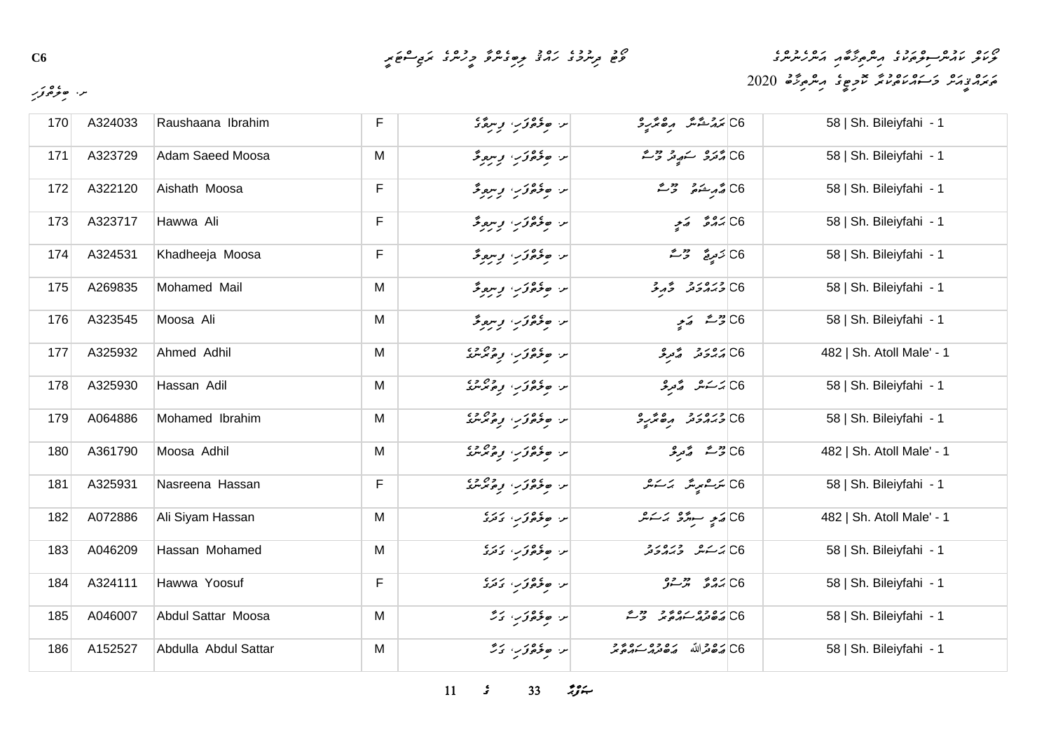ސ. ބިލެތްފަހި

| 170 | A324033 | Raushaana Ibrahim | F | ށ. ބިލެތްފަހި، ފިނިފެމާގެ | C6 ރައުޝާނާ އިބްރާހީމް | 58 \| Sh. Bileiyfahi - 1 |
|---|---|---|---|---|---|---|
| 171 | A323729 | Adam Saeed Moosa | M | ށ. ބިލެތްފަހި، ފިނިވިލާ | C6 އާދަމް ސައީދު މޫސާ | 58 \| Sh. Bileiyfahi - 1 |
| 172 | A322120 | Aishath Moosa | F | ށ. ބިލެތްފަހި، ފިނިވިލާ | C6 އާއިޝަތު މޫސާ | 58 \| Sh. Bileiyfahi - 1 |
| 173 | A323717 | Hawwa Ali | F | ށ. ބިލެތްފަހި، ފިނިވިލާ | C6 ހައްވާ އަލި | 58 \| Sh. Bileiyfahi - 1 |
| 174 | A324531 | Khadheeja Moosa | F | ށ. ބިލެތްފަހި، ފިނިވިލާ | C6 ހަދީޖާ މޫސާ | 58 \| Sh. Bileiyfahi - 1 |
| 175 | A269835 | Mohamed Mail | M | ށ. ބިލެތްފަހި، ފިނިވިލާ | C6 މުހައްމަދު މާއިލް | 58 \| Sh. Bileiyfahi - 1 |
| 176 | A323545 | Moosa Ali | M | ށ. ބިލެތްފަހި، ފިނިވިލާ | C6 މޫސާ އަލި | 58 \| Sh. Bileiyfahi - 1 |
| 177 | A325932 | Ahmed Adhil | M | ށ. ބިލެތްފަހި، ފިލުރޯޒު | C6 އަހުމަދު އާދިލް | 482 \| Sh. Atoll Male' - 1 |
| 178 | A325930 | Hassan Adil | M | ށ. ބިލެތްފަހި، ފިލުރޯޒު | C6 ހަސަން އާދިލް | 58 \| Sh. Bileiyfahi - 1 |
| 179 | A064886 | Mohamed Ibrahim | M | ށ. ބިލެތްފަހި، ފިލުރޯޒު | C6 މުހައްމަދު އިބްރާހީމް | 58 \| Sh. Bileiyfahi - 1 |
| 180 | A361790 | Moosa Adhil | M | ށ. ބިލެތްފަހި، ފިލުރޯޒު | C6 މޫސާ އާދިލް | 482 \| Sh. Atoll Male' - 1 |
| 181 | A325931 | Nasreena Hassan | F | ށ. ބިލެތްފަހި، ފިލުރޯޒު | C6 ނަސްރީނާ ހަސަން | 58 \| Sh. Bileiyfahi - 1 |
| 182 | A072886 | Ali Siyam Hassan | M | ށ. ބިލެތްފަހި، ވަދަގެ | C6 އަލި ސިޔާމް ހަސަން | 482 \| Sh. Atoll Male' - 1 |
| 183 | A046209 | Hassan Mohamed | M | ށ. ބިލެތްފަހި، ވަދަގެ | C6 ހަސަން މުހައްމަދު | 58 \| Sh. Bileiyfahi - 1 |
| 184 | A324111 | Hawwa Yoosuf | F | ށ. ބިލެތްފަހި، ވަދަގެ | C6 ހައްވާ ޔޫސުފު | 58 \| Sh. Bileiyfahi - 1 |
| 185 | A046007 | Abdul Sattar Moosa | M | ށ. ބިލެތްފަހި، ވަލި | C6 އަބްދުއްސައްތާރު މޫސާ | 58 \| Sh. Bileiyfahi - 1 |
| 186 | A152527 | Abdulla Abdul Sattar | M | ށ. ބިލެތްފަހި، ވަލި | C6 އަބްދުﷲ އަބްދުއްސައްތާރު | 58 \| Sh. Bileiyfahi - 1 |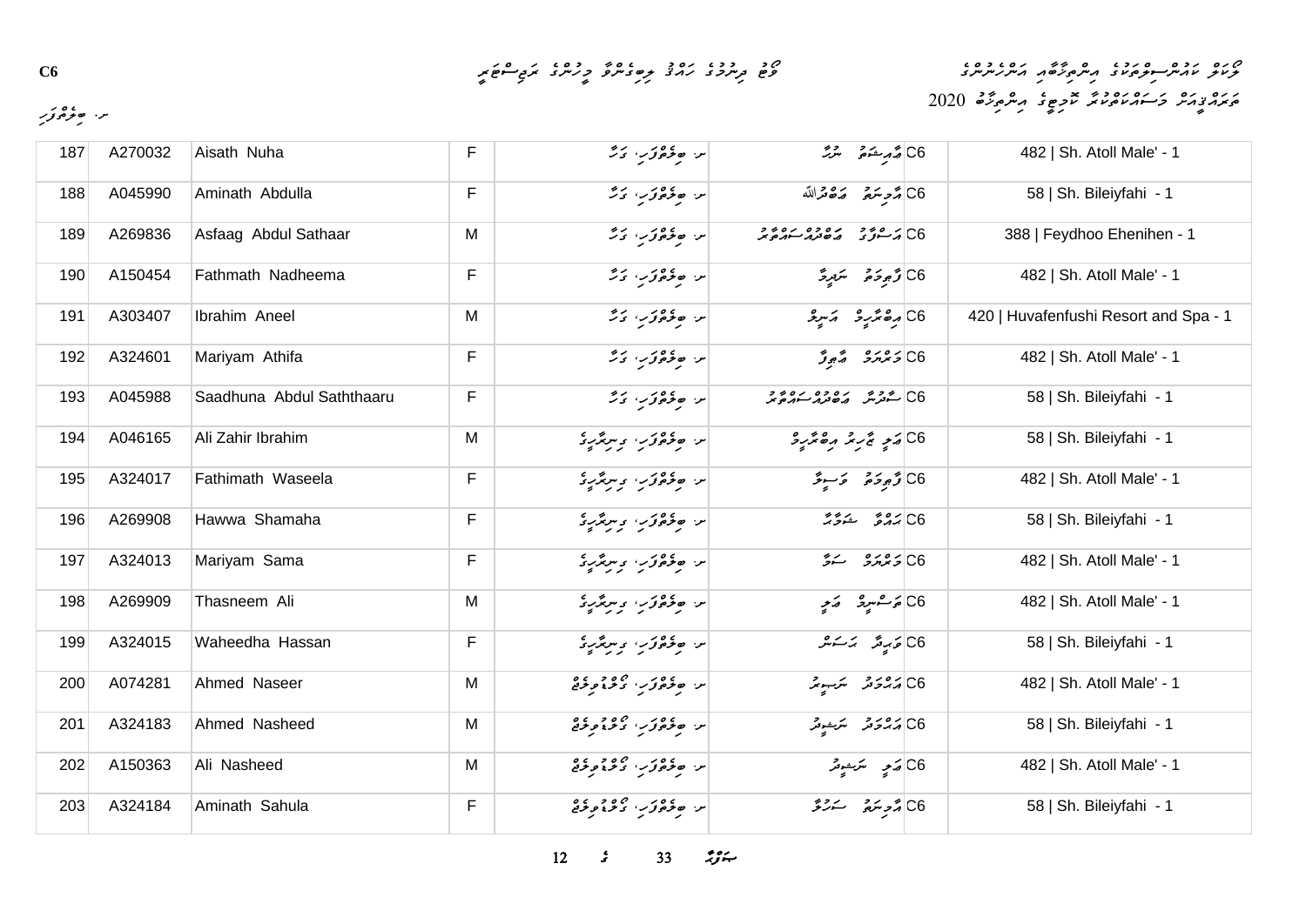| 187 | A270032 | Aisath Nuha | F | ށ. ބިލެތްފަހި، ގަލާ | C6 ޢާއިޝަތު ނުހާ | 482 \| Sh. Atoll Male' - 1 |
|---|---|---|---|---|---|---|
| 188 | A045990 | Aminath Abdulla | F | ށ. ބިލެތްފަހި، ގަލާ | C6 އާމިނަތު އަބްދުﷲ | 58 \| Sh. Bileiyfahi - 1 |
| 189 | A269836 | Asfaag Abdul Sathaar | M | ށ. ބިލެތްފަހި، ގަލާ | C6 އަސްފާގު އަބްދުލްސައްތާރު | 388 \| Feydhoo Ehenihen - 1 |
| 190 | A150454 | Fathmath Nadheema | F | ށ. ބިލެތްފަހި، ގަލާ | C6 ފާތިމަތު ނަދީމާ | 482 \| Sh. Atoll Male' - 1 |
| 191 | A303407 | Ibrahim Aneel | M | ށ. ބިލެތްފަހި، ގަލާ | C6 އިބްރާހީމް އަނީލް | 420 \| Huvafenfushi Resort and Spa - 1 |
| 192 | A324601 | Mariyam Athifa | F | ށ. ބިލެތްފަހި، ގަލާ | C6 މަރިޔަމް އާތިފާ | 482 \| Sh. Atoll Male' - 1 |
| 193 | A045988 | Saadhuna Abdul Saththaaru | F | ށ. ބިލެތްފަހި، ގަލާ | C6 ސާދުނާ އަބްދުލްސައްތާރު | 58 \| Sh. Bileiyfahi - 1 |
| 194 | A046165 | Ali Zahir Ibrahim | M | ށ. ބިލެތްފަހި، ވިނަރެސްގެ | C6 އަލި ޒާހިރު އިބްރާހީމް | 58 \| Sh. Bileiyfahi - 1 |
| 195 | A324017 | Fathimath Waseela | F | ށ. ބިލެތްފަހި، ވިނަރެސްގެ | C6 ފާތިމަތު ވަސީލާ | 482 \| Sh. Atoll Male' - 1 |
| 196 | A269908 | Hawwa Shamaha | F | ށ. ބިލެތްފަހި، ވިނަރެސްގެ | C6 ހައްވާ ޝަމާހާ | 58 \| Sh. Bileiyfahi - 1 |
| 197 | A324013 | Mariyam Sama | F | ށ. ބިލެތްފަހި، ވިނަރެސްގެ | C6 މަރިޔަމް ސަމާ | 482 \| Sh. Atoll Male' - 1 |
| 198 | A269909 | Thasneem Ali | M | ށ. ބިލެތްފަހި، ވިނަރެސްގެ | C6 ތަސްނީމް އަލި | 482 \| Sh. Atoll Male' - 1 |
| 199 | A324015 | Waheedha Hassan | F | ށ. ބިލެތްފަހި، ވިނަރެސްގެ | C6 ވަހީދާ ހަސަން | 58 \| Sh. Bileiyfahi - 1 |
| 200 | A074281 | Ahmed Naseer | M | ށ. ބިލެތްފަހި، ގޯލްޑްވިލާ | C6 އަހުމަދު ނަސީރު | 482 \| Sh. Atoll Male' - 1 |
| 201 | A324183 | Ahmed Nasheed | M | ށ. ބިލެތްފަހި، ގޯލްޑްވިލާ | C6 އަހުމަދު ނަޝީދު | 58 \| Sh. Bileiyfahi - 1 |
| 202 | A150363 | Ali Nasheed | M | ށ. ބިލެތްފަހި، ގޯލްޑްވިލާ | C6 އަލި ނަޝީދު | 482 \| Sh. Atoll Male' - 1 |
| 203 | A324184 | Aminath Sahula | F | ށ. ބިލެތްފަހި، ގޯލްޑްވިލާ | C6 އާމިނަތު ސަހުލާ | 58 \| Sh. Bileiyfahi - 1 |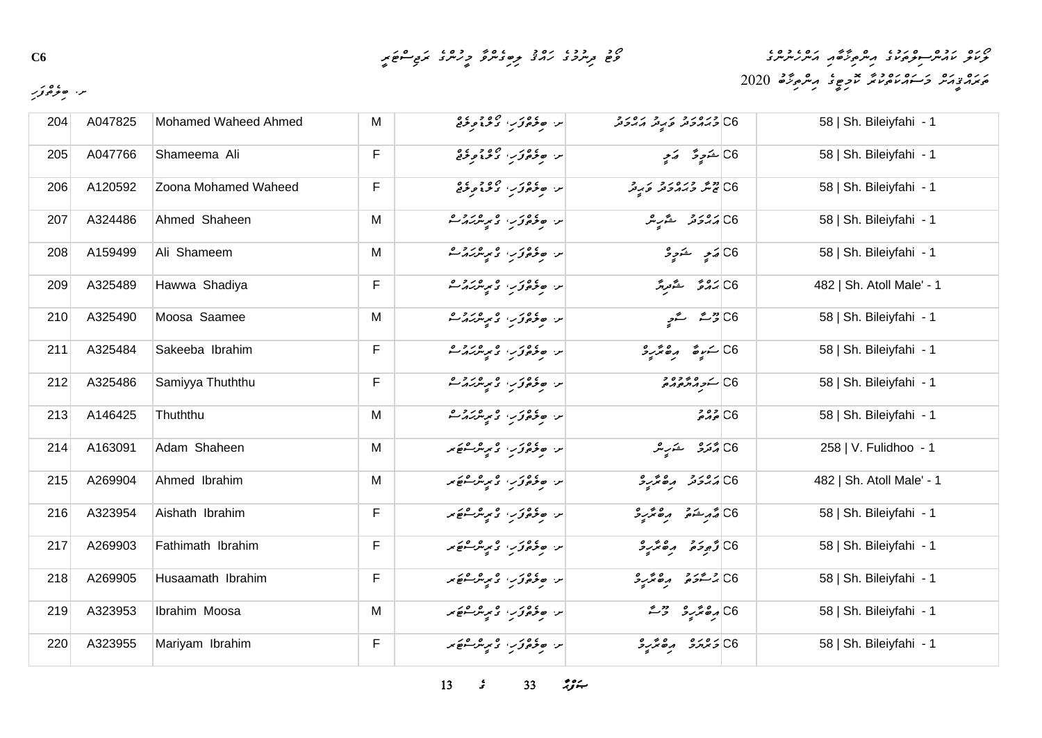| 204 | A047825 | Mohamed Waheed Ahmed | M | ށ. ބިލެތްފަހި، ގުލްޝަނުވާދީ | C6  މުހައްމަދު ވަހީދު އަހްމަދު | 58 \| Sh. Bileiyfahi - 1 |
|---|---|---|---|---|---|---|
| 205 | A047766 | Shameema Ali | F | ށ. ބިލެތްފަހި، ގުލްޝަނުވާދީ | C6 ޝަމީމާ އަލި | 58 \| Sh. Bileiyfahi - 1 |
| 206 | A120592 | Zoona Mohamed Waheed | F | ށ. ބިލެތްފަހި، ގުލްޝަނުވާދީ | C6 ޒޫނާ މުހައްމަދު ވަހީދު | 58 \| Sh. Bileiyfahi - 1 |
| 207 | A324486 | Ahmed Shaheen | M | ށ. ބިލެތްފަހި، ގުލިސްޓަން ހައުސް | C6 އަހްމަދު ޝާހީން | 58 \| Sh. Bileiyfahi - 1 |
| 208 | A159499 | Ali Shameem | M | ށ. ބިލެތްފަހި، ގުލިސްޓަން ހައުސް | C6 އަލި ޝަމީމް | 58 \| Sh. Bileiyfahi - 1 |
| 209 | A325489 | Hawwa Shadiya | F | ށ. ބިލެތްފަހި، ގުލިސްޓަން ހައުސް | C6 ހައްވާ ޝާދިޔާ | 482 \| Sh. Atoll Male' - 1 |
| 210 | A325490 | Moosa Saamee | M | ށ. ބިލެތްފަހި، ގުލިސްޓަން ހައުސް | C6 މޫސާ ސާމީ | 58 \| Sh. Bileiyfahi - 1 |
| 211 | A325484 | Sakeeba Ibrahim | F | ށ. ބިލެތްފަހި، ގުލިސްޓަން ހައުސް | C6 ސަކީބާ އިބްރާހީމް | 58 \| Sh. Bileiyfahi - 1 |
| 212 | A325486 | Samiyya Thuththu | F | ށ. ބިލެތްފަހި، ގުލިސްޓަން ހައުސް | C6 ސަމިއްޔާ ތުއްތު | 58 \| Sh. Bileiyfahi - 1 |
| 213 | A146425 | Thuththu | M | ށ. ބިލެތްފަހި، ގުލިސްޓަން ހައުސް | C6 ތުއްތު | 58 \| Sh. Bileiyfahi - 1 |
| 214 | A163091 | Adam Shaheen | M | ށ. ބިލެތްފަހި، ގުލިސްތާނުގެ | C6 އާދަމް ޝަހީން | 258 \| V. Fulidhoo - 1 |
| 215 | A269904 | Ahmed Ibrahim | M | ށ. ބިލެތްފަހި، ގުލިސްތާނުގެ | C6 އަހްމަދު އިބްރާހީމް | 482 \| Sh. Atoll Male' - 1 |
| 216 | A323954 | Aishath Ibrahim | F | ށ. ބިލެތްފަހި، ގުލިސްތާނުގެ | C6 އާއިޝަތު އިބްރާހީމް | 58 \| Sh. Bileiyfahi - 1 |
| 217 | A269903 | Fathimath Ibrahim | F | ށ. ބިލެތްފަހި، ގުލިސްތާނުގެ | C6 ފާތިމަތު އިބްރާހީމް | 58 \| Sh. Bileiyfahi - 1 |
| 218 | A269905 | Husaamath Ibrahim | F | ށ. ބިލެތްފަހި، ގުލިސްތާނުގެ | C6 ހުސާމަތު އިބްރާހީމް | 58 \| Sh. Bileiyfahi - 1 |
| 219 | A323953 | Ibrahim Moosa | M | ށ. ބިލެތްފަހި، ގުލިސްތާނުގެ | C6 އިބްރާހީމް މޫސާ | 58 \| Sh. Bileiyfahi - 1 |
| 220 | A323955 | Mariyam Ibrahim | F | ށ. ބިލެތްފަހި، ގުލިސްތާނުގެ | C6 މަރިޔަމް އިބްރާހީމް | 58 \| Sh. Bileiyfahi - 1 |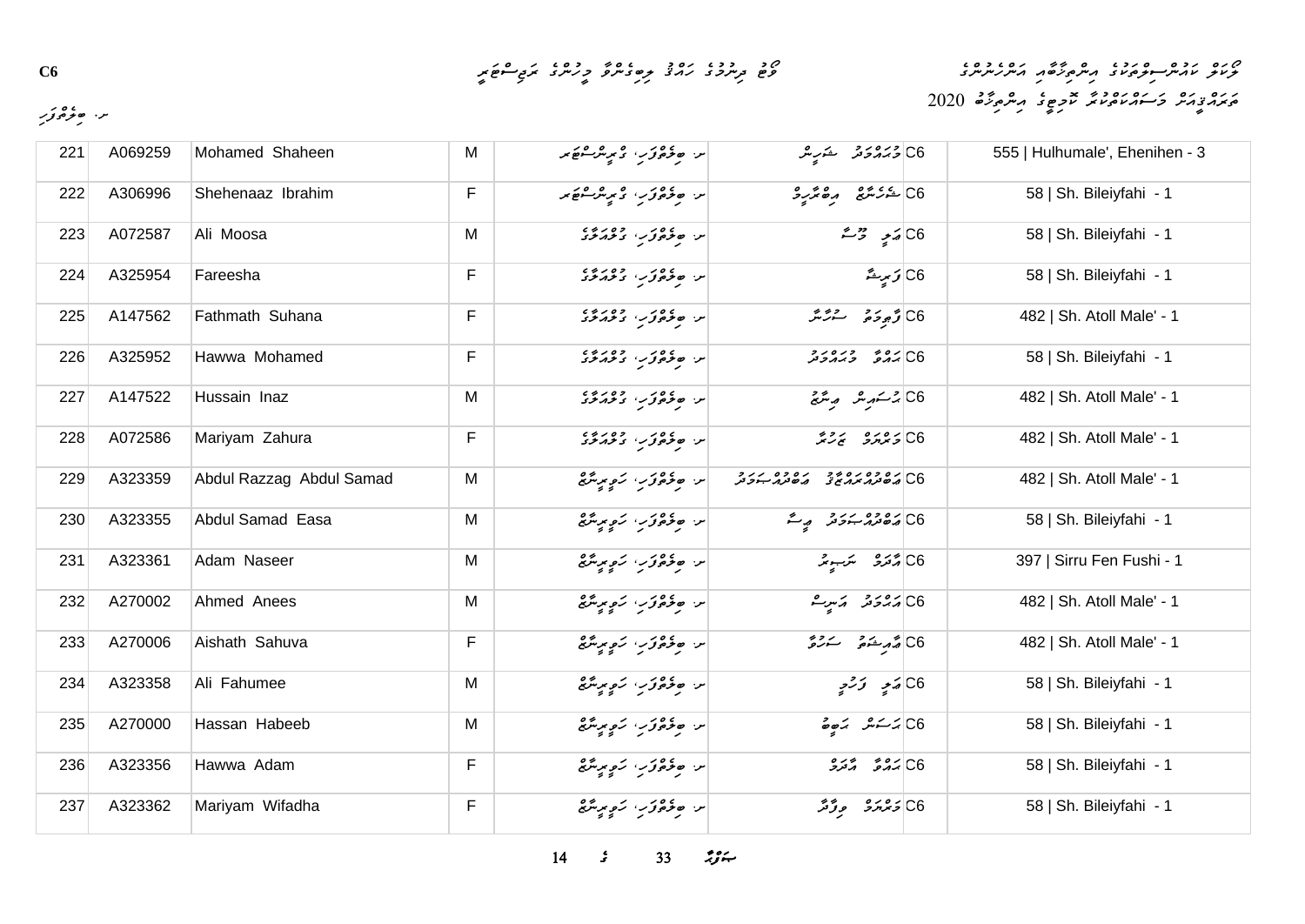| 221 | A069259 | Mohamed Shaheen | M | ش. ބިލެތްފަހި، ގެރިންސްޓަރ | C6 ޝަހީން ﻣﺤﻤﺪ | 555 \| Hulhumale', Ehenihen - 3 |
|---|---|---|---|---|---|---|
| 222 | A306996 | Shehenaaz Ibrahim | F | ش. ބިލެތްފަހި، ގެރިންސްޓަރ | C6 ޝެހެނާޒް އިބްރާހިމް | 58 \| Sh. Bileiyfahi - 1 |
| 223 | A072587 | Ali Moosa | M | ش. ބިލެތްފަހި، ގުލްއަލަގެ | C6 އަލި މޫސާ | 58 \| Sh. Bileiyfahi - 1 |
| 224 | A325954 | Fareesha | F | ش. ބިލެތްފަހި، ގުލްއަލަގެ | C6 ފަރީޝާ | 58 \| Sh. Bileiyfahi - 1 |
| 225 | A147562 | Fathmath Suhana | F | ش. ބިލެތްފަހި، ގުލްއަލަގެ | C6 ފާތިމަތު ސުހާނާ | 482 \| Sh. Atoll Male' - 1 |
| 226 | A325952 | Hawwa Mohamed | F | ش. ބިލެތްފަހި، ގުލްއަލަގެ | C6 ހައްވާ މުހައްމަދު | 58 \| Sh. Bileiyfahi - 1 |
| 227 | A147522 | Hussain Inaz | M | ش. ބިލެތްފަހި، ގުލްއަލަގެ | C6 ހުސައިން އިނާޒް | 482 \| Sh. Atoll Male' - 1 |
| 228 | A072586 | Mariyam Zahura | F | ش. ބިލެތްފަހި، ގުލްއަލަގެ | C6 މަރިޔަމް ޒަހުރާ | 482 \| Sh. Atoll Male' - 1 |
| 229 | A323359 | Abdul Razzag Abdul Samad | M | ش. ބިލެތްފަހި، ހަވީރީނާ | C6 އަބްދުލްރައްޒާގު އަބްދުލްސަމަދު | 482 \| Sh. Atoll Male' - 1 |
| 230 | A323355 | Abdul Samad Easa | M | ش. ބިލެތްފަހި، ހަވީރީނާ | C6 އަބްދުލްސަމަދު ޢީސާ | 58 \| Sh. Bileiyfahi - 1 |
| 231 | A323361 | Adam Naseer | M | ش. ބިލެތްފަހި، ހަވީރީނާ | C6 އާދަމް ނަސީރު | 397 \| Sirru Fen Fushi - 1 |
| 232 | A270002 | Ahmed Anees | M | ش. ބިލެތްފަހި، ހަވީރީނާ | C6 އަހްމަދު އަނީސް | 482 \| Sh. Atoll Male' - 1 |
| 233 | A270006 | Aishath Sahuva | F | ش. ބިލެތްފަހި، ހަވީރީނާ | C6 އާއިޝަތު ސަހުވާ | 482 \| Sh. Atoll Male' - 1 |
| 234 | A323358 | Ali Fahumee | M | ش. ބިލެތްފަހި، ހަވީރީނާ | C6 އަލި ފަހުމީ | 58 \| Sh. Bileiyfahi - 1 |
| 235 | A270000 | Hassan Habeeb | M | ش. ބިލެތްފަހި، ހަވީރީނާ | C6 ހަސަން ހަބީބު | 58 \| Sh. Bileiyfahi - 1 |
| 236 | A323356 | Hawwa Adam | F | ش. ބިލެތްފަހި، ހަވީރީނާ | C6 ހައްވާ އާދަމް | 58 \| Sh. Bileiyfahi - 1 |
| 237 | A323362 | Mariyam Wifadha | F | ش. ބިލެތްފަހި، ހަވީރީނާ | C6 މަރިޔަމް ވިފާދާ | 58 \| Sh. Bileiyfahi - 1 |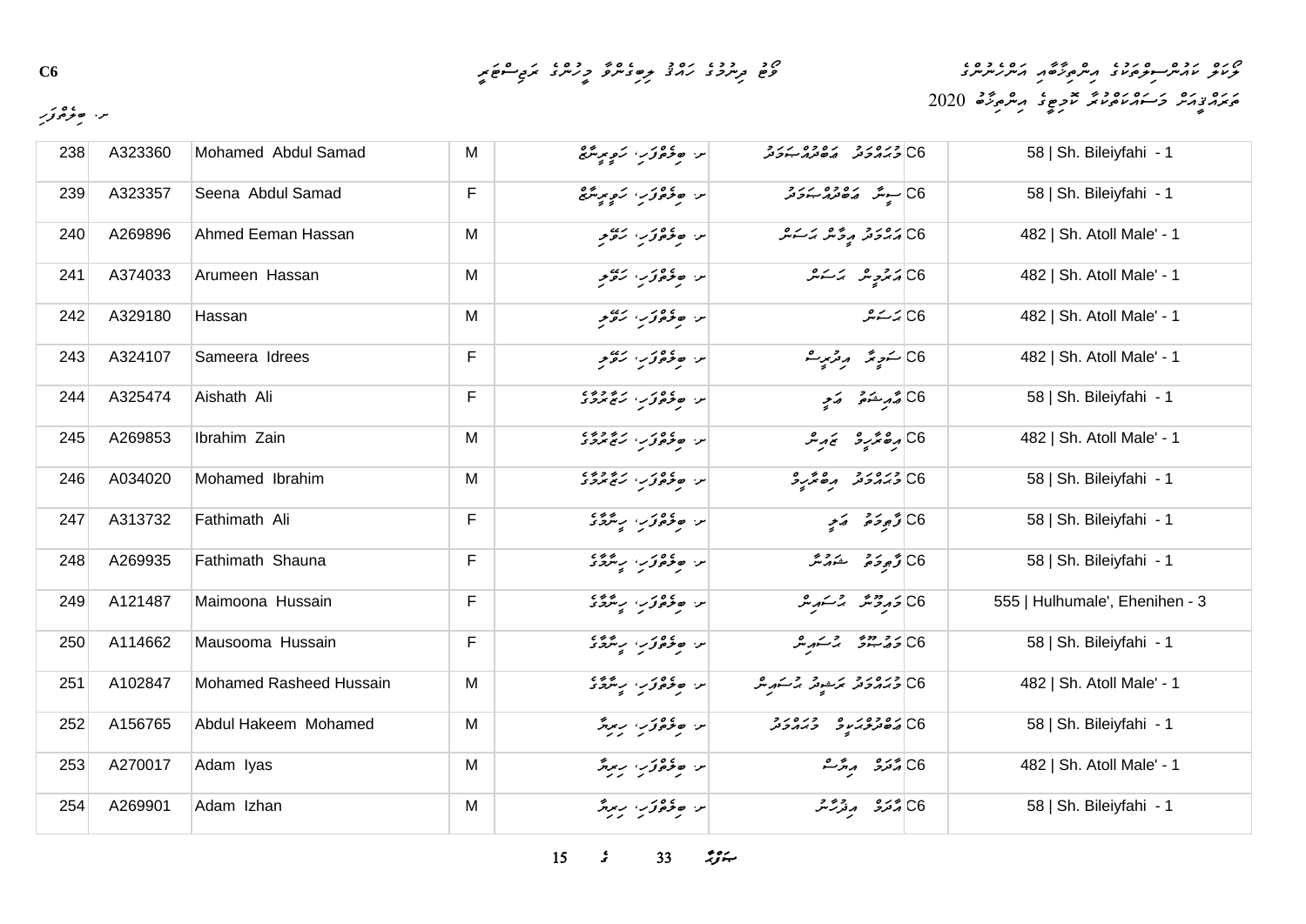| 238 | A323360 | Mohamed Abdul Samad | M | ش. ބިލެތްފަހި، ހަވީރީނާ | C6 މުހައްމަދު ޢަބްދުއްސަމަދު | 58 \| Sh. Bileiyfahi - 1 |
|---|---|---|---|---|---|---|
| 239 | A323357 | Seena Abdul Samad | F | ش. ބިލެތްފަހި، ހަވީރީނާ | C6 ސީނާ ޢަބްދުއްސަމަދު | 58 \| Sh. Bileiyfahi - 1 |
| 240 | A269896 | Ahmed Eeman Hassan | M | ش. ބިލެތްފަހި، ހަވާ | C6 އަޙްމަދު އީމާން ޙަސަން | 482 \| Sh. Atoll Male' - 1 |
| 241 | A374033 | Arumeen Hassan | M | ش. ބިލެތްފަހި، ހަވާ | C6 އަރުމީން ޙަސަން | 482 \| Sh. Atoll Male' - 1 |
| 242 | A329180 | Hassan | M | ش. ބިލެތްފަހި، ހަވާ | C6 ޙަސަން | 482 \| Sh. Atoll Male' - 1 |
| 243 | A324107 | Sameera Idrees | F | ش. ބިލެތްފަހި، ހަވާ | C6 ސަމީރާ އިދުރީސް | 482 \| Sh. Atoll Male' - 1 |
| 244 | A325474 | Aishath Ali | F | ش. ބިލެތްފަހި، ހަޖަރުމާގެ | C6 އާއިޝަތު ޢަލީ | 58 \| Sh. Bileiyfahi - 1 |
| 245 | A269853 | Ibrahim Zain | M | ش. ބިލެތްފަހި، ހަޖަރުމާގެ | C6 އިބްރާހީމް ޒައިން | 482 \| Sh. Atoll Male' - 1 |
| 246 | A034020 | Mohamed Ibrahim | M | ش. ބިލެތްފަހި، ހަޖަރުމާގެ | C6 މުހައްމަދު އިބްރާހީމް | 58 \| Sh. Bileiyfahi - 1 |
| 247 | A313732 | Fathimath Ali | F | ش. ބިލެތްފަހި، ހިނގާގެ | C6 ފާތިމަތު ޢަލީ | 58 \| Sh. Bileiyfahi - 1 |
| 248 | A269935 | Fathimath Shauna | F | ش. ބިލެތްފަހި، ހިނގާގެ | C6 ފާތިމަތު ޝައުނާ | 58 \| Sh. Bileiyfahi - 1 |
| 249 | A121487 | Maimoona Hussain | F | ش. ބިލެތްފަހި، ހިނގާގެ | C6 މައިމޫނާ ހުސައިން | 555 \| Hulhumale', Ehenihen - 3 |
| 250 | A114662 | Mausooma Hussain | F | ش. ބިލެތްފަހި، ހިނގާގެ | C6 މައުޞޫމާ ހުސައިން | 58 \| Sh. Bileiyfahi - 1 |
| 251 | A102847 | Mohamed Rasheed Hussain | M | ش. ބިލެތްފަހި، ހިނގާގެ | C6 މުހައްމަދު ރަޝީދު ހުސައިން | 482 \| Sh. Atoll Male' - 1 |
| 252 | A156765 | Abdul Hakeem Mohamed | M | ش. ބިލެތްފަހި، ހިރިޔާ | C6 ޢަބްދުލްޙަކީމް މުހައްމަދު | 58 \| Sh. Bileiyfahi - 1 |
| 253 | A270017 | Adam Iyas | M | ش. ބިލެތްފަހި، ހިރިޔާ | C6 އާދަމް އިޔާސް | 482 \| Sh. Atoll Male' - 1 |
| 254 | A269901 | Adam Izhan | M | ش. ބިލެތްފަހި، ހިރިޔާ | C6 އާދަމް އިޒްހާން | 58 \| Sh. Bileiyfahi - 1 |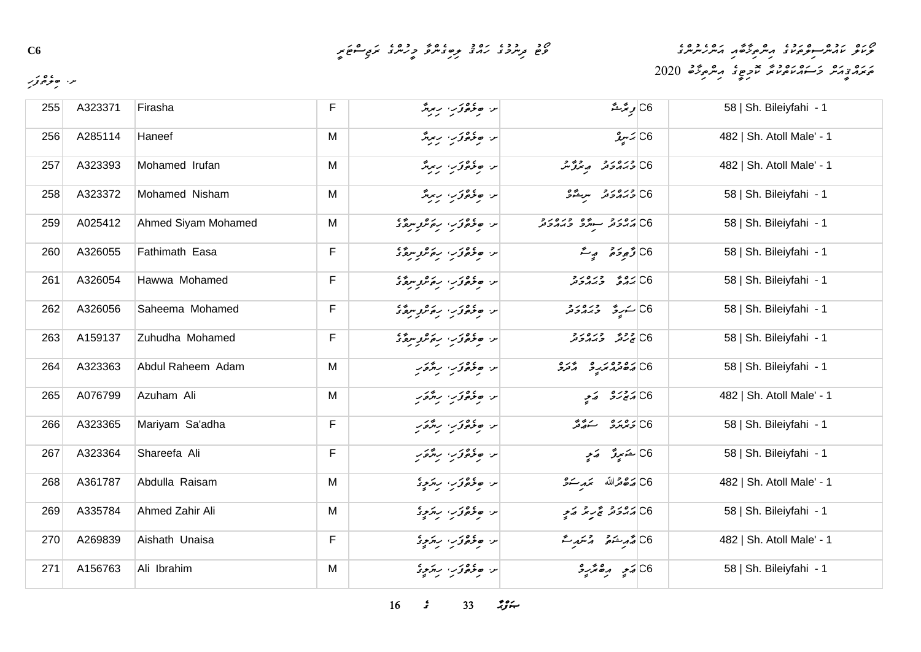| 255 | A323371 | Firasha | F | ش. ބިލެއްފަހި، ހިރިއާ | C6 ފިރާޝާ | 58 \| Sh. Bileiyfahi - 1 |
|---|---|---|---|---|---|---|
| 256 | A285114 | Haneef | M | ش. ބިލެއްފަހި، ހިރިއާ | C6 ހަނީފް | 482 \| Sh. Atoll Male' - 1 |
| 257 | A323393 | Mohamed Irufan | M | ش. ބިލެއްފަހި، ހިރިއާ | C6 މުހައްމަދު އިރުފާން | 482 \| Sh. Atoll Male' - 1 |
| 258 | A323372 | Mohamed Nisham | M | ش. ބިލެއްފަހި، ހިރިއާ | C6 މުހައްމަދު ނިޝާމް | 58 \| Sh. Bileiyfahi - 1 |
| 259 | A025412 | Ahmed Siyam Mohamed | M | ش. ބިލެއްފަހި، ހިޔަންނުހިލާގެ | C6 އަހުމަދު ސިޔާމް މުހައްމަދު | 58 \| Sh. Bileiyfahi - 1 |
| 260 | A326055 | Fathimath Easa | F | ش. ބިލެއްފަހި، ހިޔަންނުހިލާގެ | C6 ފާތިމަތު ޢީސާ | 58 \| Sh. Bileiyfahi - 1 |
| 261 | A326054 | Hawwa Mohamed | F | ش. ބިލެއްފަހި، ހިޔަންނުހިލާގެ | C6 ހައްވާ މުހައްމަދު | 58 \| Sh. Bileiyfahi - 1 |
| 262 | A326056 | Saheema Mohamed | F | ش. ބިލެއްފަހި، ހިޔަންނުހިލާގެ | C6 ސަހީމާ މުހައްމަދު | 58 \| Sh. Bileiyfahi - 1 |
| 263 | A159137 | Zuhudha Mohamed | F | ش. ބިލެއްފަހި، ހިޔަންނުހިލާގެ | C6 ޒުހުދާ މުހައްމަދު | 58 \| Sh. Bileiyfahi - 1 |
| 264 | A323363 | Abdul Raheem Adam | M | ش. ބިލެއްފަހި، ހިލާވަރ | C6 އަބްދުއްރަޙީމް އާދަމް | 58 \| Sh. Bileiyfahi - 1 |
| 265 | A076799 | Azuham Ali | M | ش. ބިލެއްފަހި، ހިލާވަރ | C6 އަޒުހަމް އަލި | 482 \| Sh. Atoll Male' - 1 |
| 266 | A323365 | Mariyam Sa'adha | F | ش. ބިލެއްފަހި، ހިލާވަރ | C6 މަރިޔަމް ސަޢުދާ | 58 \| Sh. Bileiyfahi - 1 |
| 267 | A323364 | Shareefa Ali | F | ش. ބިލެއްފަހި، ހިލާވަރ | C6 ޝަރީފާ އަލި | 58 \| Sh. Bileiyfahi - 1 |
| 268 | A361787 | Abdulla Raisam | M | ش. ބިލެއްފަހި، ހިލަވިގެ | C6 އަބްދުﷲ ރައިސަމް | 482 \| Sh. Atoll Male' - 1 |
| 269 | A335784 | Ahmed Zahir Ali | M | ش. ބިލެއްފަހި، ހިލަވިގެ | C6 އަހުމަދު ޒާހިރު އަލި | 58 \| Sh. Bileiyfahi - 1 |
| 270 | A269839 | Aishath Unaisa | F | ش. ބިލެއްފަހި، ހިލަވިގެ | C6 އާއިޝަތު އުނައިސާ | 482 \| Sh. Atoll Male' - 1 |
| 271 | A156763 | Ali Ibrahim | M | ش. ބިލެއްފަހި، ހިލަވިގެ | C6 އަލި އިބްރާހީމް | 58 \| Sh. Bileiyfahi - 1 |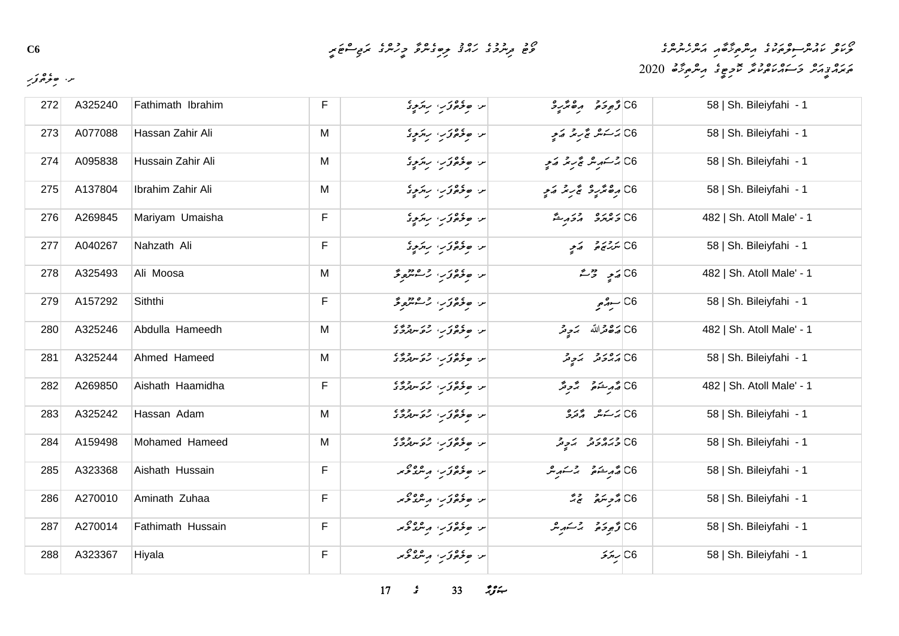| 272 | A325240 | Fathimath Ibrahim | F | ش. ބިލެހޮފަހި، ހިރަފުޅު | C6 ފާތިމަތު އިބްރާހީމް | 58 \| Sh. Bileiyfahi - 1 |
|---|---|---|---|---|---|---|
| 273 | A077088 | Hassan Zahir Ali | M | ش. ބިލެހޮފަހި، ހިރަފުޅު | C6 ހަސަން ޒާހިރު ޢަލީ | 58 \| Sh. Bileiyfahi - 1 |
| 274 | A095838 | Hussain Zahir Ali | M | ش. ބިލެހޮފަހި، ހިރަފުޅު | C6 ހުސައިން ޒާހިރު ޢަލީ | 58 \| Sh. Bileiyfahi - 1 |
| 275 | A137804 | Ibrahim Zahir Ali | M | ش. ބިލެހޮފަހި، ހިރަފުޅު | C6 އިބްރާހީމް ޒާހިރު ޢަލީ | 58 \| Sh. Bileiyfahi - 1 |
| 276 | A269845 | Mariyam Umaisha | F | ش. ބިލެހޮފަހި، ހިރަފުޅު | C6 މަރިޔަމް އުމައިޝާ | 482 \| Sh. Atoll Male' - 1 |
| 277 | A040267 | Nahzath Ali | F | ش. ބިލެހޮފަހި، ހިރަފުޅު | C6 ނަހްޒަތު ޢަލީ | 58 \| Sh. Bileiyfahi - 1 |
| 278 | A325493 | Ali Moosa | M | ش. ބިލެހޮފަހި، ހުސްނޫރާ | C6 ޢަލީ މޫސާ | 482 \| Sh. Atoll Male' - 1 |
| 279 | A157292 | Siththi | F | ش. ބިލެހޮފަހި، ހުސްނޫރާ | C6 ސިއްތި | 58 \| Sh. Bileiyfahi - 1 |
| 280 | A325246 | Abdulla Hameedh | M | ش. ބިލެހޮފަހި، ހުވަނދުމާގެ | C6 އަބްދުﷲ ހަމީދު | 482 \| Sh. Atoll Male' - 1 |
| 281 | A325244 | Ahmed Hameed | M | ش. ބިލެހޮފަހި، ހުވަނދުމާގެ | C6 އަހްމަދު ހަމީދު | 58 \| Sh. Bileiyfahi - 1 |
| 282 | A269850 | Aishath Haamidha | F | ش. ބިލެހޮފަހި، ހުވަނދުމާގެ | C6 އާއިޝަތު ހާމިދާ | 482 \| Sh. Atoll Male' - 1 |
| 283 | A325242 | Hassan Adam | M | ش. ބިލެހޮފަހި، ހުވަނދުމާގެ | C6 ހަސަން އާދަމް | 58 \| Sh. Bileiyfahi - 1 |
| 284 | A159498 | Mohamed Hameed | M | ش. ބިލެހޮފަހި، ހުވަނދުމާގެ | C6 މުހައްމަދު ހަމީދު | 58 \| Sh. Bileiyfahi - 1 |
| 285 | A323368 | Aishath Hussain | F | ش. ބިލެހޮފަހި، އިންޑޯރ | C6 އާއިޝަތު ހުސައިން | 58 \| Sh. Bileiyfahi - 1 |
| 286 | A270010 | Aminath Zuhaa | F | ش. ބިލެހޮފަހި، އިންޑޯރ | C6 އާމިނަތު ޒުހާ | 58 \| Sh. Bileiyfahi - 1 |
| 287 | A270014 | Fathimath Hussain | F | ش. ބިލެހޮފަހި، އިންޑޯރ | C6 ފާތިމަތު ހުސައިން | 58 \| Sh. Bileiyfahi - 1 |
| 288 | A323367 | Hiyala | F | ش. ބިލެހޮފަހި، އިންޑޯރ | C6 ހިޔަލަ | 58 \| Sh. Bileiyfahi - 1 |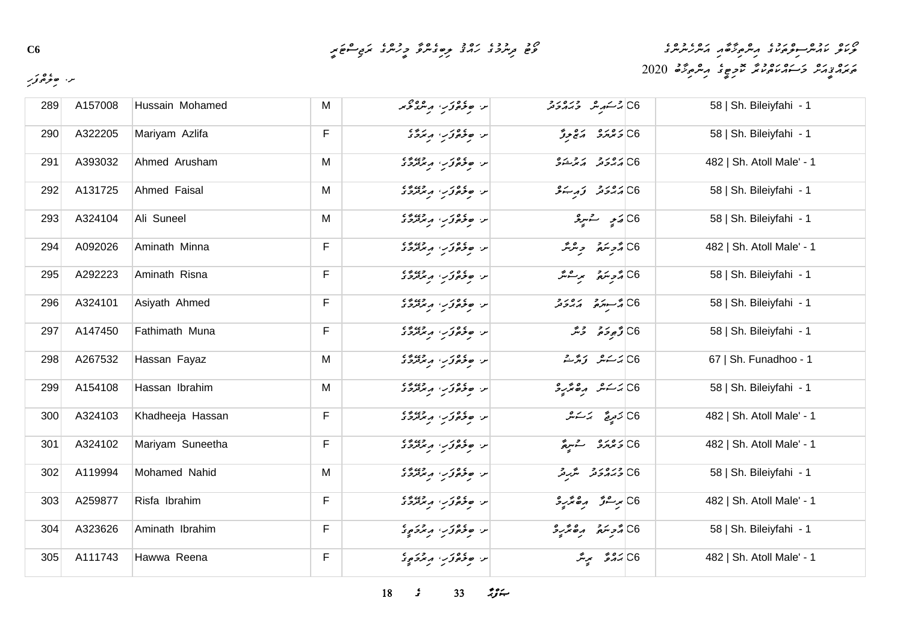| 289 | A157008 | Hussain Mohamed | M | ش. ބިލެތްފަހި، ޙިޔާވޭރި | C6 ޙުސައިން މުޙައްމަދު | 58 \| Sh. Bileiyfahi - 1 |
|---|---|---|---|---|---|---|
| 290 | A322205 | Mariyam Azlifa | F | ش. ބިލެތްފަހި، އިރަމާގެ | C6 މަރިޔަމް އަޒްލިފާ | 58 \| Sh. Bileiyfahi - 1 |
| 291 | A393032 | Ahmed Arusham | M | ش. ބިލެތްފަހި، އިރުދޫގެ | C6 އަޙްމަދު އަރުޝަމް | 482 \| Sh. Atoll Male' - 1 |
| 292 | A131725 | Ahmed Faisal | M | ش. ބިލެތްފަހި، އިރުދޫގެ | C6 އަޙްމަދު ފައިސަލް | 58 \| Sh. Bileiyfahi - 1 |
| 293 | A324104 | Ali Suneel | M | ش. ބިލެތްފަހި، އިރުދޫގެ | C6 އަލި ސުނީލް | 58 \| Sh. Bileiyfahi - 1 |
| 294 | A092026 | Aminath Minna | F | ش. ބިލެތްފަހި، އިރުދޫގެ | C6 އާމިނަތު މިންނާ | 482 \| Sh. Atoll Male' - 1 |
| 295 | A292223 | Aminath Risna | F | ش. ބިލެތްފަހި، އިރުދޫގެ | C6 އާމިނަތު ރިސްނާ | 58 \| Sh. Bileiyfahi - 1 |
| 296 | A324101 | Asiyath Ahmed | F | ش. ބިލެތްފަހި، އިރުދޫގެ | C6 އާސިޔަތު އަޙްމަދު | 58 \| Sh. Bileiyfahi - 1 |
| 297 | A147450 | Fathimath Muna | F | ش. ބިލެތްފަހި، އިރުދޫގެ | C6 ފާތިމަތު މުނާ | 58 \| Sh. Bileiyfahi - 1 |
| 298 | A267532 | Hassan Fayaz | M | ش. ބިލެތްފަހި، އިރުދޫގެ | C6 ޙަސަން ފައްޔާޒު | 67 \| Sh. Funadhoo - 1 |
| 299 | A154108 | Hassan Ibrahim | M | ش. ބިލެތްފަހި، އިރުދޫގެ | C6 ޙަސަން އިބްރާހިމް | 58 \| Sh. Bileiyfahi - 1 |
| 300 | A324103 | Khadheeja Hassan | F | ش. ބިލެތްފަހި، އިރުދޫގެ | C6 ޚަދީޖާ ޙަސަން | 482 \| Sh. Atoll Male' - 1 |
| 301 | A324102 | Mariyam Suneetha | F | ش. ބިލެތްފަހި، އިރުދޫގެ | C6 މަރިޔަމް ސުނީތާ | 482 \| Sh. Atoll Male' - 1 |
| 302 | A119994 | Mohamed Nahid | M | ش. ބިލެތްފަހި، އިރުދޫގެ | C6 މުޙައްމަދު ނާހިދު | 58 \| Sh. Bileiyfahi - 1 |
| 303 | A259877 | Risfa Ibrahim | F | ش. ބިލެތްފަހި، އިރުދޫގެ | C6 ރިސްފާ އިބްރާހިމް | 482 \| Sh. Atoll Male' - 1 |
| 304 | A323626 | Aminath Ibrahim | F | ش. ބިލެތްފަހި، އިރުމަތިގެ | C6 އާމިނަތު އިބްރާހިމް | 58 \| Sh. Bileiyfahi - 1 |
| 305 | A111743 | Hawwa Reena | F | ش. ބިލެތްފަހި، އިރުމަތިގެ | C6 ހައްވާ ރީނާ | 482 \| Sh. Atoll Male' - 1 |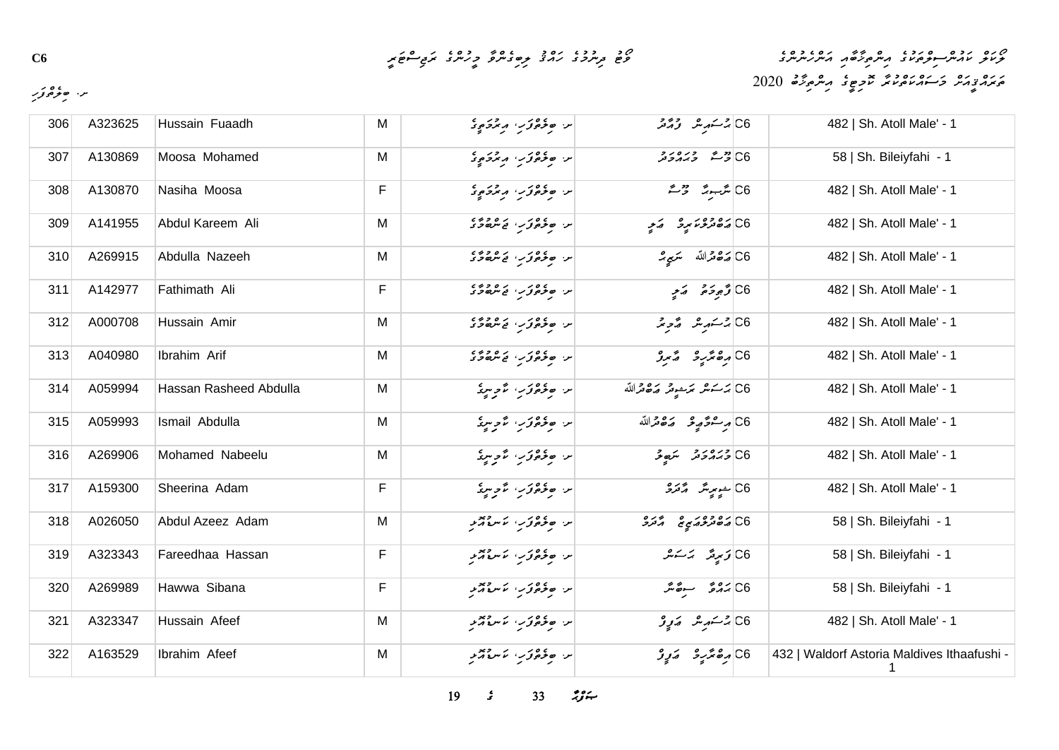ރ. ބިލެތްފަހި

| 306 | A323625 | Hussain Fuaadh | M | ށ. ބިލެތްފަހި، އިރުމަތީގޭ | C6 ހުސައިން ފުއާދު | 482 \| Sh. Atoll Male' - 1 |
|---|---|---|---|---|---|---|
| 307 | A130869 | Moosa Mohamed | M | ށ. ބިލެތްފަހި، އިރުމަތީގޭ | C6 މޫސާ މުހައްމަދު | 58 \| Sh. Bileiyfahi - 1 |
| 308 | A130870 | Nasiha Moosa | F | ށ. ބިލެތްފަހި، އިރުމަތީގޭ | C6 ނާސިހާ މޫސާ | 482 \| Sh. Atoll Male' - 1 |
| 309 | A141955 | Abdul Kareem Ali | M | ށ. ބިލެތްފަހި، ޖަންބުމާގެ | C6 އަބްދުލްކަރީމް އަލި | 482 \| Sh. Atoll Male' - 1 |
| 310 | A269915 | Abdulla Nazeeh | M | ށ. ބިލެތްފަހި، ޖަންބުމާގެ | C6 އަބްދުﷲ ނަޒީހު | 482 \| Sh. Atoll Male' - 1 |
| 311 | A142977 | Fathimath Ali | F | ށ. ބިލެތްފަހި، ޖަންބުމާގެ | C6 ފާތިމަތު އަލި | 482 \| Sh. Atoll Male' - 1 |
| 312 | A000708 | Hussain Amir | M | ށ. ބިލެތްފަހި، ޖަންބުމާގެ | C6 ހުސައިން އާމިރު | 482 \| Sh. Atoll Male' - 1 |
| 313 | A040980 | Ibrahim Arif | M | ށ. ބިލެތްފަހި، ޖަންބުމާގެ | C6 އިބްރާހީމް އާރިފް | 482 \| Sh. Atoll Male' - 1 |
| 314 | A059994 | Hassan Rasheed Abdulla | M | ށ. ބިލެތްފަހި، ކާމިނީގެ | C6 ހަސަން ރަޝީދު އަބްދުﷲ | 482 \| Sh. Atoll Male' - 1 |
| 315 | A059993 | Ismail Abdulla | M | ށ. ބިލެތްފަހި، ކާމިނީގެ | C6 އިސްމާޢީލް އަބްދުﷲ | 482 \| Sh. Atoll Male' - 1 |
| 316 | A269906 | Mohamed Nabeelu | M | ށ. ބިލެތްފަހި، ކާމިނީގެ | C6 މުހައްމަދު ނަބީލު | 482 \| Sh. Atoll Male' - 1 |
| 317 | A159300 | Sheerina Adam | F | ށ. ބިލެތްފަހި، ކާމިނީގެ | C6 ޝީރީނާ އާދަމް | 482 \| Sh. Atoll Male' - 1 |
| 318 | A026050 | Abdul Azeez Adam | M | ށ. ބިލެތްފަހި، ކަނަޑުއާރި | C6 އަބްދުލްއަޒީޒު އާދަމް | 58 \| Sh. Bileiyfahi - 1 |
| 319 | A323343 | Fareedhaa Hassan | F | ށ. ބިލެތްފަހި، ކަނަޑުއާރި | C6 ފަރީދާ ހަސަން | 58 \| Sh. Bileiyfahi - 1 |
| 320 | A269989 | Hawwa Sibana | F | ށ. ބިލެތްފަހި، ކަނަޑުއާރި | C6 ހައްވާ ސިބާނާ | 58 \| Sh. Bileiyfahi - 1 |
| 321 | A323347 | Hussain Afeef | M | ށ. ބިލެތްފަހި، ކަނަޑުއާރި | C6 ހުސައިން އަފީފު | 482 \| Sh. Atoll Male' - 1 |
| 322 | A163529 | Ibrahim Afeef | M | ށ. ބިލެތްފަހި، ކަނަޑުއާރި | C6 އިބްރާހީމް އަފީފު | 432 \| Waldorf Astoria Maldives Ithaafushi - 1 |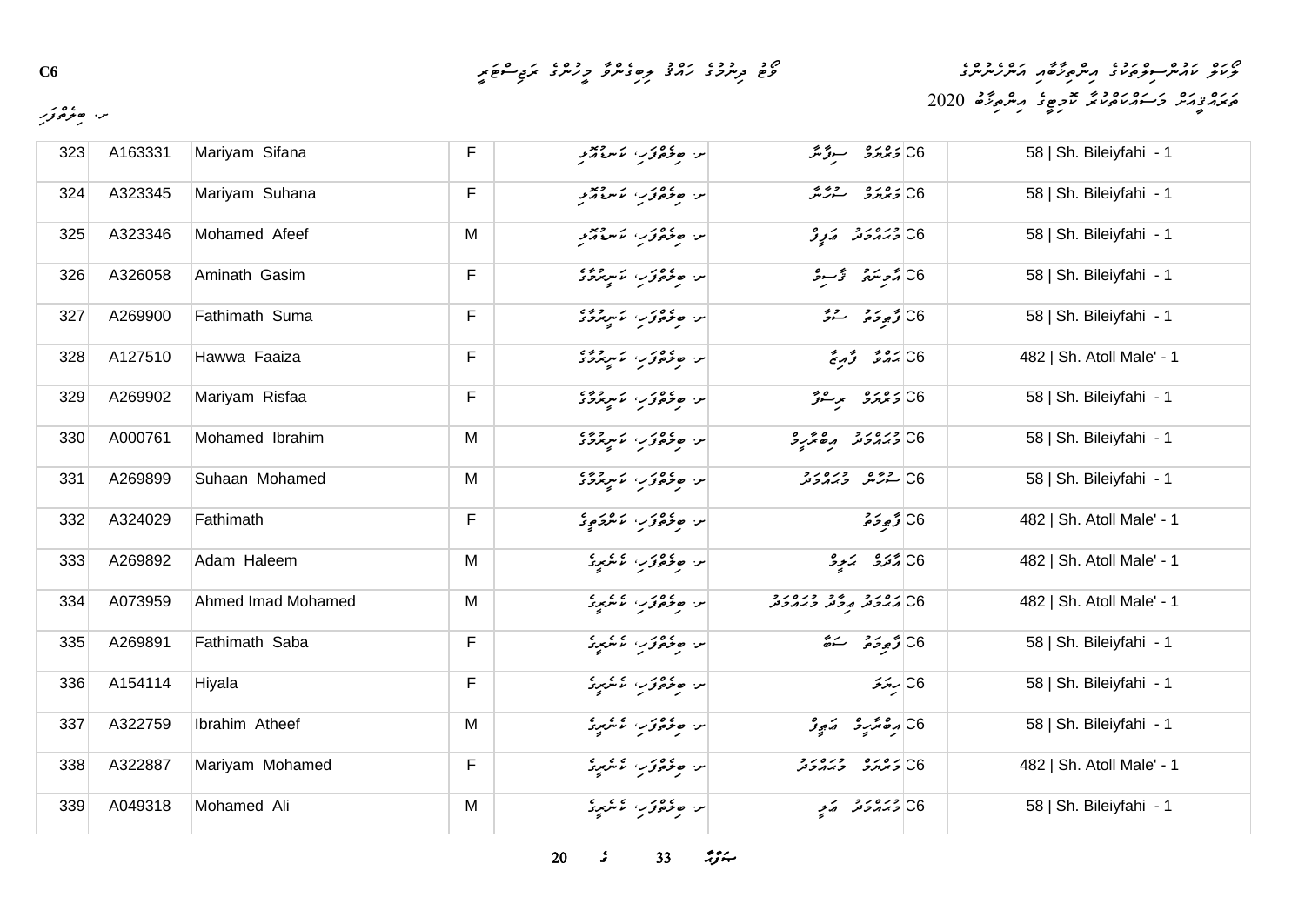ސ. ބިލެތްފަހި

| 323 | A163331 | Mariyam Sifana | F | ށ. ބިލެތްފަހި، ކަނަޑުއާދި | C6 މަރިޔަމް ސިފާނާ | 58 \| Sh. Bileiyfahi - 1 |
|---|---|---|---|---|---|---|
| 324 | A323345 | Mariyam Suhana | F | ށ. ބިލެތްފަހި، ކަނަޑުއާދި | C6 މަރިޔަމް ސުހާނާ | 58 \| Sh. Bileiyfahi - 1 |
| 325 | A323346 | Mohamed Afeef | M | ށ. ބިލެތްފަހި، ކަނަޑުއާދި | C6 މުހައްމަދު އަފީފު | 58 \| Sh. Bileiyfahi - 1 |
| 326 | A326058 | Aminath Gasim | F | ށ. ބިލެތްފަހި، ކަނިރުމާގެ | C6 އާމިނަތު ގާސިމު | 58 \| Sh. Bileiyfahi - 1 |
| 327 | A269900 | Fathimath Suma | F | ށ. ބިލެތްފަހި، ކަނިރުމާގެ | C6 ފާތިމަތު ސުމާ | 58 \| Sh. Bileiyfahi - 1 |
| 328 | A127510 | Hawwa Faaiza | F | ށ. ބިލެތްފަހި، ކަނިރުމާގެ | C6 ހައްވާ ފާއިޒާ | 482 \| Sh. Atoll Male' - 1 |
| 329 | A269902 | Mariyam Risfaa | F | ށ. ބިލެތްފަހި، ކަނިރުމާގެ | C6 މަރިޔަމް ރިސްފާ | 58 \| Sh. Bileiyfahi - 1 |
| 330 | A000761 | Mohamed Ibrahim | M | ށ. ބިލެތްފަހި، ކަނިރުމާގެ | C6 މުހައްމަދު އިބްރާހީމް | 58 \| Sh. Bileiyfahi - 1 |
| 331 | A269899 | Suhaan Mohamed | M | ށ. ބިލެތްފަހި، ކަނިރުމާގެ | C6 ސުހާން މުހައްމަދު | 58 \| Sh. Bileiyfahi - 1 |
| 332 | A324029 | Fathimath | F | ށ. ބިލެތްފަހި، ކަނޑަލިގެ | C6 ފާތިމަތު | 482 \| Sh. Atoll Male' - 1 |
| 333 | A269892 | Adam Haleem | M | ށ. ބިލެތްފަހި، ކެނެރީގެ | C6 އާދަމް ހަލީމް | 482 \| Sh. Atoll Male' - 1 |
| 334 | A073959 | Ahmed Imad Mohamed | M | ށ. ބިލެތްފަހި، ކެނެރީގެ | C6 އަހްމަދު އިމާދު މުހައްމަދު | 482 \| Sh. Atoll Male' - 1 |
| 335 | A269891 | Fathimath Saba | F | ށ. ބިލެތްފަހި، ކެނެރީގެ | C6 ފާތިމަތު ސަބާ | 58 \| Sh. Bileiyfahi - 1 |
| 336 | A154114 | Hiyala | F | ށ. ބިލެތްފަހި، ކެނެރީގެ | C6 ހިޔަލަ | 58 \| Sh. Bileiyfahi - 1 |
| 337 | A322759 | Ibrahim Atheef | M | ށ. ބިލެތްފަހި، ކެނެރީގެ | C6 އިބްރާހީމް އަތީފު | 58 \| Sh. Bileiyfahi - 1 |
| 338 | A322887 | Mariyam Mohamed | F | ށ. ބިލެތްފަހި، ކެނެރީގެ | C6 މަރިޔަމް މުހައްމަދު | 482 \| Sh. Atoll Male' - 1 |
| 339 | A049318 | Mohamed Ali | M | ށ. ބިލެތްފަހި، ކެނެރީގެ | C6 މުހައްމަދު ޢަލީ | 58 \| Sh. Bileiyfahi - 1 |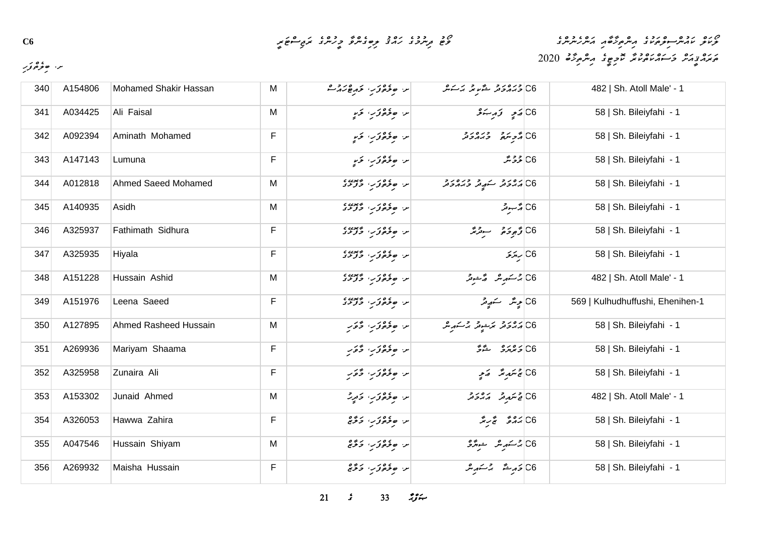| 340 | A154806 | Mohamed Shakir Hassan | M | ش. ބިލެތްފަހި، ވައިބްހައުސް | C6 މުހައްމަދު ޝާކިރު ހަސަން | 482 \| Sh. Atoll Male' - 1 |
|---|---|---|---|---|---|---|
| 341 | A034425 | Ali Faisal | M | ش. ބިލެތްފަހި، ވަލި | C6 އަލި ފައިސަލް | 58 \| Sh. Bileiyfahi - 1 |
| 342 | A092394 | Aminath Mohamed | F | ش. ބިލެތްފަހި، ވަލި | C6 އާމިނަތު މުހައްމަދު | 58 \| Sh. Bileiyfahi - 1 |
| 343 | A147143 | Lumuna | F | ش. ބިލެތްފަހި، ވަލި | C6 ލުމުނާ | 58 \| Sh. Bileiyfahi - 1 |
| 344 | A012818 | Ahmed Saeed Mohamed | M | ش. ބިލެތްފަހި، މާފޫގަ | C6 އަހުމަދު ސަޢީދު މުހައްމަދު | 58 \| Sh. Bileiyfahi - 1 |
| 345 | A140935 | Asidh | M | ش. ބިލެތްފަހި، މާފޫގަ | C6 އާސިދު | 58 \| Sh. Bileiyfahi - 1 |
| 346 | A325937 | Fathimath Sidhura | F | ش. ބިލެތްފަހި، މާފޫގަ | C6 ފާތިމަތު ސިދުރާ | 58 \| Sh. Bileiyfahi - 1 |
| 347 | A325935 | Hiyala | F | ش. ބިލެތްފަހި، މާފޫގަ | C6 ހިޔަލަ | 58 \| Sh. Bileiyfahi - 1 |
| 348 | A151228 | Hussain Ashid | M | ش. ބިލެތްފަހި، މާފޫގަ | C6 ހުސައިން އާޝިދު | 482 \| Sh. Atoll Male' - 1 |
| 349 | A151976 | Leena Saeed | F | ش. ބިލެތްފަހި، މާފޫގަ | C6 ލީނާ ސަޢީދު | 569 \| Kulhudhuffushi, Ehenihen-1 |
| 350 | A127895 | Ahmed Rasheed Hussain | M | ش. ބިލެތްފަހި، މާވަރު | C6 އަހުމަދު ރަޝީދު ހުސައިން | 58 \| Sh. Bileiyfahi - 1 |
| 351 | A269936 | Mariyam Shaama | F | ش. ބިލެތްފަހި، މާވަރު | C6 މަރިޔަމް ޝާމާ | 58 \| Sh. Bileiyfahi - 1 |
| 352 | A325958 | Zunaira Ali | F | ش. ބިލެތްފަހި، މާވަރު | C6 ޒުނައިރާ އަލި | 58 \| Sh. Bileiyfahi - 1 |
| 353 | A153302 | Junaid Ahmed | M | ش. ބިލެތްފަހި، މަރިހް | C6 ޖުނައިދު އަހުމަދު | 482 \| Sh. Atoll Male' - 1 |
| 354 | A326053 | Hawwa Zahira | F | ش. ބިލެތްފަހި، މަލާޒް | C6 ހައްވާ ޒާހިރާ | 58 \| Sh. Bileiyfahi - 1 |
| 355 | A047546 | Hussain Shiyam | M | ش. ބިލެތްފަހި، މަލާޒް | C6 ހުސައިން ޝިޔާމް | 58 \| Sh. Bileiyfahi - 1 |
| 356 | A269932 | Maisha Hussain | F | ش. ބިލެތްފަހި، މަލާޒް | C6 މައިޝާ ހުސައިން | 58 \| Sh. Bileiyfahi - 1 |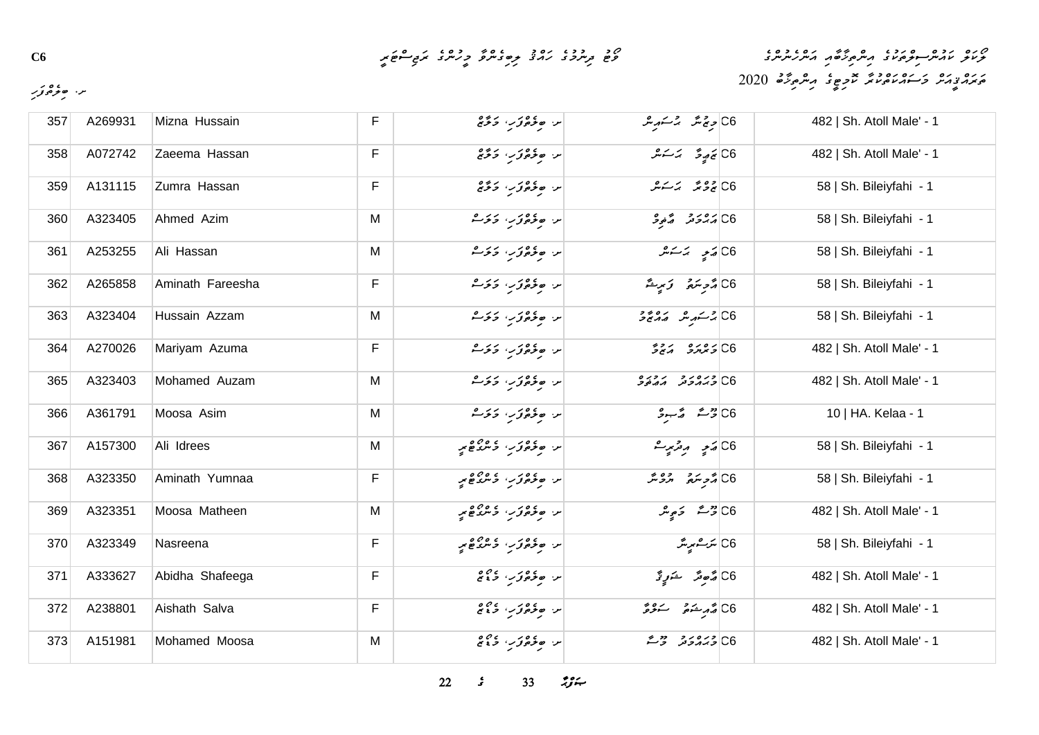| 357 | A269931 | Mizna Hussain | F | ש. ޙތްމަލާބ، ޖަމާލް | C6 ވިޒުނާ ޙުސައިން | 482 \| Sh. Atoll Male' - 1 |
|---|---|---|---|---|---|---|
| 358 | A072742 | Zaeema Hassan | F | ש. ޙތްމަލާބ، ޖަމާލް | C6 ޒައީމާ ޙަސަން | 482 \| Sh. Atoll Male' - 1 |
| 359 | A131115 | Zumra Hassan | F | ש. ޙތްމަލާބ، ޖަމާލް | C6 ޒުމްރާ ޙަސަން | 58 \| Sh. Bileiyfahi - 1 |
| 360 | A323405 | Ahmed Azim | M | ש. ޙތްމަލާބ، ޖަޒީރާ | C6 އަޙްމަދު އާޒިމް | 58 \| Sh. Bileiyfahi - 1 |
| 361 | A253255 | Ali Hassan | M | ש. ޙތްމަލާބ، ޖަޒީރާ | C6 އަލީ ޙަސަން | 58 \| Sh. Bileiyfahi - 1 |
| 362 | A265858 | Aminath Fareesha | F | ש. ޙތްމަލާބ، ޖަޒީރާ | C6 އާމިނަތު ފަރީޝާ | 58 \| Sh. Bileiyfahi - 1 |
| 363 | A323404 | Hussain Azzam | M | ש. ޙތްމަލާބ، ޖަޒީރާ | C6 ޙުސައިން އައްޒާމް | 58 \| Sh. Bileiyfahi - 1 |
| 364 | A270026 | Mariyam Azuma | F | ש. ޙތްމަލާބ، ޖަޒީރާ | C6 މަރިޔަމް އަޒުމާ | 482 \| Sh. Atoll Male' - 1 |
| 365 | A323403 | Mohamed Auzam | M | ש. ޙތްމަލާބ، ޖަޒީރާ | C6 މުޙައްމަދު އައުޒަމް | 482 \| Sh. Atoll Male' - 1 |
| 366 | A361791 | Moosa Asim | M | ש. ޙތްމަލާބ، ޖަޒީރާ | C6 މޫސާ އާސިމް | 10 \| HA. Kelaa - 1 |
| 367 | A157300 | Ali Idrees | M | ש. ޙތްމަލާބ، ޖަންނަތުބަރި | C6 އަލީ އިދުރީސް | 58 \| Sh. Bileiyfahi - 1 |
| 368 | A323350 | Aminath Yumnaa | F | ש. ޙތްމަލާބ، ޖަންނަތުބަރި | C6 އާމިނަތު ޔުމްނާ | 58 \| Sh. Bileiyfahi - 1 |
| 369 | A323351 | Moosa Matheen | M | ש. ޙތްމަލާބ، ޖަންނަތުބަރި | C6 މޫސާ މަތީން | 482 \| Sh. Atoll Male' - 1 |
| 370 | A323349 | Nasreena | F | ש. ޙތްމަލާބ، ޖަންނަތުބަރި | C6 ނަސްރީނާ | 58 \| Sh. Bileiyfahi - 1 |
| 371 | A333627 | Abidha Shafeega | F | ש. ޙތްމަލާބ، ޖޭޓީ | C6 އާބިދާ ޝަފީގާ | 482 \| Sh. Atoll Male' - 1 |
| 372 | A238801 | Aishath Salva | F | ש. ޙތްމަލާބ، ޖޭޓީ | C6 އާއިޝަތު ސަލްވާ | 482 \| Sh. Atoll Male' - 1 |
| 373 | A151981 | Mohamed Moosa | M | ש. ޙތްމަލާބ، ޖޭޓީ | C6 މުޙައްމަދު މޫސާ | 482 \| Sh. Atoll Male' - 1 |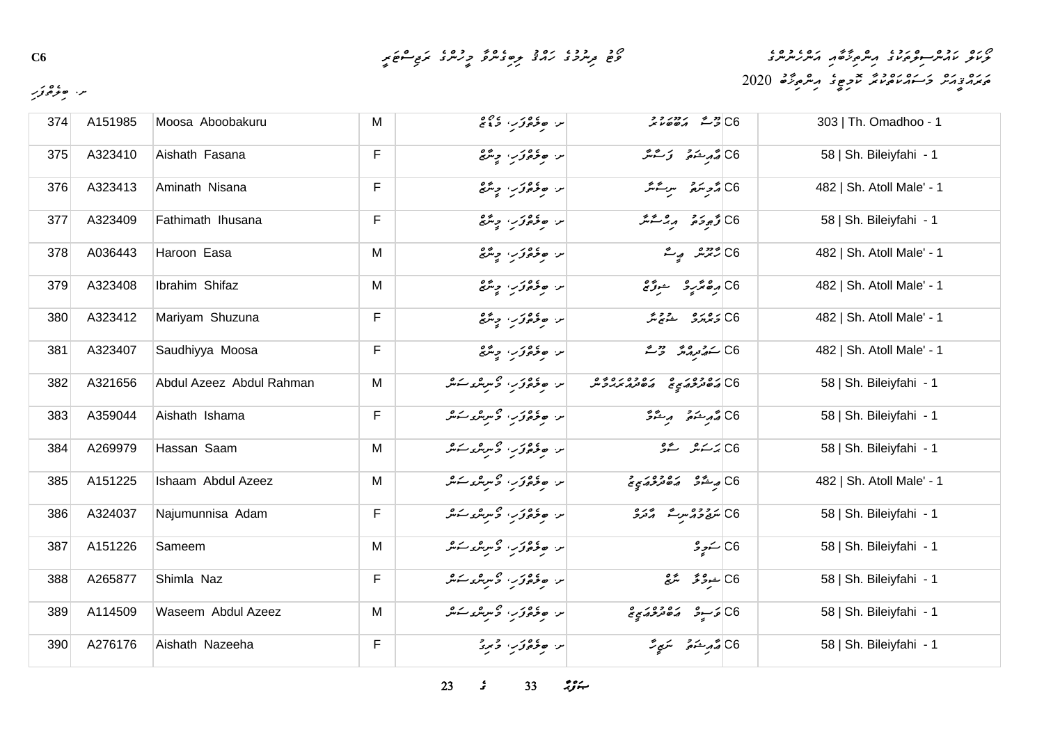| 374 | A151985 | Moosa Aboobakuru | M | ނ. ބިލެތްފަހި، ގުލްޝަން | C6 މޫސާ އަބޫބަކުރު | 303 \| Th. Omadhoo - 1 |
|---|---|---|---|---|---|---|
| 375 | A323410 | Aishath Fasana | F | ނ. ބިލެތްފަހި، މިނާޒް | C6 އާއިޝަތު ފަސާނާ | 58 \| Sh. Bileiyfahi - 1 |
| 376 | A323413 | Aminath Nisana | F | ނ. ބިލެތްފަހި، މިނާޒް | C6 އާމިނަތު ނިސާނާ | 482 \| Sh. Atoll Male' - 1 |
| 377 | A323409 | Fathimath Ihusana | F | ނ. ބިލެތްފަހި، މިނާޒް | C6 ފާތިމަތު އިހުސާނާ | 58 \| Sh. Bileiyfahi - 1 |
| 378 | A036443 | Haroon Easa | M | ނ. ބިލެތްފަހި، މިނާޒް | C6 ހާރޫނު ޢީސާ | 482 \| Sh. Atoll Male' - 1 |
| 379 | A323408 | Ibrahim Shifaz | M | ނ. ބިލެތްފަހި، މިނާޒް | C6 އިބްރާހީމް ޝިފާޒް | 482 \| Sh. Atoll Male' - 1 |
| 380 | A323412 | Mariyam Shuzuna | F | ނ. ބިލެތްފަހި، މިނާޒް | C6 މަރިޔަމް ޝުޒުނާ | 482 \| Sh. Atoll Male' - 1 |
| 381 | A323407 | Saudhiyya Moosa | F | ނ. ބިލެތްފަހި، މިނާޒް | C6 ސައުދިއްޔާ މޫސާ | 482 \| Sh. Atoll Male' - 1 |
| 382 | A321656 | Abdul Azeez Abdul Rahman | M | ނ. ބިލެތްފަހި، ވާދީނިސަން | C6 އަބްދުލްޢަޒީޒު އަބްދުއްރަޙްމާން | 58 \| Sh. Bileiyfahi - 1 |
| 383 | A359044 | Aishath Ishama | F | ނ. ބިލެތްފަހި، ވާދީނިސަން | C6 އާއިޝަތު އިޝާމާ | 58 \| Sh. Bileiyfahi - 1 |
| 384 | A269979 | Hassan Saam | M | ނ. ބިލެތްފަހި، ވާދީނިސަން | C6 ހަސަން ސާމް | 58 \| Sh. Bileiyfahi - 1 |
| 385 | A151225 | Ishaam Abdul Azeez | M | ނ. ބިލެތްފަހި، ވާދީނިސަން | C6 އިޝާމް އަބްދުލްޢަޒީޒު | 482 \| Sh. Atoll Male' - 1 |
| 386 | A324037 | Najumunnisa Adam | F | ނ. ބިލެތްފަހި، ވާދީނިސަން | C6 ނަޖުމުންނިސާ އާދަމް | 58 \| Sh. Bileiyfahi - 1 |
| 387 | A151226 | Sameem | M | ނ. ބިލެތްފަހި، ވާދީނިސަން | C6 ސަމީމް | 58 \| Sh. Bileiyfahi - 1 |
| 388 | A265877 | Shimla Naz | F | ނ. ބިލެތްފަހި، ވާދީނިސަން | C6 ޝިމްލާ ނާޒް | 58 \| Sh. Bileiyfahi - 1 |
| 389 | A114509 | Waseem Abdul Azeez | M | ނ. ބިލެތްފަހި، ވާދީނިސަން | C6 ވަސީމް އަބްދުލްޢަޒީޒު | 58 \| Sh. Bileiyfahi - 1 |
| 390 | A276176 | Aishath Nazeeha | F | ނ. ބިލެތްފަހި، މުރިމު | C6 އާއިޝަތު ނަޒީހާ | 58 \| Sh. Bileiyfahi - 1 |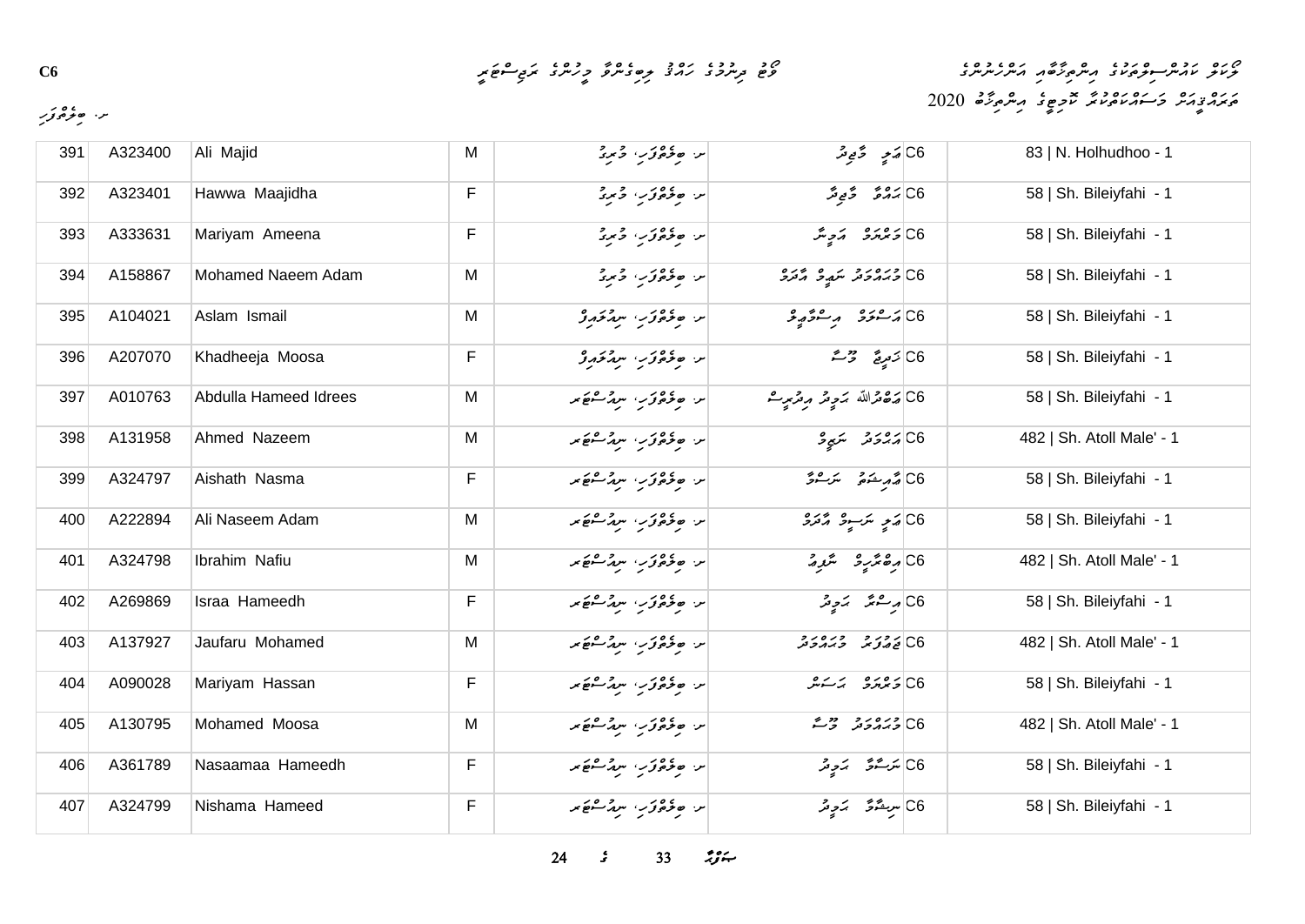| 391 | A323400 | Ali Majid | M | ނ. ބިލެތްފަހި، މާރިގު | C6 އަލި މާޖިދު | 83 \| N. Holhudhoo - 1 |
|---|---|---|---|---|---|---|
| 392 | A323401 | Hawwa Maajidha | F | ނ. ބިލެތްފަހި، މާރިގު | C6 ހައްވާ މާޖިދާ | 58 \| Sh. Bileiyfahi - 1 |
| 393 | A333631 | Mariyam Ameena | F | ނ. ބިލެތްފަހި، މާރިގު | C6 މަރިޔަމް އަމީނާ | 58 \| Sh. Bileiyfahi - 1 |
| 394 | A158867 | Mohamed Naeem Adam | M | ނ. ބިލެތްފަހި، މާރިގު | C6 މުހައްމަދު ނައީމު އާދަމް | 58 \| Sh. Bileiyfahi - 1 |
| 395 | A104021 | Aslam Ismail | M | ނ. ބިލެތްފަހި، ނިއުމަލްގެ | C6 އަސްލަމް އިސްމާޢީލު | 58 \| Sh. Bileiyfahi - 1 |
| 396 | A207070 | Khadheeja Moosa | F | ނ. ބިލެތްފަހި، ނިއުމަލްގެ | C6 ޚަދީޖާ މޫސާ | 58 \| Sh. Bileiyfahi - 1 |
| 397 | A010763 | Abdulla Hameed Idrees | M | ނ. ބިލެތްފަހި، ނިއުސްޓަރ | C6 އަބްދުﷲ ހަމީދު އިދްރީސް | 58 \| Sh. Bileiyfahi - 1 |
| 398 | A131958 | Ahmed Nazeem | M | ނ. ބިލެތްފަހި، ނިއުސްޓަރ | C6 އަހްމަދު ނަޒީމް | 482 \| Sh. Atoll Male' - 1 |
| 399 | A324797 | Aishath Nasma | F | ނ. ބިލެތްފަހި، ނިއުސްޓަރ | C6 އައިޝަތު ނަސްމާ | 58 \| Sh. Bileiyfahi - 1 |
| 400 | A222894 | Ali Naseem Adam | M | ނ. ބިލެތްފަހި، ނިއުސްޓަރ | C6 އަލި ނަސީމު އާދަމް | 58 \| Sh. Bileiyfahi - 1 |
| 401 | A324798 | Ibrahim Nafiu | M | ނ. ބިލެތްފަހި، ނިއުސްޓަރ | C6 އިބްރާހީމް ނާފިޢު | 482 \| Sh. Atoll Male' - 1 |
| 402 | A269869 | Israa Hameedh | F | ނ. ބިލެތްފަހި، ނިއުސްޓަރ | C6 އިސްރާ ހަމީދު | 58 \| Sh. Bileiyfahi - 1 |
| 403 | A137927 | Jaufaru Mohamed | M | ނ. ބިލެތްފަހި، ނިއުސްޓަރ | C6 ޖައުފަރު މުހައްމަދު | 482 \| Sh. Atoll Male' - 1 |
| 404 | A090028 | Mariyam Hassan | F | ނ. ބިލެތްފަހި، ނިއުސްޓަރ | C6 މަރިޔަމް ހަސަން | 58 \| Sh. Bileiyfahi - 1 |
| 405 | A130795 | Mohamed Moosa | M | ނ. ބިލެތްފަހި، ނިއުސްޓަރ | C6 މުހައްމަދު މޫސާ | 482 \| Sh. Atoll Male' - 1 |
| 406 | A361789 | Nasaamaa Hameedh | F | ނ. ބިލެތްފަހި، ނިއުސްޓަރ | C6 ނަސާމާ ހަމީދު | 58 \| Sh. Bileiyfahi - 1 |
| 407 | A324799 | Nishama Hameed | F | ނ. ބިލެތްފަހި، ނިއުސްޓަރ | C6 ނިޝާމާ ހަމީދު | 58 \| Sh. Bileiyfahi - 1 |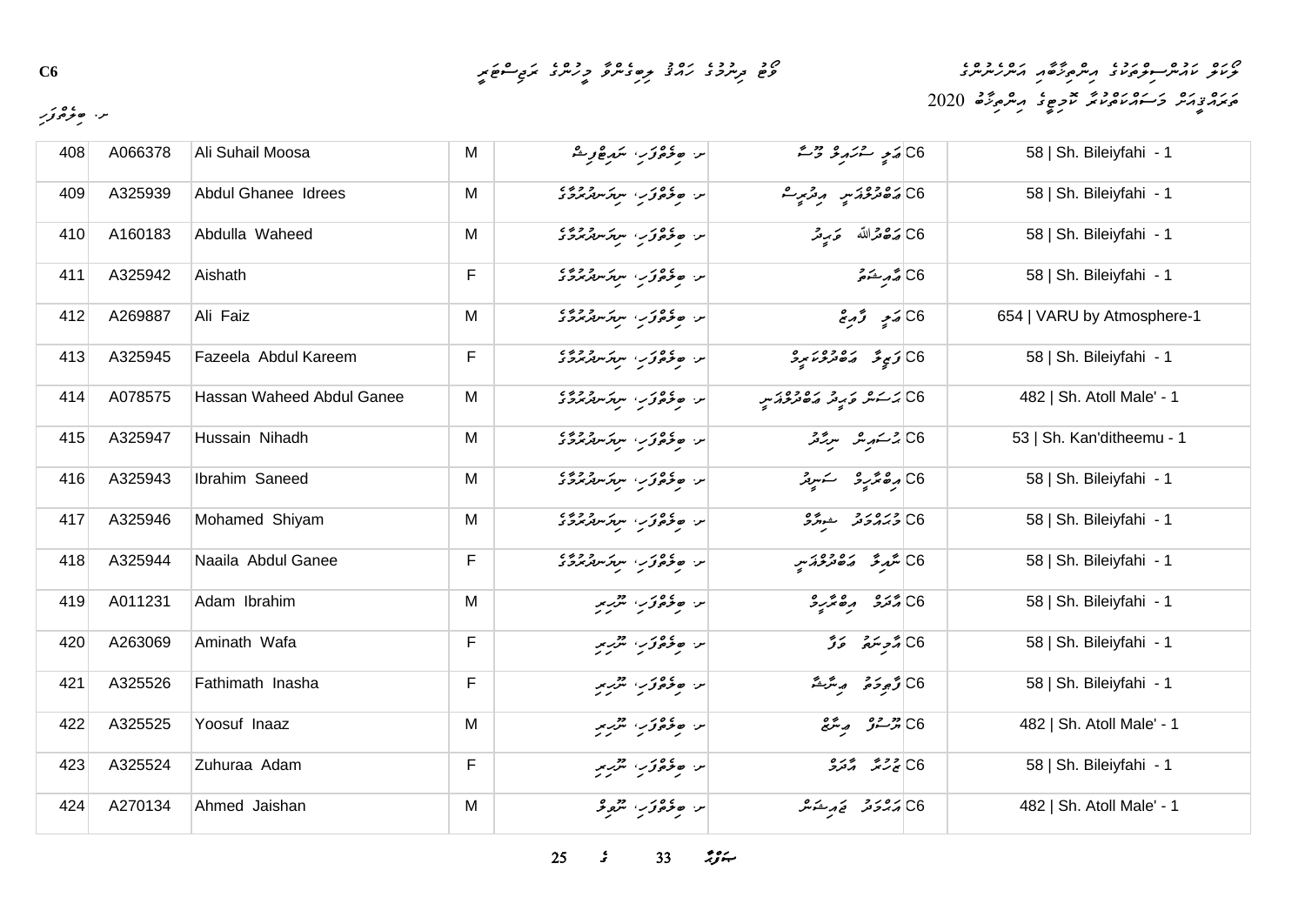| 408 | A066378 | Ali Suhail Moosa | M | ش. ބިލެތްފަހި، ސަރިބީވިލާ | C6 ޢަލީ ސުހައިލް މޫސާ | 58 \| Sh. Bileiyfahi - 1 |
|---|---|---|---|---|---|---|
| 409 | A325939 | Abdul Ghanee Idrees | M | ش. ބިލެތްފަހި، ނިޔަނިޔުރުގެ | C6 އަބްދުލްޣަނީ އިދުރީސް | 58 \| Sh. Bileiyfahi - 1 |
| 410 | A160183 | Abdulla Waheed | M | ش. ބިލެތްފަހި، ނިޔަނިޔުރުގެ | C6 އަބްދުاللهް ވަހީދު | 58 \| Sh. Bileiyfahi - 1 |
| 411 | A325942 | Aishath | F | ش. ބިލެތްފަހި، ނިޔަނިޔުރުގެ | C6 އާއިޝަތު | 58 \| Sh. Bileiyfahi - 1 |
| 412 | A269887 | Ali Faiz | M | ش. ބިލެތްފަހި، ނިޔަނިޔުރުގެ | C6 އަލީ ފާއިޒު | 654 \| VARU by Atmosphere-1 |
| 413 | A325945 | Fazeela Abdul Kareem | F | ش. ބިލެތްފަހި، ނިޔަނިޔުރުގެ | C6 ފަޟީލާ އަބްދުލްކަރީމް | 58 \| Sh. Bileiyfahi - 1 |
| 414 | A078575 | Hassan Waheed Abdul Ganee | M | ش. ބިލެތްފަހި، ނިޔަނިޔުރުގެ | C6 ހަސަން ވަހީދު އަބްދުލްޣަނީ | 482 \| Sh. Atoll Male' - 1 |
| 415 | A325947 | Hussain Nihadh | M | ش. ބިލެތްފަހި، ނިޔަނިޔުރުގެ | C6 ހުސައިން ނިހާދު | 53 \| Sh. Kan'ditheemu - 1 |
| 416 | A325943 | Ibrahim Saneed | M | ش. ބިލެތްފަހި، ނިޔަނިޔުރުގެ | C6 އިބްރާހީމް ސަނީދު | 58 \| Sh. Bileiyfahi - 1 |
| 417 | A325946 | Mohamed Shiyam | M | ش. ބިލެތްފަހި، ނިޔަނިޔުރުގެ | C6 މުހައްމަދު ޝިޔާމް | 58 \| Sh. Bileiyfahi - 1 |
| 418 | A325944 | Naaila Abdul Ganee | F | ش. ބިލެތްފަހި، ނިޔަނިޔުރުގެ | C6 ނާއިލާ އަބްދުލްޣަނީ | 58 \| Sh. Bileiyfahi - 1 |
| 419 | A011231 | Adam Ibrahim | M | ش. ބިލެތްފަހި، ނޫރީރީ | C6 އާދަމް އިބްރާހީމް | 58 \| Sh. Bileiyfahi - 1 |
| 420 | A263069 | Aminath Wafa | F | ش. ބިލެތްފަހި، ނޫރީރީ | C6 އާމިނަތު ވަފާ | 58 \| Sh. Bileiyfahi - 1 |
| 421 | A325526 | Fathimath Inasha | F | ش. ބިލެތްފަހި، ނޫރީރީ | C6 ފާތިމަތު އިނާޝާ | 58 \| Sh. Bileiyfahi - 1 |
| 422 | A325525 | Yoosuf Inaaz | M | ش. ބިލެތްފަހި، ނޫރީރީ | C6 ޔޫސުފް އިނާޒް | 482 \| Sh. Atoll Male' - 1 |
| 423 | A325524 | Zuhuraa Adam | F | ش. ބިލެތްފަހި، ނޫރީރީ | C6 ޒުހުރާ އާދަމް | 58 \| Sh. Bileiyfahi - 1 |
| 424 | A270134 | Ahmed Jaishan | M | ش. ބިލެތްފަހި، ނޫރުވާ | C6 އަހުމަދު ޖައިޝަން | 482 \| Sh. Atoll Male' - 1 |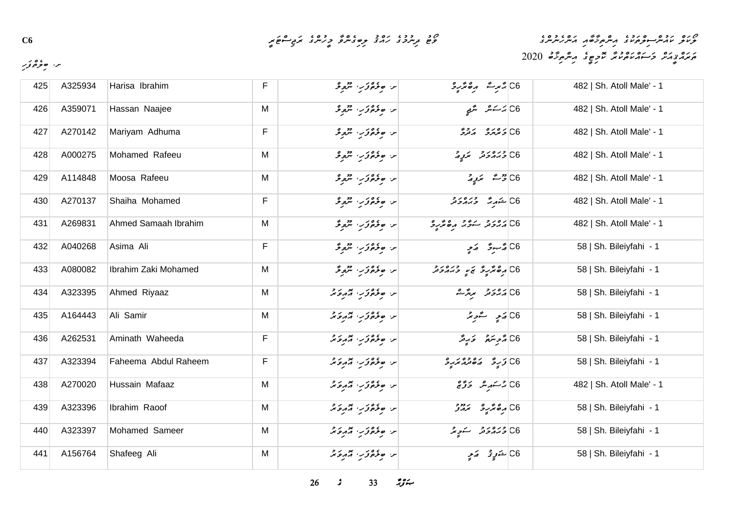ސ. ބިލެތްފަހި

| 425 | A325934 | Harisa Ibrahim | F | ށ. ބިލެތްފަހި، ނޫރުވާ | C6 ހާރިސާ އިބްރާހީމް | 482 \| Sh. Atoll Male' - 1 |
|---|---|---|---|---|---|---|
| 426 | A359071 | Hassan Naajee | M | ށ. ބިލެތްފަހި، ނޫރުވާ | C6 ހަސަން ނާޖީ | 482 \| Sh. Atoll Male' - 1 |
| 427 | A270142 | Mariyam Adhuma | F | ށ. ބިލެތްފަހި، ނޫރުވާ | C6 މަރިޔަމް އަދުމާ | 482 \| Sh. Atoll Male' - 1 |
| 428 | A000275 | Mohamed Rafeeu | M | ށ. ބިލެތްފަހި، ނޫރުވާ | C6 މުހައްމަދު ރަފީއު | 482 \| Sh. Atoll Male' - 1 |
| 429 | A114848 | Moosa Rafeeu | M | ށ. ބިލެތްފަހި، ނޫރުވާ | C6 މޫސާ ރަފީއު | 482 \| Sh. Atoll Male' - 1 |
| 430 | A270137 | Shaiha Mohamed | F | ށ. ބިލެތްފަހި، ނޫރުވާ | C6 ޝައިހާ މުހައްމަދު | 482 \| Sh. Atoll Male' - 1 |
| 431 | A269831 | Ahmed Samaah Ibrahim | M | ށ. ބިލެތްފަހި، ނޫރުވާ | C6 އަހުމަދު ސަމާހު އިބްރާހީމް | 482 \| Sh. Atoll Male' - 1 |
| 432 | A040268 | Asima Ali | F | ށ. ބިލެތްފަހި، ނޫރުވާ | C6 އާސިމާ އަލި | 58 \| Sh. Bileiyfahi - 1 |
| 433 | A080082 | Ibrahim Zaki Mohamed | M | ށ. ބިލެތްފަހި، ނޫރުވާ | C6 އިބްރާހީމް ޒަކީ މުހައްމަދު | 58 \| Sh. Bileiyfahi - 1 |
| 434 | A323395 | Ahmed Riyaaz | M | ށ. ބިލެތްފަހި، އާއިލަރު | C6 އަހުމަދު ރިޔާޒް | 58 \| Sh. Bileiyfahi - 1 |
| 435 | A164443 | Ali Samir | M | ށ. ބިލެތްފަހި، އާއިލަރު | C6 އަލި ސާމިރު | 58 \| Sh. Bileiyfahi - 1 |
| 436 | A262531 | Aminath Waheeda | F | ށ. ބިލެތްފަހި، އާއިލަރު | C6 އާމިނަތު ވަހީދާ | 58 \| Sh. Bileiyfahi - 1 |
| 437 | A323394 | Faheema Abdul Raheem | F | ށ. ބިލެތްފަހި، އާއިލަރު | C6 ފަހީމާ އަބްދުއްރަހީމް | 58 \| Sh. Bileiyfahi - 1 |
| 438 | A270020 | Hussain Mafaaz | M | ށ. ބިލެތްފަހި، އާއިލަރު | C6 ހުސައިން މަފާޒު | 482 \| Sh. Atoll Male' - 1 |
| 439 | A323396 | Ibrahim Raoof | M | ށ. ބިލެތްފަހި، އާއިލަރު | C6 އިބްރާހީމް ރައޫފް | 58 \| Sh. Bileiyfahi - 1 |
| 440 | A323397 | Mohamed Sameer | M | ށ. ބިލެތްފަހި، އާއިލަރު | C6 މުހައްމަދު ސަމީރު | 58 \| Sh. Bileiyfahi - 1 |
| 441 | A156764 | Shafeeg Ali | M | ށ. ބިލެތްފަހި، އާއިލަރު | C6 ޝަފީގު އަލި | 58 \| Sh. Bileiyfahi - 1 |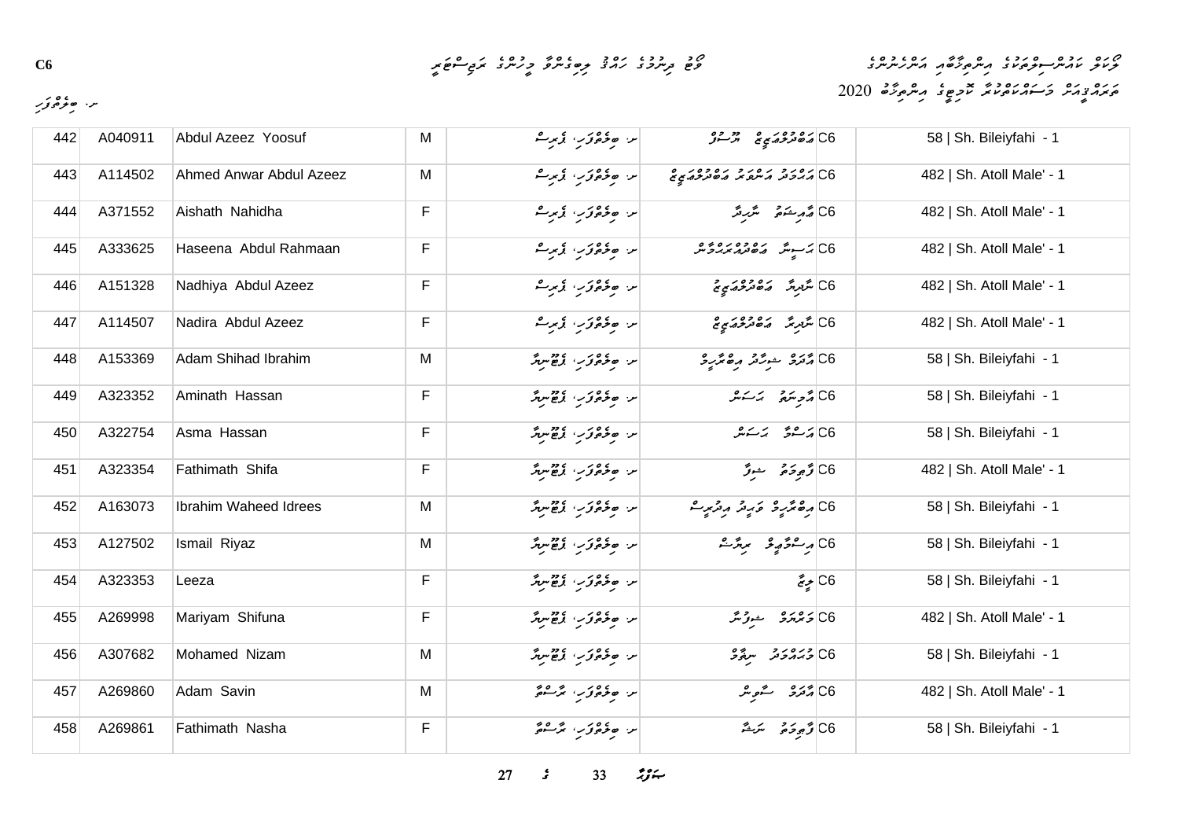ސ. ބިލެތްފަހި

| 442 | A040911 | Abdul Azeez Yoosuf | M | ސ. ބިލެތްފަހި، ފްލަރެސް | C6 އަބްދުލްޢަޒީޒު ޔޫސުފު | 58 \| Sh. Bileiyfahi - 1 |
|---|---|---|---|---|---|---|
| 443 | A114502 | Ahmed Anwar Abdul Azeez | M | ސ. ބިލެތްފަހި، ފްލަރެސް | C6 އަހުމަދު އަންވަރު އަބްދުލްޢަޒީޒު | 482 \| Sh. Atoll Male' - 1 |
| 444 | A371552 | Aishath Nahidha | F | ސ. ބިލެތްފަހި، ފްލަރެސް | C6 އައިޝަތު ނާހިދާ | 482 \| Sh. Atoll Male' - 1 |
| 445 | A333625 | Haseena Abdul Rahmaan | F | ސ. ބިލެތްފަހި، ފްލަރެސް | C6 ހަސީނާ އަބްދުއްރަޙްމާން | 482 \| Sh. Atoll Male' - 1 |
| 446 | A151328 | Nadhiya Abdul Azeez | F | ސ. ބިލެތްފަހި، ފްލަރެސް | C6 ނާދިޔާ އަބްދުލްޢަޒީޒު | 482 \| Sh. Atoll Male' - 1 |
| 447 | A114507 | Nadira Abdul Azeez | F | ސ. ބިލެތްފަހި، ފްލަރެސް | C6 ނާދިރާ އަބްދުލްޢަޒީޒު | 482 \| Sh. Atoll Male' - 1 |
| 448 | A153369 | Adam Shihad Ibrahim | M | ސ. ބިލެތްފަހި، ފްލޯރިނާ | C6 އާދަމް ޝިހާދު އިބްރާހީމް | 58 \| Sh. Bileiyfahi - 1 |
| 449 | A323352 | Aminath Hassan | F | ސ. ބިލެތްފަހި، ފްލޯރިނާ | C6 އާމިނަތު ޙަސަން | 58 \| Sh. Bileiyfahi - 1 |
| 450 | A322754 | Asma Hassan | F | ސ. ބިލެތްފަހި، ފްލޯރިނާ | C6 އަސްމާ ޙަސަން | 58 \| Sh. Bileiyfahi - 1 |
| 451 | A323354 | Fathimath Shifa | F | ސ. ބިލެތްފަހި، ފްލޯރިނާ | C6 ފާތިމަތު ޝިފާ | 482 \| Sh. Atoll Male' - 1 |
| 452 | A163073 | Ibrahim Waheed Idrees | M | ސ. ބިލެތްފަހި، ފްލޯރިނާ | C6 އިބްރާހީމް ވަޙީދު އިދްރީސް | 58 \| Sh. Bileiyfahi - 1 |
| 453 | A127502 | Ismail Riyaz | M | ސ. ބިލެތްފަހި، ފްލޯރިނާ | C6 އިސްމާޢީލް ރިޔާޒް | 58 \| Sh. Bileiyfahi - 1 |
| 454 | A323353 | Leeza | F | ސ. ބިލެތްފަހި، ފްލޯރިނާ | C6 ލީޒާ | 58 \| Sh. Bileiyfahi - 1 |
| 455 | A269998 | Mariyam Shifuna | F | ސ. ބިލެތްފަހި، ފްލޯރިނާ | C6 މަރިޔަމް ޝިފޫނާ | 482 \| Sh. Atoll Male' - 1 |
| 456 | A307682 | Mohamed Nizam | M | ސ. ބިލެތްފަހި، ފްލޯރިނާ | C6 މުޙައްމަދު ނިޒާމް | 58 \| Sh. Bileiyfahi - 1 |
| 457 | A269860 | Adam Savin | M | ސ. ބިލެތްފަހި، ޕާސްކޯ | C6 އާދަމް ސާވިން | 482 \| Sh. Atoll Male' - 1 |
| 458 | A269861 | Fathimath Nasha | F | ސ. ބިލެތްފަހި، ޕާސްކޯ | C6 ފާތިމަތު ނަޝާ | 58 \| Sh. Bileiyfahi - 1 |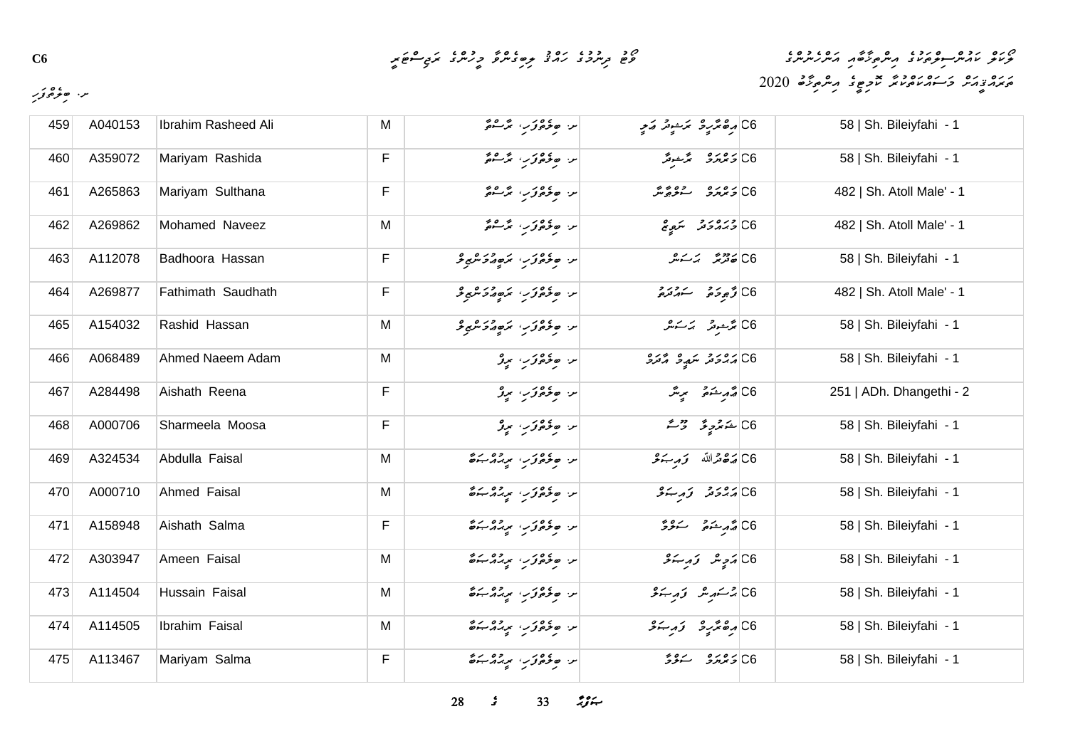| 459 | A040153 | Ibrahim Rasheed Ali | M | ش. ބިލެތްފަހި، ރާސްތާ | C6 ރިބްރާހީމް ރަޝީދު ޢަލީ | 58 \| Sh. Bileiyfahi - 1 |
|---|---|---|---|---|---|---|
| 460 | A359072 | Mariyam Rashida | F | ش. ބިލެތްފަހި، ރާސްތާ | C6 މަރިޔަމް ރާޝިދާ | 58 \| Sh. Bileiyfahi - 1 |
| 461 | A265863 | Mariyam Sulthana | F | ش. ބިލެތްފަހި، ރާސްތާ | C6 މަރިޔަމް ސުލްޠާނާ | 482 \| Sh. Atoll Male' - 1 |
| 462 | A269862 | Mohamed Naveez | M | ش. ބިލެތްފަހި، ރާސްތާ | C6 މުހައްމަދު ނަވީޒް | 482 \| Sh. Atoll Male' - 1 |
| 463 | A112078 | Badhoora Hassan | F | ش. ބިލެތްފަހި، ރަބީއުމަންޒިލް | C6 ބަދޫރާ ހަސަން | 58 \| Sh. Bileiyfahi - 1 |
| 464 | A269877 | Fathimath Saudhath | F | ش. ބިލެތްފަހި، ރަބީއުމަންޒިލް | C6 ފާތިމަތު ސައުދަތު | 482 \| Sh. Atoll Male' - 1 |
| 465 | A154032 | Rashid Hassan | M | ش. ބިލެތްފަހި، ރަބީއުމަންޒިލް | C6 ރާޝިދު ހަސަން | 58 \| Sh. Bileiyfahi - 1 |
| 466 | A068489 | Ahmed Naeem Adam | M | ش. ބިލެތްފަހި، ރީފް | C6 އަހްމަދު ނަޢީމް އާދަމް | 58 \| Sh. Bileiyfahi - 1 |
| 467 | A284498 | Aishath Reena | F | ش. ބިލެތްފަހި، ރީފް | C6 އާއިޝަތު ރީނާ | 251 \| ADh. Dhangethi - 2 |
| 468 | A000706 | Sharmeela Moosa | F | ش. ބިލެތްފަހި، ރީފް | C6 ޝަރްމީލާ މޫސާ | 58 \| Sh. Bileiyfahi - 1 |
| 469 | A324534 | Abdulla Faisal | M | ش. ބިލެތްފަހި، ރީނުއްސަބާ | C6 އަބްދުﷲ ފައިސަލް | 58 \| Sh. Bileiyfahi - 1 |
| 470 | A000710 | Ahmed Faisal | M | ش. ބިލެތްފަހި، ރީނުއްސަބާ | C6 އަހްމަދު ފައިސަލް | 58 \| Sh. Bileiyfahi - 1 |
| 471 | A158948 | Aishath Salma | F | ش. ބިލެތްފަހި، ރީނުއްސަބާ | C6 އާއިޝަތު ސަލްމާ | 58 \| Sh. Bileiyfahi - 1 |
| 472 | A303947 | Ameen Faisal | M | ش. ބިލެތްފަހި، ރީނުއްސަބާ | C6 އަމީން ފައިސަލް | 58 \| Sh. Bileiyfahi - 1 |
| 473 | A114504 | Hussain Faisal | M | ش. ބިލެތްފަހި، ރީނުއްސަބާ | C6 ހުސައިން ފައިސަލް | 58 \| Sh. Bileiyfahi - 1 |
| 474 | A114505 | Ibrahim Faisal | M | ش. ބިލެތްފަހި، ރީނުއްސަބާ | C6 އިބްރާހީމް ފައިސަލް | 58 \| Sh. Bileiyfahi - 1 |
| 475 | A113467 | Mariyam Salma | F | ش. ބިލެތްފަހި، ރީނުއްސަބާ | C6 މަރިޔަމް ސަލްމާ | 58 \| Sh. Bileiyfahi - 1 |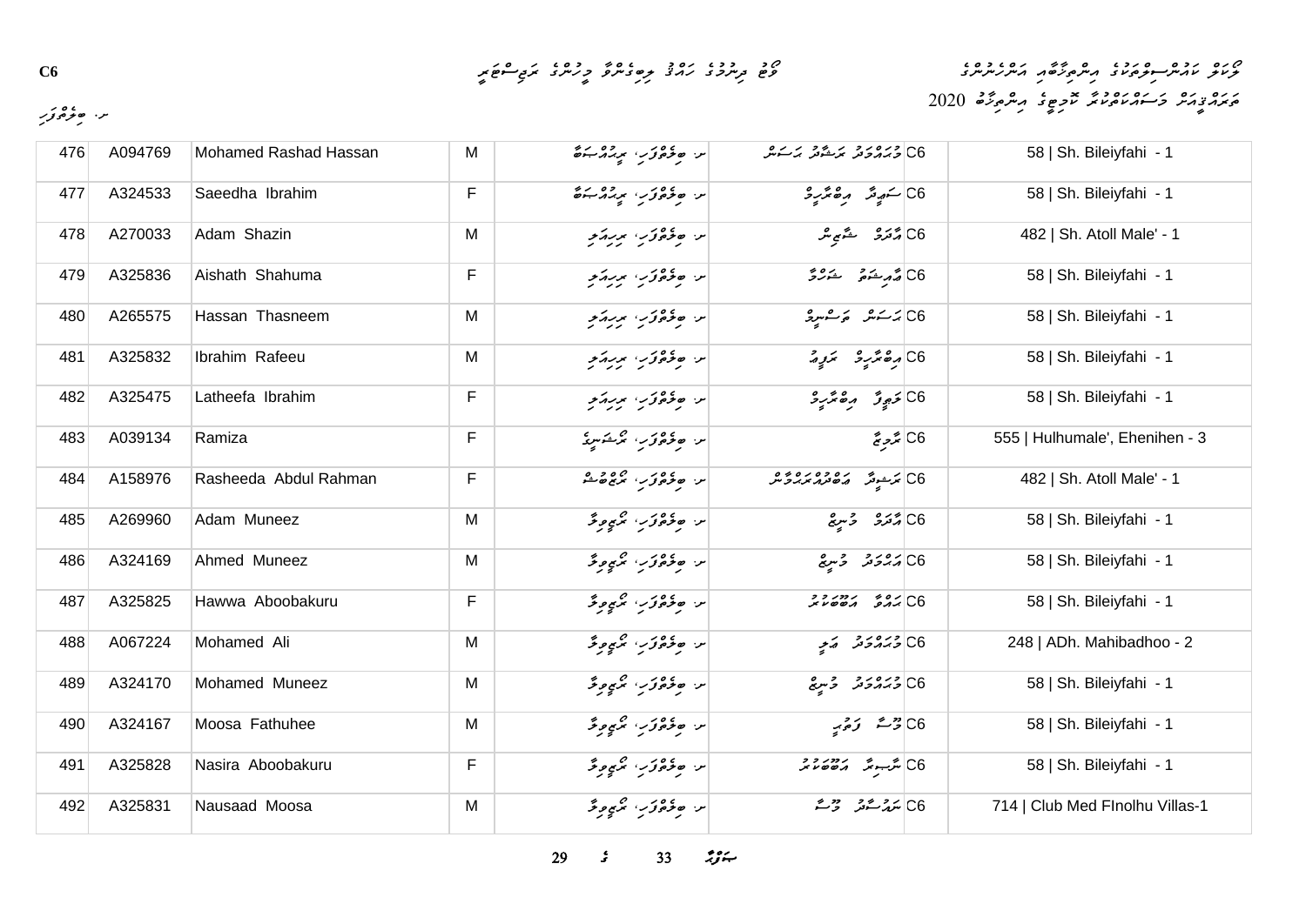| 476 | A094769 | Mohamed Rashad Hassan | M | ش. ބިލެތްފަހި، ދިލުއްބަގާ | C6 ޙަމްމަދު ރަޝާދު ޙަސަން | 58 \| Sh. Bileiyfahi - 1 |
|---|---|---|---|---|---|---|
| 477 | A324533 | Saeedha Ibrahim | F | ش. ބިލެތްފަހި، ދިލުއްބަގާ | C6 ސަޢީދާ އިބްރާހީމް | 58 \| Sh. Bileiyfahi - 1 |
| 478 | A270033 | Adam Shazin | M | ش. ބިލެތްފަހި، ދިރިއަރި | C6 އާދަމް ޝާޒިން | 482 \| Sh. Atoll Male' - 1 |
| 479 | A325836 | Aishath Shahuma | F | ش. ބިލެތްފަހި، ދިރިއަރި | C6 އައިޝަތު ޝަހުމާ | 58 \| Sh. Bileiyfahi - 1 |
| 480 | A265575 | Hassan Thasneem | M | ش. ބިލެތްފަހި، ދިރިއަރި | C6 ހަސަން ތަސްނީމް | 58 \| Sh. Bileiyfahi - 1 |
| 481 | A325832 | Ibrahim Rafeeu | M | ش. ބިލެތްފަހި، ދިރިއަރި | C6 އިބްރާހީމް ރަފީއު | 58 \| Sh. Bileiyfahi - 1 |
| 482 | A325475 | Latheefa Ibrahim | F | ش. ބިލެތްފަހި، ދިރިއަރި | C6 ލަތީފާ އިބްރާހީމް | 58 \| Sh. Bileiyfahi - 1 |
| 483 | A039134 | Ramiza | F | ش. ބިލެތްފަހި، ރޯޝަނީގެ | C6 ރާމިޒާ | 555 \| Hulhumale', Ehenihen - 3 |
| 484 | A158976 | Rasheeda Abdul Rahman | F | ش. ބިލެތްފަހި، ރޯޒްބަޑް | C6 ރަޝީދާ އަބްދުއްރަޙްމާން | 482 \| Sh. Atoll Male' - 1 |
| 485 | A269960 | Adam Muneez | M | ش. ބިލެތްފަހި، ރޯޒްވިލާ | C6 އާދަމް މުނީޒް | 58 \| Sh. Bileiyfahi - 1 |
| 486 | A324169 | Ahmed Muneez | M | ش. ބިލެތްފަހި، ރޯޒްވިލާ | C6 އަޙްމަދު މުނީޒް | 58 \| Sh. Bileiyfahi - 1 |
| 487 | A325825 | Hawwa Aboobakuru | F | ش. ބިލެތްފަހި، ރޯޒްވިލާ | C6 ޙައްވާ އަބޫބަކުރު | 58 \| Sh. Bileiyfahi - 1 |
| 488 | A067224 | Mohamed Ali | M | ش. ބިލެތްފަހި، ރޯޒްވިލާ | C6 މުޙައްމަދު ޢަލީ | 248 \| ADh. Mahibadhoo - 2 |
| 489 | A324170 | Mohamed Muneez | M | ش. ބިލެތްފަހި، ރޯޒްވިލާ | C6 މުޙައްމަދު މުނީޒް | 58 \| Sh. Bileiyfahi - 1 |
| 490 | A324167 | Moosa Fathuhee | M | ش. ބިލެތްފަހި، ރޯޒްވިލާ | C6 މޫސާ ފަތުހީ | 58 \| Sh. Bileiyfahi - 1 |
| 491 | A325828 | Nasira Aboobakuru | F | ش. ބިލެތްފަހި، ރޯޒްވިލާ | C6 ނާޞިރާ އަބޫބަކުރު | 58 \| Sh. Bileiyfahi - 1 |
| 492 | A325831 | Nausaad Moosa | M | ش. ބިލެތްފަހި، ރޯޒްވިލާ | C6 ނައުސާދު މޫސާ | 714 \| Club Med FInolhu Villas-1 |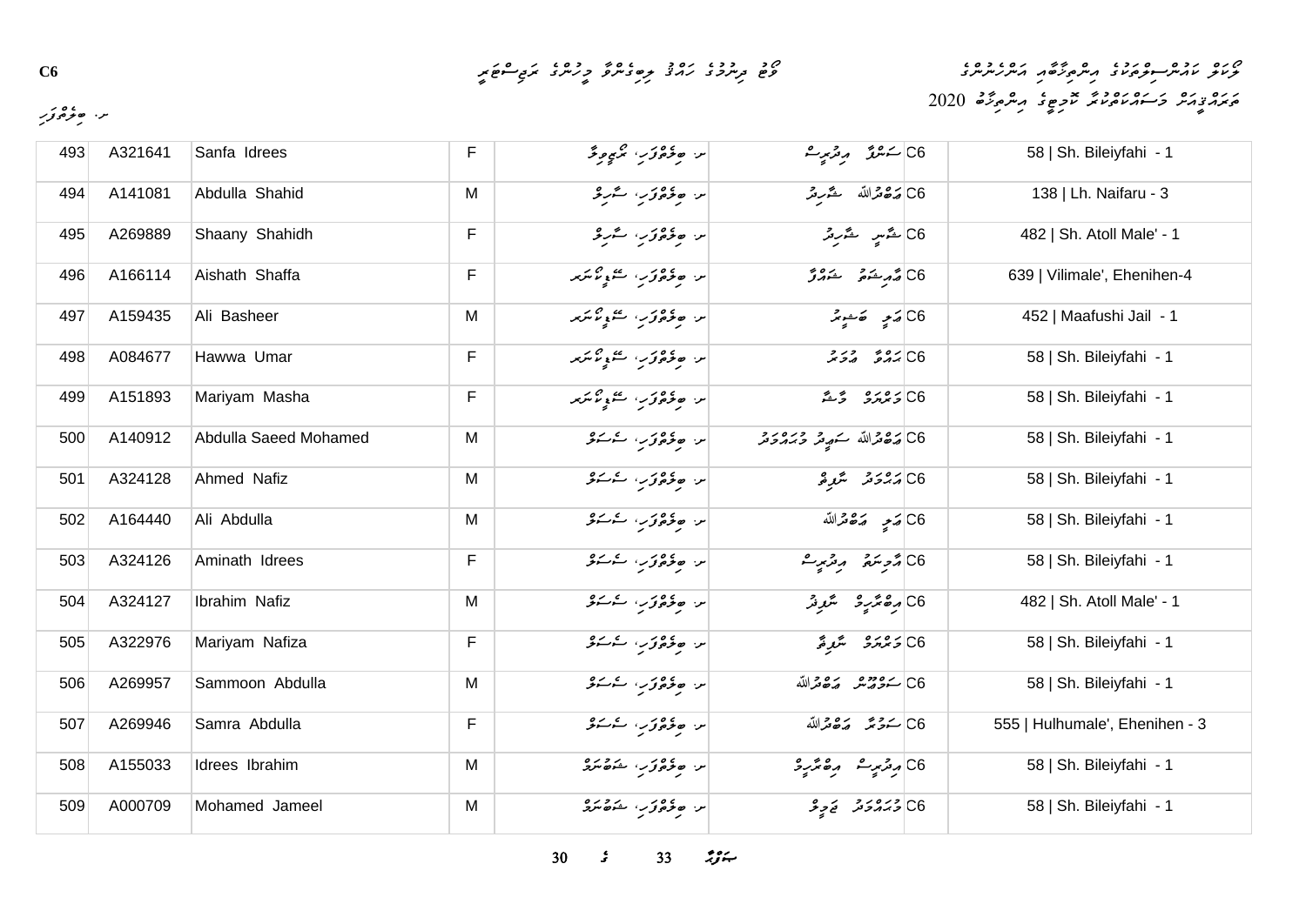| 493 | A321641 | Sanfa Idrees | F | ش. ބިލެތްފަހި، ރޯޒީވިލާ | C6 ސަންފާ އިދުރީސް | 58 \| Sh. Bileiyfahi - 1 |
|---|---|---|---|---|---|---|
| 494 | A141081 | Abdulla Shahid | M | ش. ބިލެތްފަހި، ޝާހިލް | C6 އަބްދުﷲ ޝާހިދު | 138 \| Lh. Naifaru - 3 |
| 495 | A269889 | Shaany Shahidh | F | ش. ބިލެތްފަހި، ޝާހިލް | C6 ޝާނީ ޝާހިދު | 482 \| Sh. Atoll Male' - 1 |
| 496 | A166114 | Aishath Shaffa | F | ش. ބިލެތްފަހި، ސޮފްޓްހައުސް | C6 އާއިޝަތު ޝައްފާ | 639 \| Vilimale', Ehenihen-4 |
| 497 | A159435 | Ali Basheer | M | ش. ބިލެތްފަހި، ސޮފްޓްހައުސް | C6 އަލި ބަޝީރު | 452 \| Maafushi Jail - 1 |
| 498 | A084677 | Hawwa Umar | F | ش. ބިލެތްފަހި، ސޮފްޓްހައުސް | C6 ހައްވާ އުމަރު | 58 \| Sh. Bileiyfahi - 1 |
| 499 | A151893 | Mariyam Masha | F | ش. ބިލެތްފަހި، ސޮފްޓްހައުސް | C6 މަރިޔަމް މާޝާ | 58 \| Sh. Bileiyfahi - 1 |
| 500 | A140912 | Abdulla Saeed Mohamed | M | ش. ބިލެތްފަހި، ސެސަލް | C6 އަބްދުﷲ ސަޢީދު މުހައްމަދު | 58 \| Sh. Bileiyfahi - 1 |
| 501 | A324128 | Ahmed Nafiz | M | ش. ބިލެތްފަހި، ސެސަލް | C6 އަހުމަދު ނާފިޒް | 58 \| Sh. Bileiyfahi - 1 |
| 502 | A164440 | Ali Abdulla | M | ش. ބިލެތްފަހި، ސެސަލް | C6 އަލި އަބްދުﷲ | 58 \| Sh. Bileiyfahi - 1 |
| 503 | A324126 | Aminath Idrees | F | ش. ބިލެތްފަހި، ސެސަލް | C6 އާމިނަތު އިދުރީސް | 58 \| Sh. Bileiyfahi - 1 |
| 504 | A324127 | Ibrahim Nafiz | M | ش. ބިލެތްފަހި، ސެސަލް | C6 އިބްރާހީމް ނާފިޒް | 482 \| Sh. Atoll Male' - 1 |
| 505 | A322976 | Mariyam Nafiza | F | ش. ބިލެތްފަހި، ސެސަލް | C6 މަރިޔަމް ނާފިޒާ | 58 \| Sh. Bileiyfahi - 1 |
| 506 | A269957 | Sammoon Abdulla | M | ش. ބިލެތްފަހި، ސެސަލް | C6 ސައްމޫން އަބްދުﷲ | 58 \| Sh. Bileiyfahi - 1 |
| 507 | A269946 | Samra Abdulla | F | ش. ބިލެތްފަހި، ސެސަލް | C6 ސަމްރާ އަބްދުﷲ | 555 \| Hulhumale', Ehenihen - 3 |
| 508 | A155033 | Idrees Ibrahim | M | ش. ބިލެތްފަހި، ޝަރަބަނގް | C6 އިދުރީސް އިބްރާހީމް | 58 \| Sh. Bileiyfahi - 1 |
| 509 | A000709 | Mohamed Jameel | M | ش. ބިލެތްފަހި، ޝަރަބަނގް | C6 މުހައްމަދު ޖަމީލް | 58 \| Sh. Bileiyfahi - 1 |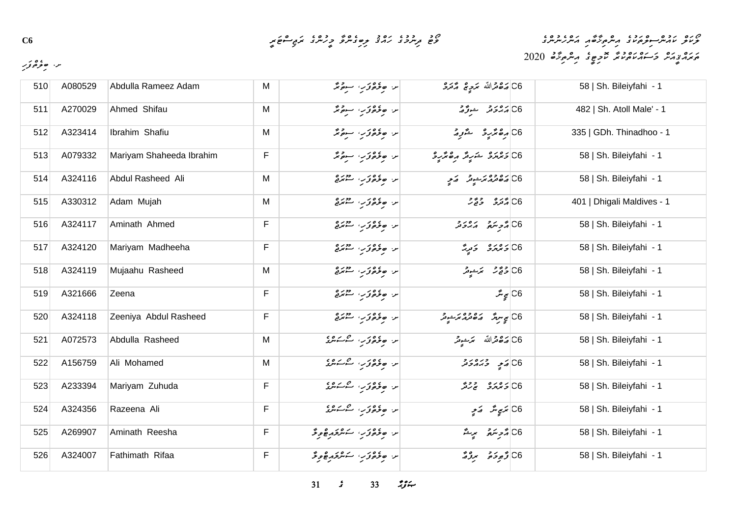ސ. ބިލެތްފަހި

| 510 | A080529 | Abdulla Rameez Adam | M | ސ. ބިލެތްފަހި، ސިލްވާ | C6 އަބްދުﷲ ރަމީޒު އާދަމް | 58 \| Sh. Bileiyfahi - 1 |
|---|---|---|---|---|---|---|
| 511 | A270029 | Ahmed Shifau | M | ސ. ބިލެތްފަހި، ސިލްވާ | C6 އަހުމަދު ޝިފާއު | 482 \| Sh. Atoll Male' - 1 |
| 512 | A323414 | Ibrahim Shafiu | M | ސ. ބިލެތްފަހި، ސިލްވާ | C6 އިބްރާހީމް ޝާފިއު | 335 \| GDh. Thinadhoo - 1 |
| 513 | A079332 | Mariyam Shaheeda Ibrahim | F | ސ. ބިލެތްފަހި، ސިލްވާ | C6 މަރިޔަމް ޝަހީދާ އިބްރާހީމް | 58 \| Sh. Bileiyfahi - 1 |
| 514 | A324116 | Abdul Rasheed Ali | M | ސ. ބިލެތްފަހި، ސޫރަޖް | C6 އަބްދުއްރަޝީދު އަލި | 58 \| Sh. Bileiyfahi - 1 |
| 515 | A330312 | Adam Mujah | M | ސ. ބިލެތްފަހި، ސޫރަޖް | C6 އާދަމް މުޖާހު | 401 \| Dhigali Maldives - 1 |
| 516 | A324117 | Aminath Ahmed | F | ސ. ބިލެތްފަހި، ސޫރަޖް | C6 އާމިނަތު އަހުމަދު | 58 \| Sh. Bileiyfahi - 1 |
| 517 | A324120 | Mariyam Madheeha | F | ސ. ބިލެތްފަހި، ސޫރަޖް | C6 މަރިޔަމް މަދީހާ | 58 \| Sh. Bileiyfahi - 1 |
| 518 | A324119 | Mujaahu Rasheed | M | ސ. ބިލެތްފަހި، ސޫރަޖް | C6 މުޖާހު ރަޝީދު | 58 \| Sh. Bileiyfahi - 1 |
| 519 | A321666 | Zeena | F | ސ. ބިލެތްފަހި، ސޫރަޖް | C6 ޒީނާ | 58 \| Sh. Bileiyfahi - 1 |
| 520 | A324118 | Zeeniya Abdul Rasheed | F | ސ. ބިލެތްފަހި، ސޫރަޖް | C6 ޒީނިޔާ އަބްދުއްރަޝީދު | 58 \| Sh. Bileiyfahi - 1 |
| 521 | A072573 | Abdulla Rasheed | M | ސ. ބިލެތްފަހި، ސޯސަންގު | C6 އަބްދުﷲ ރަޝީދު | 58 \| Sh. Bileiyfahi - 1 |
| 522 | A156759 | Ali Mohamed | M | ސ. ބިލެތްފަހި، ސޯސަންގު | C6 އަލި މުހައްމަދު | 58 \| Sh. Bileiyfahi - 1 |
| 523 | A233394 | Mariyam Zuhuda | F | ސ. ބިލެތްފަހި، ސޯސަންގު | C6 މަރިޔަމް ޒުހުދާ | 58 \| Sh. Bileiyfahi - 1 |
| 524 | A324356 | Razeena Ali | F | ސ. ބިލެތްފަހި، ސޯސަންގު | C6 ރަޒީނާ އަލި | 58 \| Sh. Bileiyfahi - 1 |
| 525 | A269907 | Aminath Reesha | F | ސ. ބިލެތްފަހި، ސަންފްލަވަރވިލާ | C6 އާމިނަތު ރީޝާ | 58 \| Sh. Bileiyfahi - 1 |
| 526 | A324007 | Fathimath Rifaa | F | ސ. ބިލެތްފަހި، ސަންފްލަވަރވިލާ | C6 ފާތިމަތު ރިފާއާ | 58 \| Sh. Bileiyfahi - 1 |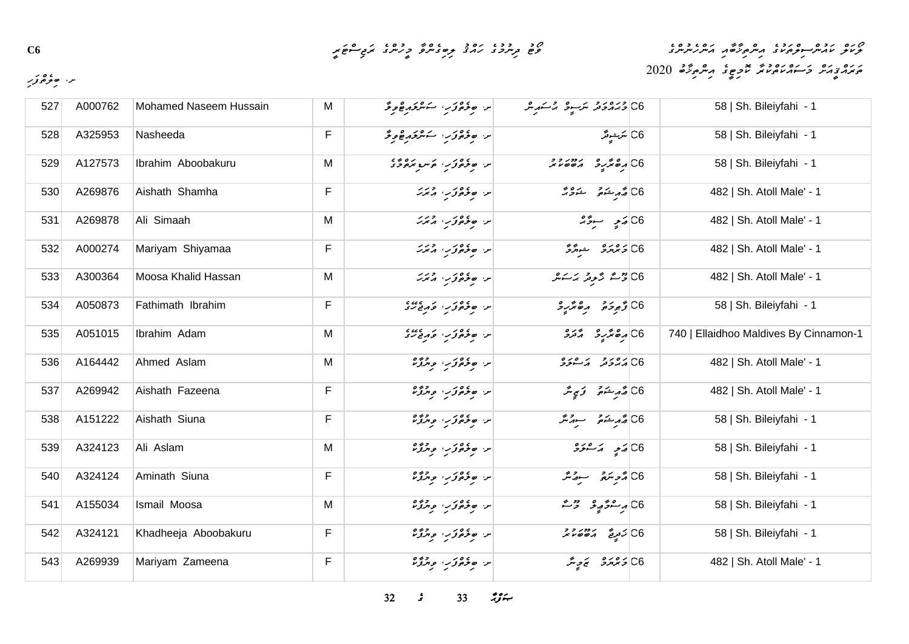| 527 | A000762 | Mohamed Naseem Hussain | M | ش. ބިލެތްފަހި، ސަންރައިޒްވިލާ | C6 މުހައްމަދު ނަސީމް ހުސައިން | 58 \| Sh. Bileiyfahi - 1 |
|---|---|---|---|---|---|---|
| 528 | A325953 | Nasheeda | F | ش. ބިލެތްފަހި، ސަންރައިޒްވިލާ | C6 ނަޝީދާ | 58 \| Sh. Bileiyfahi - 1 |
| 529 | A127573 | Ibrahim Aboobakuru | M | ش. ބިލެތްފަހި، ބަނޑުރަށްގެ | C6 އިބްރާހީމް އަބޫބަކުރު | 58 \| Sh. Bileiyfahi - 1 |
| 530 | A269876 | Aishath Shamha | F | ش. ބިލެތްފަހި، އުދަރަ | C6 އާއިޝަތު ޝަމްހާ | 482 \| Sh. Atoll Male' - 1 |
| 531 | A269878 | Ali Simaah | M | ش. ބިލެތްފަހި، އުދަރަ | C6 އަލީ ސިމާހު | 482 \| Sh. Atoll Male' - 1 |
| 532 | A000274 | Mariyam Shiyamaa | F | ش. ބިލެތްފަހި، އުދަރަ | C6 މަރިޔަމް ޝިޔަމާ | 482 \| Sh. Atoll Male' - 1 |
| 533 | A300364 | Moosa Khalid Hassan | M | ش. ބިލެތްފަހި، އުދަރަ | C6 މޫސާ ޚާލިދު ޙަސަން | 482 \| Sh. Atoll Male' - 1 |
| 534 | A050873 | Fathimath Ibrahim | F | ش. ބިލެތްފަހި، ވައިޖޭހާގެ | C6 ފާތިމަތު އިބްރާހީމް | 58 \| Sh. Bileiyfahi - 1 |
| 535 | A051015 | Ibrahim Adam | M | ش. ބިލެތްފަހި، ވައިޖޭހާގެ | C6 އިބްރާހީމް އާދަމް | 740 \| Ellaidhoo Maldives By Cinnamon-1 |
| 536 | A164442 | Ahmed Aslam | M | ش. ބިލެތްފަހި، ވިދުވާން | C6 އަޙްމަދު އަސްލަމް | 482 \| Sh. Atoll Male' - 1 |
| 537 | A269942 | Aishath Fazeena | F | ش. ބިލެތްފަހި، ވިދުވާން | C6 އާއިޝަތު ފަޒީނާ | 482 \| Sh. Atoll Male' - 1 |
| 538 | A151222 | Aishath Siuna | F | ش. ބިލެތްފަހި، ވިދުވާން | C6 އާއިޝަތު ސިއުނާ | 58 \| Sh. Bileiyfahi - 1 |
| 539 | A324123 | Ali Aslam | M | ش. ބިލެތްފަހި، ވިދުވާން | C6 އަލީ އަސްލަމް | 58 \| Sh. Bileiyfahi - 1 |
| 540 | A324124 | Aminath Siuna | F | ش. ބިލެތްފަހި، ވިދުވާން | C6 އާމިނަތު ސިއުނާ | 58 \| Sh. Bileiyfahi - 1 |
| 541 | A155034 | Ismail Moosa | M | ش. ބިލެތްފަހި، ވިދުވާން | C6 އިސްމާއިލް މޫސާ | 58 \| Sh. Bileiyfahi - 1 |
| 542 | A324121 | Khadheeja Aboobakuru | F | ش. ބިލެތްފަހި، ވިދުވާން | C6 ޚަދީޖާ އަބޫބަކުރު | 58 \| Sh. Bileiyfahi - 1 |
| 543 | A269939 | Mariyam Zameena | F | ش. ބިލެތްފަހި، ވިދުވާން | C6 މަރިޔަމް ޒަމީނާ | 482 \| Sh. Atoll Male' - 1 |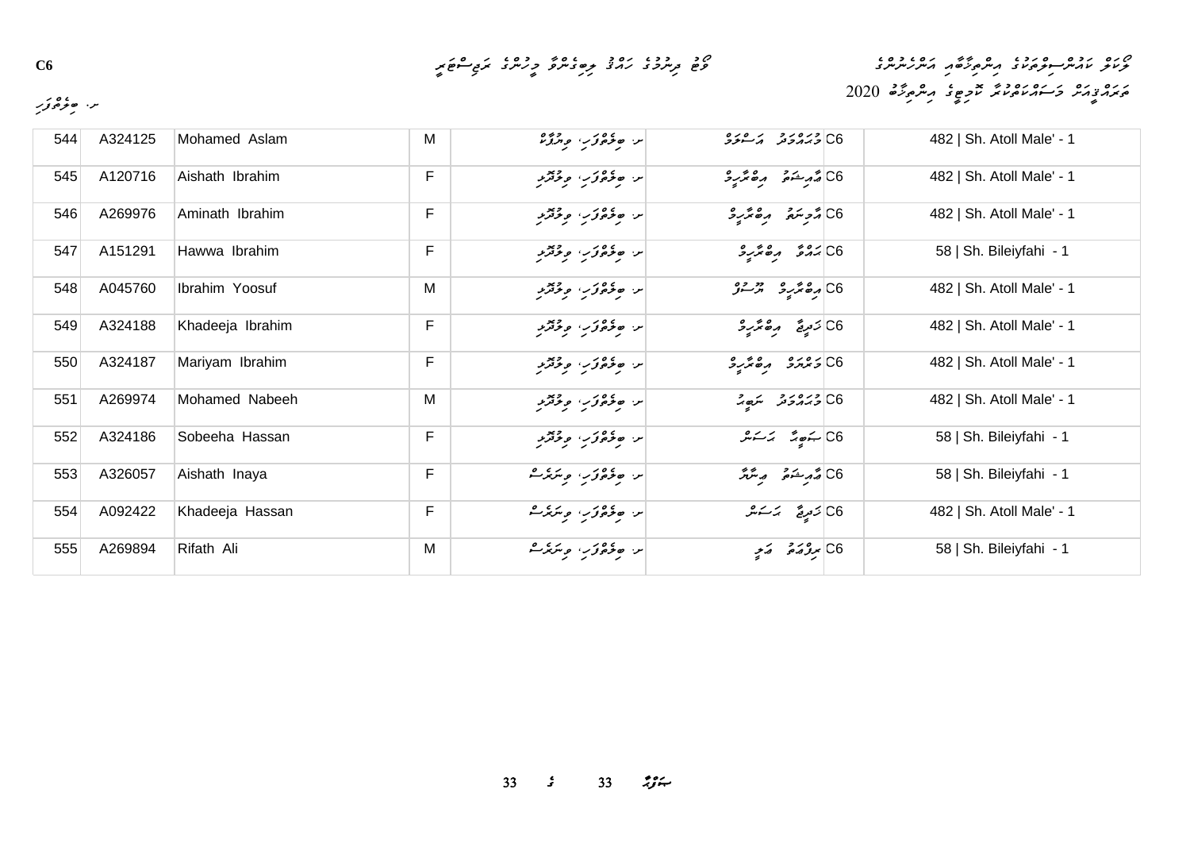ސ. ބިލެތްފަހި

| | | | | | | |
|---|---|---|---|---|---|---|
| 544 | A324125 | Mohamed Aslam | M | ށ. ބިލެތްފަހި، ވިއުގާ | C6 މުޙައްމަދު އަސްލަމް | 482 \| Sh. Atoll Male' - 1 |
| 545 | A120716 | Aishath Ibrahim | F | ށ. ބިލެތްފަހި، ވިލުގެ | C6 އައިޝަތު އިބްރާހީމް | 482 \| Sh. Atoll Male' - 1 |
| 546 | A269976 | Aminath Ibrahim | F | ށ. ބިލެތްފަހި، ވިލުގެ | C6 އާމިނަތު އިބްރާހީމް | 482 \| Sh. Atoll Male' - 1 |
| 547 | A151291 | Hawwa Ibrahim | F | ށ. ބިލެތްފަހި، ވިލުގެ | C6 ހައްވާ އިބްރާހީމް | 58 \| Sh. Bileiyfahi - 1 |
| 548 | A045760 | Ibrahim Yoosuf | M | ށ. ބިލެތްފަހި، ވިލުގެ | C6 އިބްރާހީމް ޔޫސުފް | 482 \| Sh. Atoll Male' - 1 |
| 549 | A324188 | Khadeeja Ibrahim | F | ށ. ބިލެތްފަހި، ވިލުގެ | C6 ޚަދީޖާ އިބްރާހީމް | 482 \| Sh. Atoll Male' - 1 |
| 550 | A324187 | Mariyam Ibrahim | F | ށ. ބިލެތްފަހި، ވިލުގެ | C6 މަރިޔަމް އިބްރާހީމް | 482 \| Sh. Atoll Male' - 1 |
| 551 | A269974 | Mohamed Nabeeh | M | ށ. ބިލެތްފަހި، ވިލުގެ | C6 މުޙައްމަދު ނަބީހު | 482 \| Sh. Atoll Male' - 1 |
| 552 | A324186 | Sobeeha Hassan | F | ށ. ބިލެތްފަހި، ވިލުގެ | C6 ސަބީހާ ހަސަން | 58 \| Sh. Bileiyfahi - 1 |
| 553 | A326057 | Aishath Inaya | F | ށ. ބިލެތްފަހި، ވިނަރެސް | C6 އައިޝަތު އިނާޔާ | 58 \| Sh. Bileiyfahi - 1 |
| 554 | A092422 | Khadeeja Hassan | F | ށ. ބިލެތްފަހި، ވިނަރެސް | C6 ޚަދީޖާ ހަސަން | 482 \| Sh. Atoll Male' - 1 |
| 555 | A269894 | Rifath Ali | M | ށ. ބިލެތްފަހި، ވިނަރެސް | C6 ރިފާޢަތު އަލީ | 58 \| Sh. Bileiyfahi - 1 |